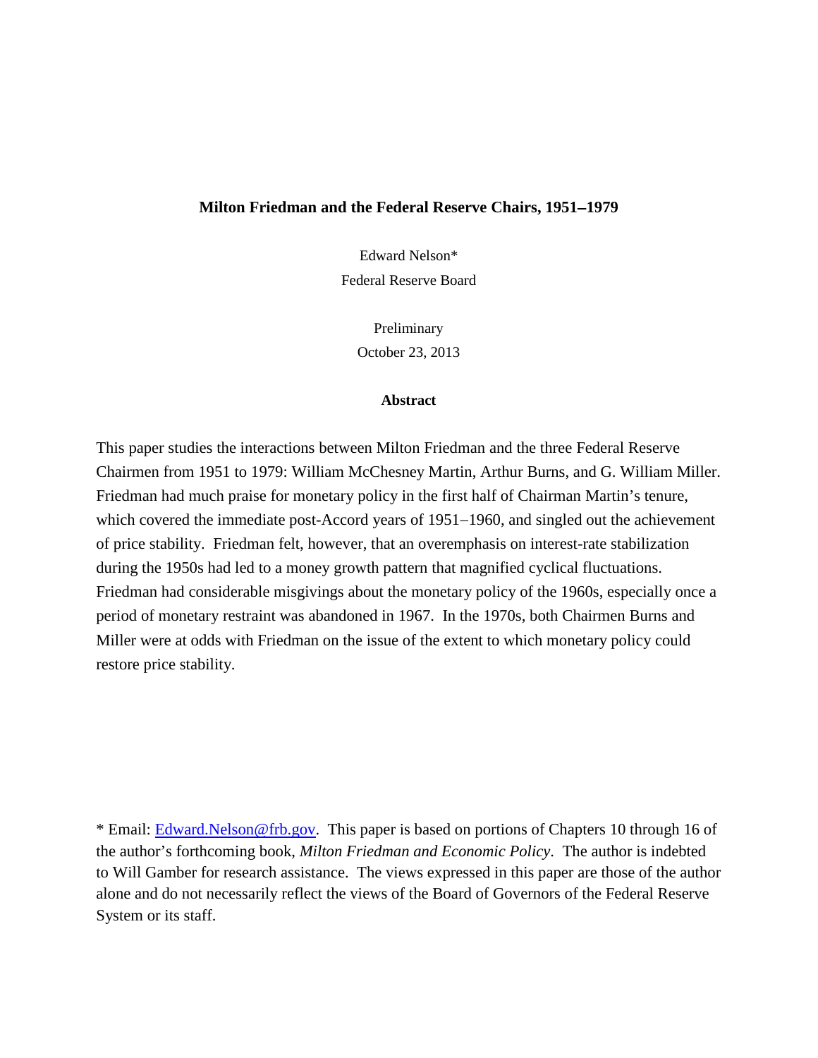# Milton Friedman and the Federal Reserve Chairs, 1951–1979

Edward Nelson*

Federal Reserve Board

Preliminary

October 23, 2013

## Abstract

This paper studies the interactions between Milton Friedman and the three Federal Reserve Chairmen from 1951 to 1979: William McChesney Martin, Arthur Burns, and G. William Miller. Friedman had much praise for monetary policy in the first half of Chairman Martin's tenure, which covered the immediate post-Accord years of 1951–1960, and singled out the achievement of price stability. Friedman felt, however, that an overemphasis on interest-rate stabilization during the 1950s had led to a money growth pattern that magnified cyclical fluctuations. Friedman had considerable misgivings about the monetary policy of the 1960s, especially once a period of monetary restraint was abandoned in 1967. In the 1970s, both Chairmen Burns and Miller were at odds with Friedman on the issue of the extent to which monetary policy could restore price stability.

\* Email: Edward.Nelson@frb.gov. This paper is based on portions of Chapters 10 through 16 of the author's forthcoming book, *Milton Friedman and Economic Policy*. The author is indebted to Will Gamber for research assistance. The views expressed in this paper are those of the author alone and do not necessarily reflect the views of the Board of Governors of the Federal Reserve System or its staff.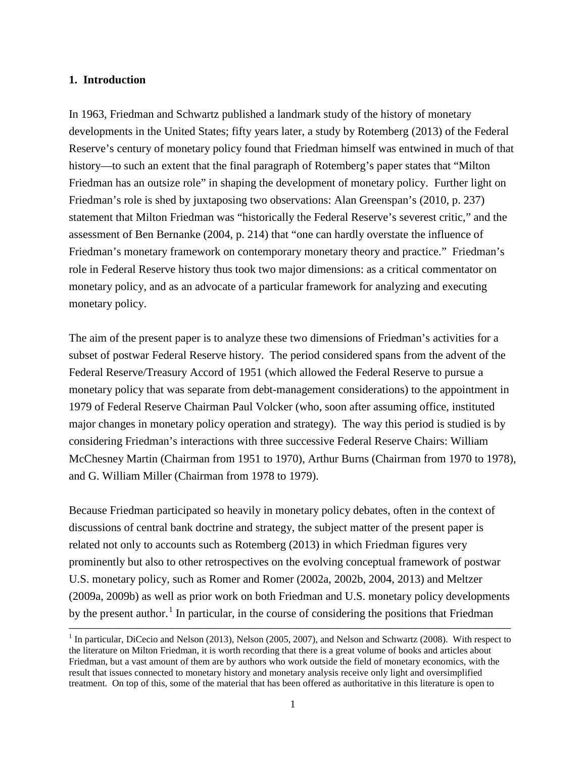## 1. Introduction

In 1963, Friedman and Schwartz published a landmark study of the history of monetary developments in the United States; fifty years later, a study by Rotemberg (2013) of the Federal Reserve's century of monetary policy found that Friedman himself was entwined in much of that history—to such an extent that the final paragraph of Rotemberg's paper states that "Milton Friedman has an outsize role" in shaping the development of monetary policy. Further light on Friedman's role is shed by juxtaposing two observations: Alan Greenspan's (2010, p. 237) statement that Milton Friedman was "historically the Federal Reserve's severest critic," and the assessment of Ben Bernanke (2004, p. 214) that "one can hardly overstate the influence of Friedman's monetary framework on contemporary monetary theory and practice." Friedman's role in Federal Reserve history thus took two major dimensions: as a critical commentator on monetary policy, and as an advocate of a particular framework for analyzing and executing monetary policy.

The aim of the present paper is to analyze these two dimensions of Friedman's activities for a subset of postwar Federal Reserve history. The period considered spans from the advent of the Federal Reserve/Treasury Accord of 1951 (which allowed the Federal Reserve to pursue a monetary policy that was separate from debt-management considerations) to the appointment in 1979 of Federal Reserve Chairman Paul Volcker (who, soon after assuming office, instituted major changes in monetary policy operation and strategy). The way this period is studied is by considering Friedman's interactions with three successive Federal Reserve Chairs: William McChesney Martin (Chairman from 1951 to 1970), Arthur Burns (Chairman from 1970 to 1978), and G. William Miller (Chairman from 1978 to 1979).

Because Friedman participated so heavily in monetary policy debates, often in the context of discussions of central bank doctrine and strategy, the subject matter of the present paper is related not only to accounts such as Rotemberg (2013) in which Friedman figures very prominently but also to other retrospectives on the evolving conceptual framework of postwar U.S. monetary policy, such as Romer and Romer (2002a, 2002b, 2004, 2013) and Meltzer (2009a, 2009b) as well as prior work on both Friedman and U.S. monetary policy developments by the present author.[1] In particular, in the course of considering the positions that Friedman

[1] In particular, DiCecio and Nelson (2013), Nelson (2005, 2007), and Nelson and Schwartz (2008). With respect to the literature on Milton Friedman, it is worth recording that there is a great volume of books and articles about Friedman, but a vast amount of them are by authors who work outside the field of monetary economics, with the result that issues connected to monetary history and monetary analysis receive only light and oversimplified treatment. On top of this, some of the material that has been offered as authoritative in this literature is open to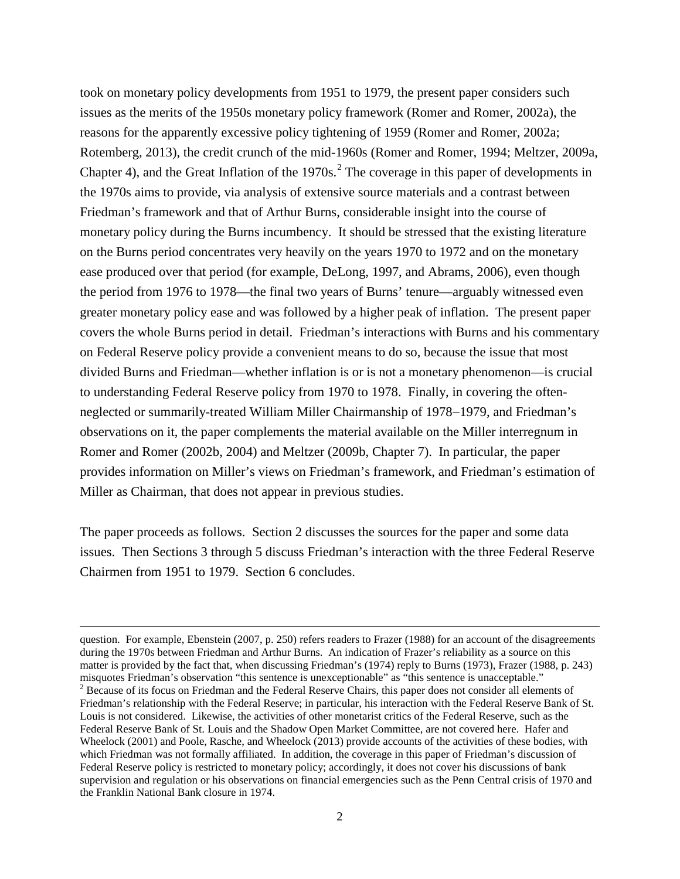took on monetary policy developments from 1951 to 1979, the present paper considers such issues as the merits of the 1950s monetary policy framework (Romer and Romer, 2002a), the reasons for the apparently excessive policy tightening of 1959 (Romer and Romer, 2002a; Rotemberg, 2013), the credit crunch of the mid-1960s (Romer and Romer, 1994; Meltzer, 2009a, Chapter 4), and the Great Inflation of the 1970s.[2] The coverage in this paper of developments in the 1970s aims to provide, via analysis of extensive source materials and a contrast between Friedman's framework and that of Arthur Burns, considerable insight into the course of monetary policy during the Burns incumbency. It should be stressed that the existing literature on the Burns period concentrates very heavily on the years 1970 to 1972 and on the monetary ease produced over that period (for example, DeLong, 1997, and Abrams, 2006), even though the period from 1976 to 1978—the final two years of Burns' tenure—arguably witnessed even greater monetary policy ease and was followed by a higher peak of inflation. The present paper covers the whole Burns period in detail. Friedman's interactions with Burns and his commentary on Federal Reserve policy provide a convenient means to do so, because the issue that most divided Burns and Friedman—whether inflation is or is not a monetary phenomenon—is crucial to understanding Federal Reserve policy from 1970 to 1978. Finally, in covering the often-neglected or summarily-treated William Miller Chairmanship of 1978–1979, and Friedman's observations on it, the paper complements the material available on the Miller interregnum in Romer and Romer (2002b, 2004) and Meltzer (2009b, Chapter 7). In particular, the paper provides information on Miller's views on Friedman's framework, and Friedman's estimation of Miller as Chairman, that does not appear in previous studies.

The paper proceeds as follows. Section 2 discusses the sources for the paper and some data issues. Then Sections 3 through 5 discuss Friedman's interaction with the three Federal Reserve Chairmen from 1951 to 1979. Section 6 concludes.

---

question. For example, Ebenstein (2007, p. 250) refers readers to Frazer (1988) for an account of the disagreements during the 1970s between Friedman and Arthur Burns. An indication of Frazer's reliability as a source on this matter is provided by the fact that, when discussing Friedman's (1974) reply to Burns (1973), Frazer (1988, p. 243) misquotes Friedman's observation "this sentence is unexceptionable" as "this sentence is unacceptable."

[2] Because of its focus on Friedman and the Federal Reserve Chairs, this paper does not consider all elements of Friedman's relationship with the Federal Reserve; in particular, his interaction with the Federal Reserve Bank of St. Louis is not considered. Likewise, the activities of other monetarist critics of the Federal Reserve, such as the Federal Reserve Bank of St. Louis and the Shadow Open Market Committee, are not covered here. Hafer and Wheelock (2001) and Poole, Rasche, and Wheelock (2013) provide accounts of the activities of these bodies, with which Friedman was not formally affiliated. In addition, the coverage in this paper of Friedman's discussion of Federal Reserve policy is restricted to monetary policy; accordingly, it does not cover his discussions of bank supervision and regulation or his observations on financial emergencies such as the Penn Central crisis of 1970 and the Franklin National Bank closure in 1974.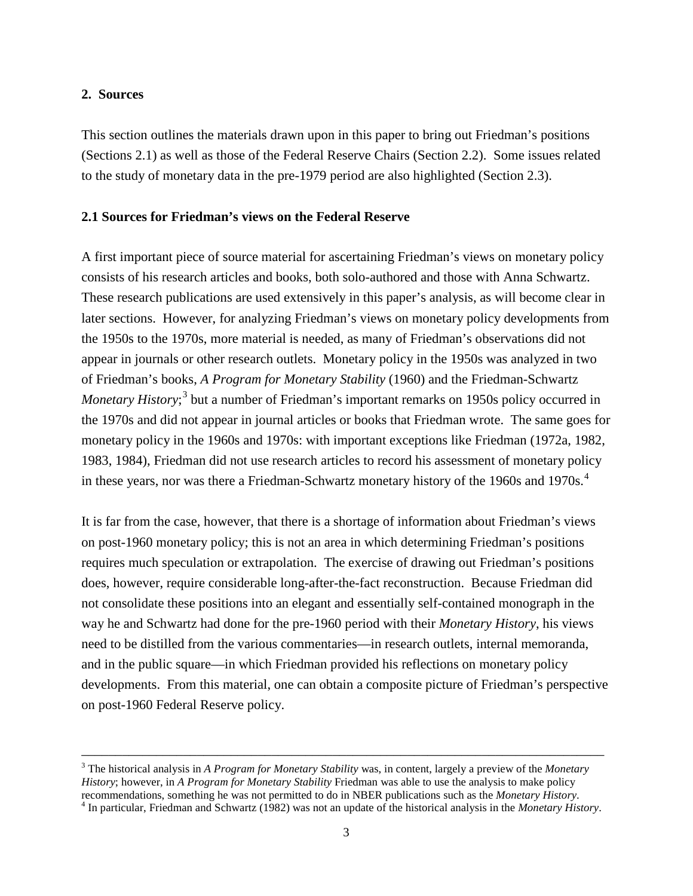## 2. Sources

This section outlines the materials drawn upon in this paper to bring out Friedman's positions (Sections 2.1) as well as those of the Federal Reserve Chairs (Section 2.2). Some issues related to the study of monetary data in the pre-1979 period are also highlighted (Section 2.3).

### 2.1 Sources for Friedman's views on the Federal Reserve

A first important piece of source material for ascertaining Friedman's views on monetary policy consists of his research articles and books, both solo-authored and those with Anna Schwartz. These research publications are used extensively in this paper's analysis, as will become clear in later sections. However, for analyzing Friedman's views on monetary policy developments from the 1950s to the 1970s, more material is needed, as many of Friedman's observations did not appear in journals or other research outlets. Monetary policy in the 1950s was analyzed in two of Friedman's books, *A Program for Monetary Stability* (1960) and the Friedman-Schwartz *Monetary History*;[3] but a number of Friedman's important remarks on 1950s policy occurred in the 1970s and did not appear in journal articles or books that Friedman wrote. The same goes for monetary policy in the 1960s and 1970s: with important exceptions like Friedman (1972a, 1982, 1983, 1984), Friedman did not use research articles to record his assessment of monetary policy in these years, nor was there a Friedman-Schwartz monetary history of the 1960s and 1970s.[4]

It is far from the case, however, that there is a shortage of information about Friedman's views on post-1960 monetary policy; this is not an area in which determining Friedman's positions requires much speculation or extrapolation. The exercise of drawing out Friedman's positions does, however, require considerable long-after-the-fact reconstruction. Because Friedman did not consolidate these positions into an elegant and essentially self-contained monograph in the way he and Schwartz had done for the pre-1960 period with their *Monetary History*, his views need to be distilled from the various commentaries—in research outlets, internal memoranda, and in the public square—in which Friedman provided his reflections on monetary policy developments. From this material, one can obtain a composite picture of Friedman's perspective on post-1960 Federal Reserve policy.

---

[3] The historical analysis in *A Program for Monetary Stability* was, in content, largely a preview of the *Monetary History*; however, in *A Program for Monetary Stability* Friedman was able to use the analysis to make policy recommendations, something he was not permitted to do in NBER publications such as the *Monetary History*.

[4] In particular, Friedman and Schwartz (1982) was not an update of the historical analysis in the *Monetary History*.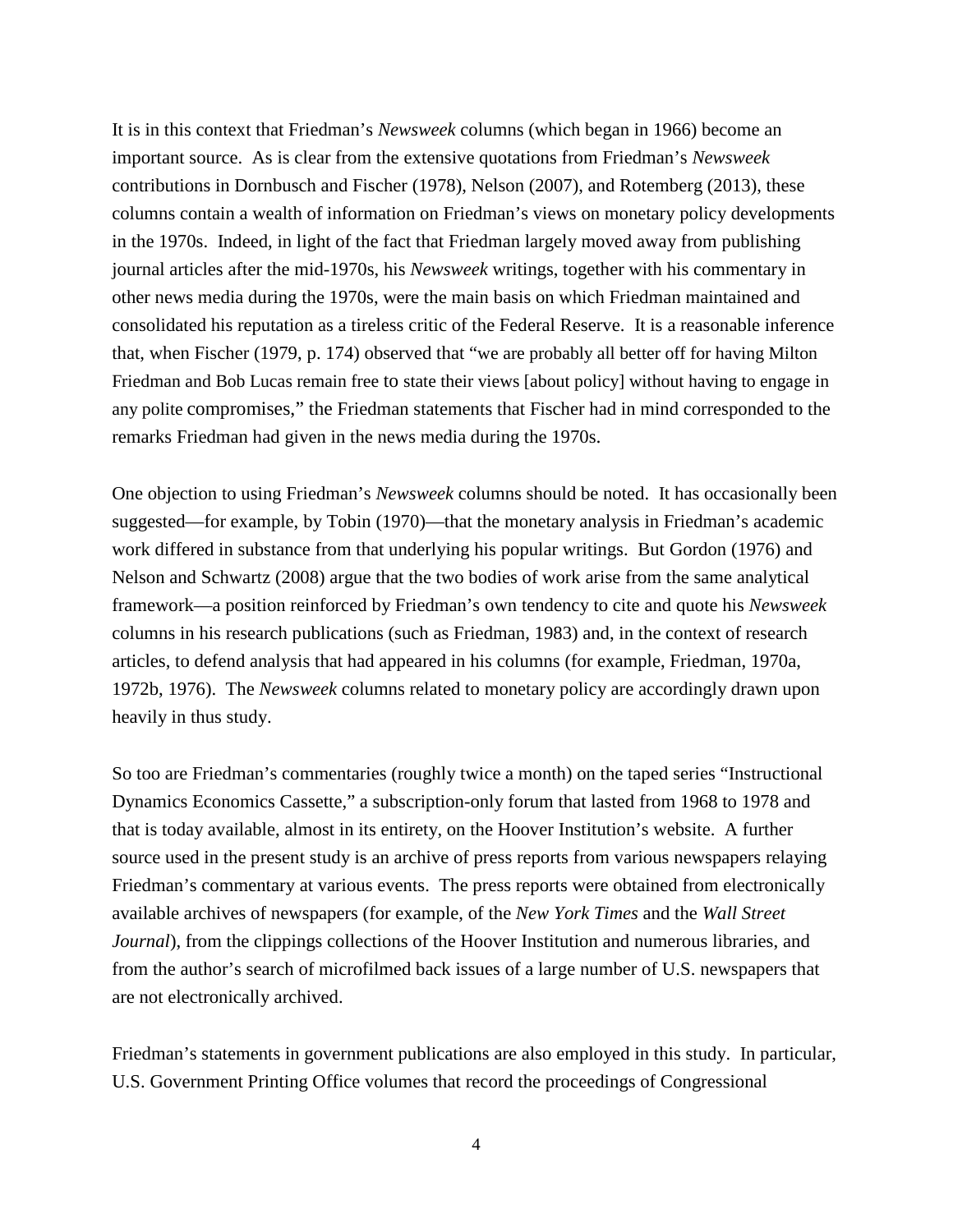It is in this context that Friedman's *Newsweek* columns (which began in 1966) become an important source. As is clear from the extensive quotations from Friedman's *Newsweek* contributions in Dornbusch and Fischer (1978), Nelson (2007), and Rotemberg (2013), these columns contain a wealth of information on Friedman's views on monetary policy developments in the 1970s. Indeed, in light of the fact that Friedman largely moved away from publishing journal articles after the mid-1970s, his *Newsweek* writings, together with his commentary in other news media during the 1970s, were the main basis on which Friedman maintained and consolidated his reputation as a tireless critic of the Federal Reserve. It is a reasonable inference that, when Fischer (1979, p. 174) observed that "we are probably all better off for having Milton Friedman and Bob Lucas remain free to state their views [about policy] without having to engage in any polite compromises," the Friedman statements that Fischer had in mind corresponded to the remarks Friedman had given in the news media during the 1970s.

One objection to using Friedman's *Newsweek* columns should be noted. It has occasionally been suggested—for example, by Tobin (1970)—that the monetary analysis in Friedman's academic work differed in substance from that underlying his popular writings. But Gordon (1976) and Nelson and Schwartz (2008) argue that the two bodies of work arise from the same analytical framework—a position reinforced by Friedman's own tendency to cite and quote his *Newsweek* columns in his research publications (such as Friedman, 1983) and, in the context of research articles, to defend analysis that had appeared in his columns (for example, Friedman, 1970a, 1972b, 1976). The *Newsweek* columns related to monetary policy are accordingly drawn upon heavily in thus study.

So too are Friedman's commentaries (roughly twice a month) on the taped series "Instructional Dynamics Economics Cassette," a subscription-only forum that lasted from 1968 to 1978 and that is today available, almost in its entirety, on the Hoover Institution's website. A further source used in the present study is an archive of press reports from various newspapers relaying Friedman's commentary at various events. The press reports were obtained from electronically available archives of newspapers (for example, of the *New York Times* and the *Wall Street Journal*), from the clippings collections of the Hoover Institution and numerous libraries, and from the author's search of microfilmed back issues of a large number of U.S. newspapers that are not electronically archived.

Friedman's statements in government publications are also employed in this study. In particular, U.S. Government Printing Office volumes that record the proceedings of Congressional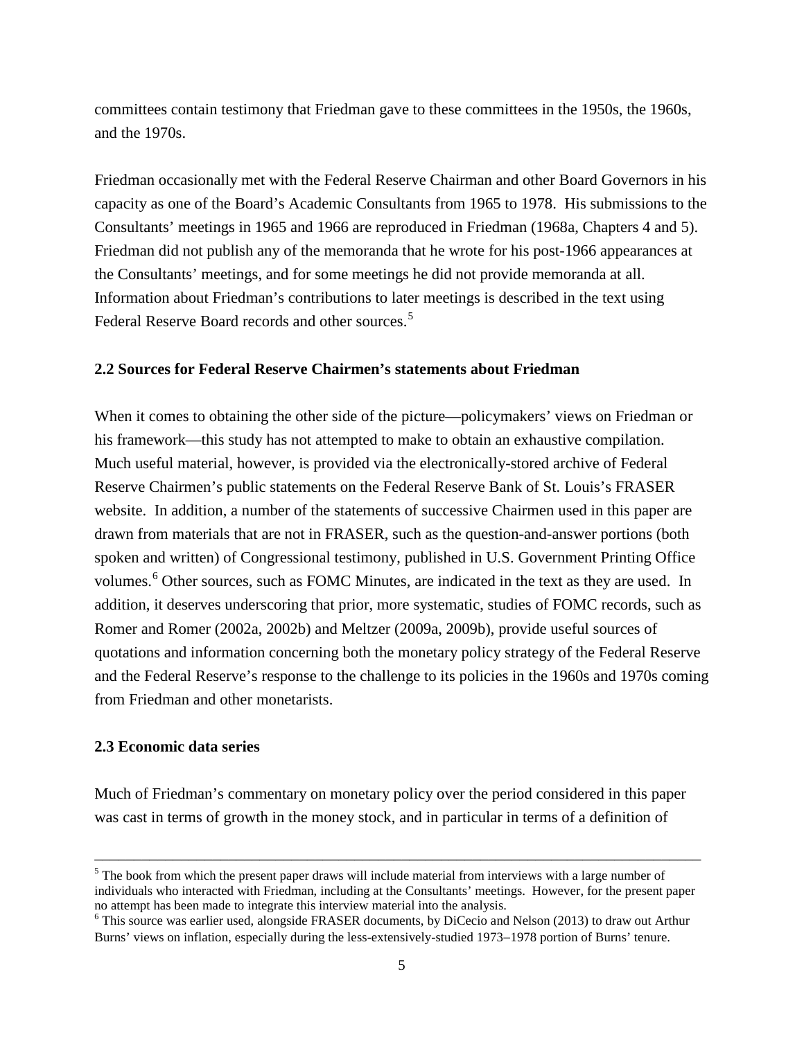committees contain testimony that Friedman gave to these committees in the 1950s, the 1960s, and the 1970s.

Friedman occasionally met with the Federal Reserve Chairman and other Board Governors in his capacity as one of the Board's Academic Consultants from 1965 to 1978. His submissions to the Consultants' meetings in 1965 and 1966 are reproduced in Friedman (1968a, Chapters 4 and 5). Friedman did not publish any of the memoranda that he wrote for his post-1966 appearances at the Consultants' meetings, and for some meetings he did not provide memoranda at all. Information about Friedman's contributions to later meetings is described in the text using Federal Reserve Board records and other sources.[5]

### 2.2 Sources for Federal Reserve Chairmen's statements about Friedman

When it comes to obtaining the other side of the picture—policymakers' views on Friedman or his framework—this study has not attempted to make to obtain an exhaustive compilation. Much useful material, however, is provided via the electronically-stored archive of Federal Reserve Chairmen's public statements on the Federal Reserve Bank of St. Louis's FRASER website. In addition, a number of the statements of successive Chairmen used in this paper are drawn from materials that are not in FRASER, such as the question-and-answer portions (both spoken and written) of Congressional testimony, published in U.S. Government Printing Office volumes.[6] Other sources, such as FOMC Minutes, are indicated in the text as they are used. In addition, it deserves underscoring that prior, more systematic, studies of FOMC records, such as Romer and Romer (2002a, 2002b) and Meltzer (2009a, 2009b), provide useful sources of quotations and information concerning both the monetary policy strategy of the Federal Reserve and the Federal Reserve's response to the challenge to its policies in the 1960s and 1970s coming from Friedman and other monetarists.

### 2.3 Economic data series

Much of Friedman's commentary on monetary policy over the period considered in this paper was cast in terms of growth in the money stock, and in particular in terms of a definition of

---

[5] The book from which the present paper draws will include material from interviews with a large number of individuals who interacted with Friedman, including at the Consultants' meetings. However, for the present paper no attempt has been made to integrate this interview material into the analysis.

[6] This source was earlier used, alongside FRASER documents, by DiCecio and Nelson (2013) to draw out Arthur Burns' views on inflation, especially during the less-extensively-studied 1973–1978 portion of Burns' tenure.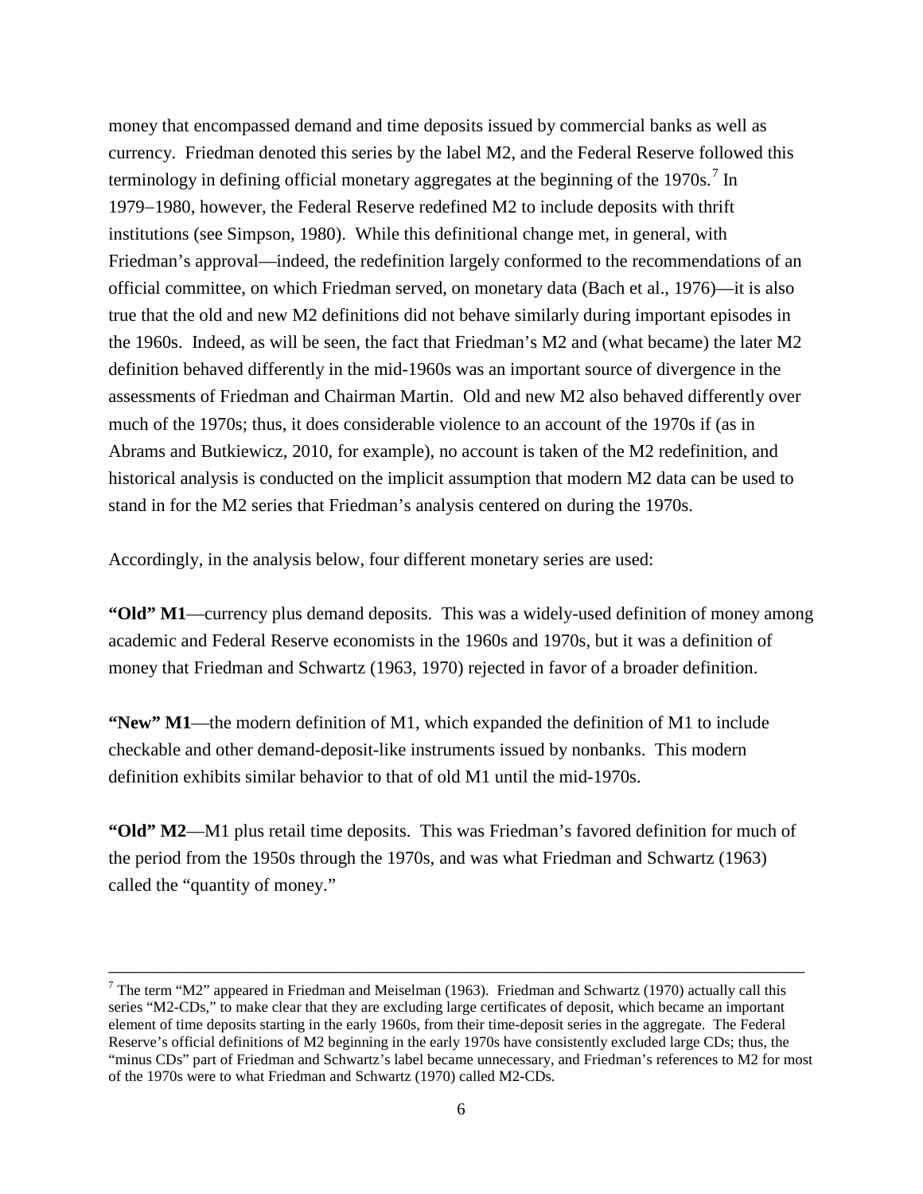money that encompassed demand and time deposits issued by commercial banks as well as currency. Friedman denoted this series by the label M2, and the Federal Reserve followed this terminology in defining official monetary aggregates at the beginning of the 1970s.[7] In 1979–1980, however, the Federal Reserve redefined M2 to include deposits with thrift institutions (see Simpson, 1980). While this definitional change met, in general, with Friedman's approval—indeed, the redefinition largely conformed to the recommendations of an official committee, on which Friedman served, on monetary data (Bach et al., 1976)—it is also true that the old and new M2 definitions did not behave similarly during important episodes in the 1960s. Indeed, as will be seen, the fact that Friedman's M2 and (what became) the later M2 definition behaved differently in the mid-1960s was an important source of divergence in the assessments of Friedman and Chairman Martin. Old and new M2 also behaved differently over much of the 1970s; thus, it does considerable violence to an account of the 1970s if (as in Abrams and Butkiewicz, 2010, for example), no account is taken of the M2 redefinition, and historical analysis is conducted on the implicit assumption that modern M2 data can be used to stand in for the M2 series that Friedman's analysis centered on during the 1970s.

Accordingly, in the analysis below, four different monetary series are used:

**"Old" M1**—currency plus demand deposits. This was a widely-used definition of money among academic and Federal Reserve economists in the 1960s and 1970s, but it was a definition of money that Friedman and Schwartz (1963, 1970) rejected in favor of a broader definition.

**"New" M1**—the modern definition of M1, which expanded the definition of M1 to include checkable and other demand-deposit-like instruments issued by nonbanks. This modern definition exhibits similar behavior to that of old M1 until the mid-1970s.

**"Old" M2**—M1 plus retail time deposits. This was Friedman's favored definition for much of the period from the 1950s through the 1970s, and was what Friedman and Schwartz (1963) called the "quantity of money."

---

[7] The term "M2" appeared in Friedman and Meiselman (1963). Friedman and Schwartz (1970) actually call this series "M2-CDs," to make clear that they are excluding large certificates of deposit, which became an important element of time deposits starting in the early 1960s, from their time-deposit series in the aggregate. The Federal Reserve's official definitions of M2 beginning in the early 1970s have consistently excluded large CDs; thus, the "minus CDs" part of Friedman and Schwartz's label became unnecessary, and Friedman's references to M2 for most of the 1970s were to what Friedman and Schwartz (1970) called M2-CDs.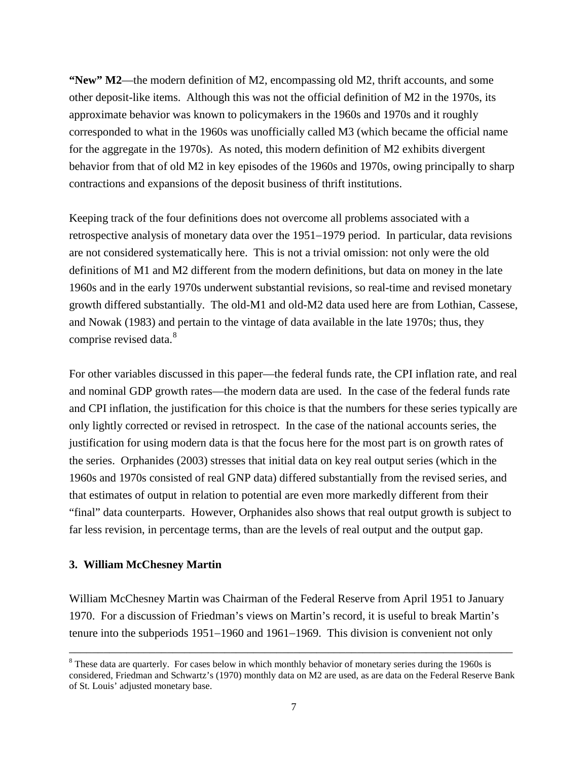**"New" M2**—the modern definition of M2, encompassing old M2, thrift accounts, and some other deposit-like items. Although this was not the official definition of M2 in the 1970s, its approximate behavior was known to policymakers in the 1960s and 1970s and it roughly corresponded to what in the 1960s was unofficially called M3 (which became the official name for the aggregate in the 1970s). As noted, this modern definition of M2 exhibits divergent behavior from that of old M2 in key episodes of the 1960s and 1970s, owing principally to sharp contractions and expansions of the deposit business of thrift institutions.

Keeping track of the four definitions does not overcome all problems associated with a retrospective analysis of monetary data over the 1951–1979 period. In particular, data revisions are not considered systematically here. This is not a trivial omission: not only were the old definitions of M1 and M2 different from the modern definitions, but data on money in the late 1960s and in the early 1970s underwent substantial revisions, so real-time and revised monetary growth differed substantially. The old-M1 and old-M2 data used here are from Lothian, Cassese, and Nowak (1983) and pertain to the vintage of data available in the late 1970s; thus, they comprise revised data.[8]

For other variables discussed in this paper—the federal funds rate, the CPI inflation rate, and real and nominal GDP growth rates—the modern data are used. In the case of the federal funds rate and CPI inflation, the justification for this choice is that the numbers for these series typically are only lightly corrected or revised in retrospect. In the case of the national accounts series, the justification for using modern data is that the focus here for the most part is on growth rates of the series. Orphanides (2003) stresses that initial data on key real output series (which in the 1960s and 1970s consisted of real GNP data) differed substantially from the revised series, and that estimates of output in relation to potential are even more markedly different from their "final" data counterparts. However, Orphanides also shows that real output growth is subject to far less revision, in percentage terms, than are the levels of real output and the output gap.

## 3. William McChesney Martin

William McChesney Martin was Chairman of the Federal Reserve from April 1951 to January 1970. For a discussion of Friedman's views on Martin's record, it is useful to break Martin's tenure into the subperiods 1951–1960 and 1961–1969. This division is convenient not only

---

[8] These data are quarterly. For cases below in which monthly behavior of monetary series during the 1960s is considered, Friedman and Schwartz's (1970) monthly data on M2 are used, as are data on the Federal Reserve Bank of St. Louis' adjusted monetary base.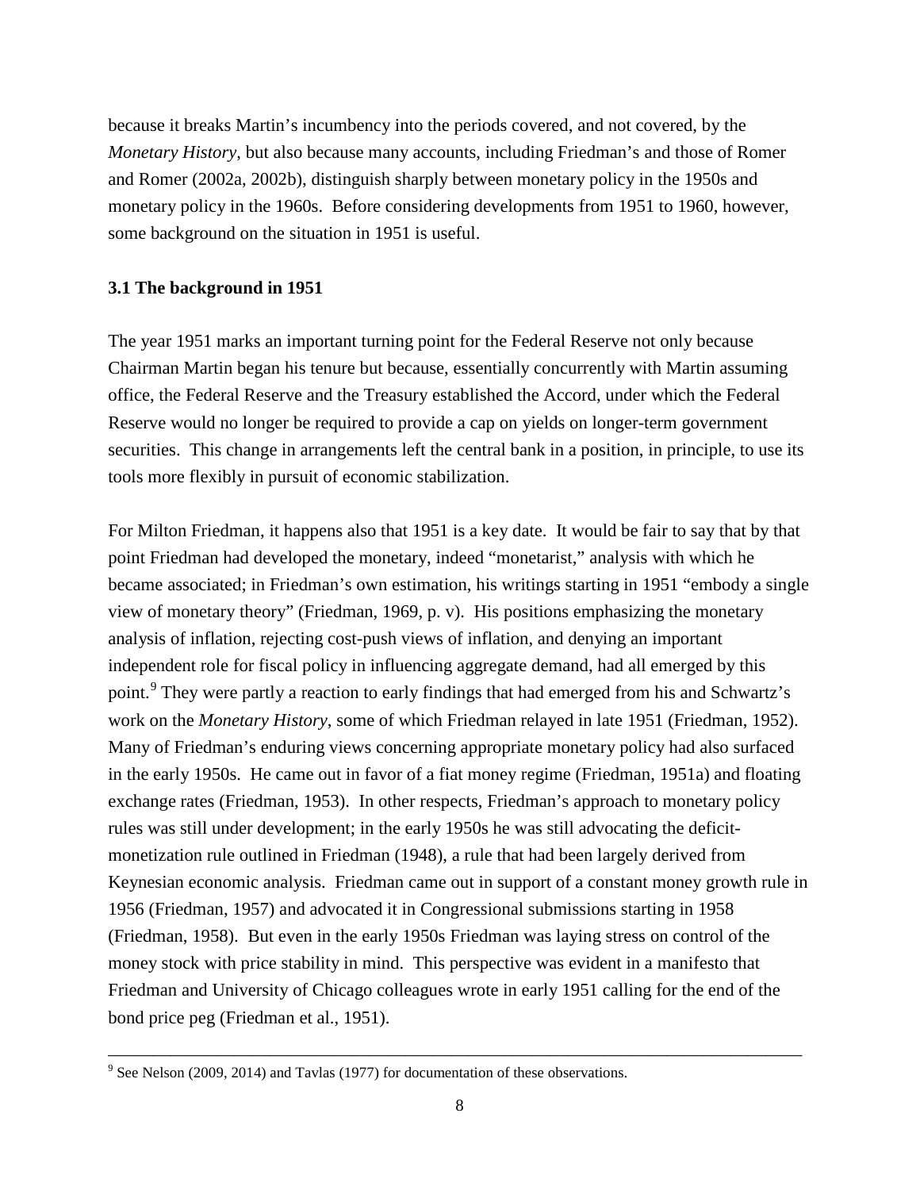because it breaks Martin's incumbency into the periods covered, and not covered, by the *Monetary History*, but also because many accounts, including Friedman's and those of Romer and Romer (2002a, 2002b), distinguish sharply between monetary policy in the 1950s and monetary policy in the 1960s. Before considering developments from 1951 to 1960, however, some background on the situation in 1951 is useful.

### 3.1 The background in 1951

The year 1951 marks an important turning point for the Federal Reserve not only because Chairman Martin began his tenure but because, essentially concurrently with Martin assuming office, the Federal Reserve and the Treasury established the Accord, under which the Federal Reserve would no longer be required to provide a cap on yields on longer-term government securities. This change in arrangements left the central bank in a position, in principle, to use its tools more flexibly in pursuit of economic stabilization.

For Milton Friedman, it happens also that 1951 is a key date. It would be fair to say that by that point Friedman had developed the monetary, indeed "monetarist," analysis with which he became associated; in Friedman's own estimation, his writings starting in 1951 "embody a single view of monetary theory" (Friedman, 1969, p. v). His positions emphasizing the monetary analysis of inflation, rejecting cost-push views of inflation, and denying an important independent role for fiscal policy in influencing aggregate demand, had all emerged by this point.[9] They were partly a reaction to early findings that had emerged from his and Schwartz's work on the *Monetary History*, some of which Friedman relayed in late 1951 (Friedman, 1952). Many of Friedman's enduring views concerning appropriate monetary policy had also surfaced in the early 1950s. He came out in favor of a fiat money regime (Friedman, 1951a) and floating exchange rates (Friedman, 1953). In other respects, Friedman's approach to monetary policy rules was still under development; in the early 1950s he was still advocating the deficit-monetization rule outlined in Friedman (1948), a rule that had been largely derived from Keynesian economic analysis. Friedman came out in support of a constant money growth rule in 1956 (Friedman, 1957) and advocated it in Congressional submissions starting in 1958 (Friedman, 1958). But even in the early 1950s Friedman was laying stress on control of the money stock with price stability in mind. This perspective was evident in a manifesto that Friedman and University of Chicago colleagues wrote in early 1951 calling for the end of the bond price peg (Friedman et al., 1951).

---

[9] See Nelson (2009, 2014) and Tavlas (1977) for documentation of these observations.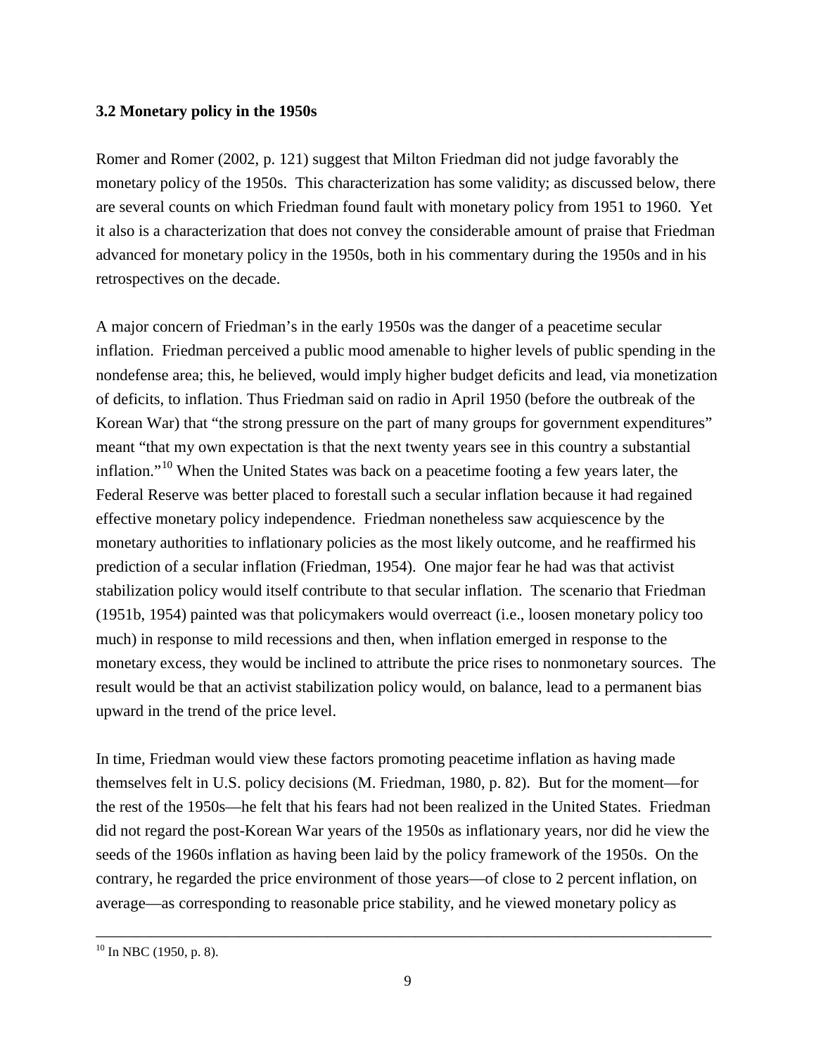### 3.2 Monetary policy in the 1950s

Romer and Romer (2002, p. 121) suggest that Milton Friedman did not judge favorably the monetary policy of the 1950s. This characterization has some validity; as discussed below, there are several counts on which Friedman found fault with monetary policy from 1951 to 1960. Yet it also is a characterization that does not convey the considerable amount of praise that Friedman advanced for monetary policy in the 1950s, both in his commentary during the 1950s and in his retrospectives on the decade.

A major concern of Friedman's in the early 1950s was the danger of a peacetime secular inflation. Friedman perceived a public mood amenable to higher levels of public spending in the nondefense area; this, he believed, would imply higher budget deficits and lead, via monetization of deficits, to inflation. Thus Friedman said on radio in April 1950 (before the outbreak of the Korean War) that "the strong pressure on the part of many groups for government expenditures" meant "that my own expectation is that the next twenty years see in this country a substantial inflation."[10] When the United States was back on a peacetime footing a few years later, the Federal Reserve was better placed to forestall such a secular inflation because it had regained effective monetary policy independence. Friedman nonetheless saw acquiescence by the monetary authorities to inflationary policies as the most likely outcome, and he reaffirmed his prediction of a secular inflation (Friedman, 1954). One major fear he had was that activist stabilization policy would itself contribute to that secular inflation. The scenario that Friedman (1951b, 1954) painted was that policymakers would overreact (i.e., loosen monetary policy too much) in response to mild recessions and then, when inflation emerged in response to the monetary excess, they would be inclined to attribute the price rises to nonmonetary sources. The result would be that an activist stabilization policy would, on balance, lead to a permanent bias upward in the trend of the price level.

In time, Friedman would view these factors promoting peacetime inflation as having made themselves felt in U.S. policy decisions (M. Friedman, 1980, p. 82). But for the moment—for the rest of the 1950s—he felt that his fears had not been realized in the United States. Friedman did not regard the post-Korean War years of the 1950s as inflationary years, nor did he view the seeds of the 1960s inflation as having been laid by the policy framework of the 1950s. On the contrary, he regarded the price environment of those years—of close to 2 percent inflation, on average—as corresponding to reasonable price stability, and he viewed monetary policy as

[10] In NBC (1950, p. 8).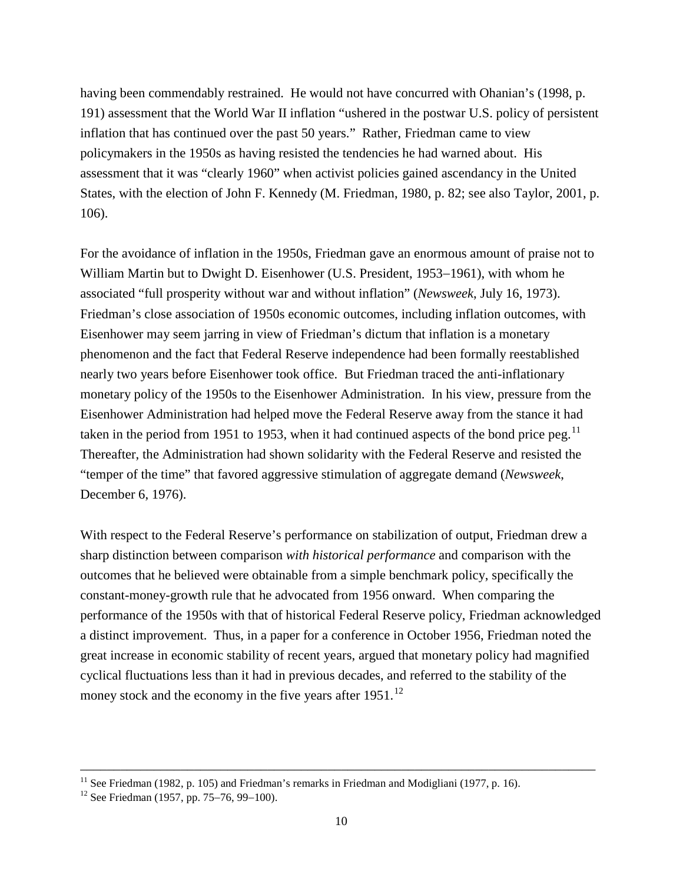having been commendably restrained. He would not have concurred with Ohanian's (1998, p. 191) assessment that the World War II inflation "ushered in the postwar U.S. policy of persistent inflation that has continued over the past 50 years." Rather, Friedman came to view policymakers in the 1950s as having resisted the tendencies he had warned about. His assessment that it was "clearly 1960" when activist policies gained ascendancy in the United States, with the election of John F. Kennedy (M. Friedman, 1980, p. 82; see also Taylor, 2001, p. 106).

For the avoidance of inflation in the 1950s, Friedman gave an enormous amount of praise not to William Martin but to Dwight D. Eisenhower (U.S. President, 1953–1961), with whom he associated "full prosperity without war and without inflation" (*Newsweek*, July 16, 1973). Friedman's close association of 1950s economic outcomes, including inflation outcomes, with Eisenhower may seem jarring in view of Friedman's dictum that inflation is a monetary phenomenon and the fact that Federal Reserve independence had been formally reestablished nearly two years before Eisenhower took office. But Friedman traced the anti-inflationary monetary policy of the 1950s to the Eisenhower Administration. In his view, pressure from the Eisenhower Administration had helped move the Federal Reserve away from the stance it had taken in the period from 1951 to 1953, when it had continued aspects of the bond price peg.[11] Thereafter, the Administration had shown solidarity with the Federal Reserve and resisted the "temper of the time" that favored aggressive stimulation of aggregate demand (*Newsweek*, December 6, 1976).

With respect to the Federal Reserve's performance on stabilization of output, Friedman drew a sharp distinction between comparison *with historical performance* and comparison with the outcomes that he believed were obtainable from a simple benchmark policy, specifically the constant-money-growth rule that he advocated from 1956 onward. When comparing the performance of the 1950s with that of historical Federal Reserve policy, Friedman acknowledged a distinct improvement. Thus, in a paper for a conference in October 1956, Friedman noted the great increase in economic stability of recent years, argued that monetary policy had magnified cyclical fluctuations less than it had in previous decades, and referred to the stability of the money stock and the economy in the five years after 1951.[12]

---

[11] See Friedman (1982, p. 105) and Friedman's remarks in Friedman and Modigliani (1977, p. 16).

[12] See Friedman (1957, pp. 75–76, 99–100).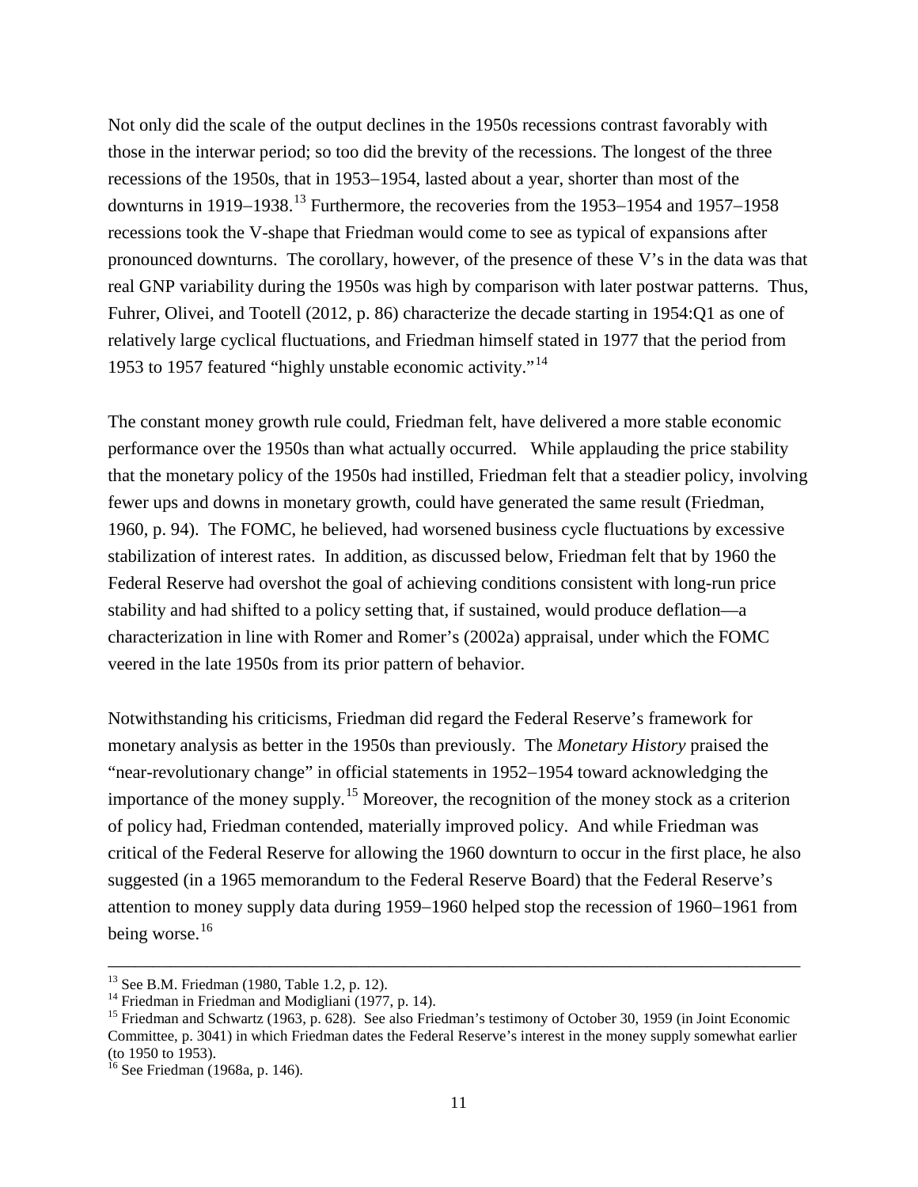Not only did the scale of the output declines in the 1950s recessions contrast favorably with those in the interwar period; so too did the brevity of the recessions. The longest of the three recessions of the 1950s, that in 1953–1954, lasted about a year, shorter than most of the downturns in 1919–1938.[13] Furthermore, the recoveries from the 1953–1954 and 1957–1958 recessions took the V-shape that Friedman would come to see as typical of expansions after pronounced downturns. The corollary, however, of the presence of these V's in the data was that real GNP variability during the 1950s was high by comparison with later postwar patterns. Thus, Fuhrer, Olivei, and Tootell (2012, p. 86) characterize the decade starting in 1954:Q1 as one of relatively large cyclical fluctuations, and Friedman himself stated in 1977 that the period from 1953 to 1957 featured "highly unstable economic activity."[14]

The constant money growth rule could, Friedman felt, have delivered a more stable economic performance over the 1950s than what actually occurred. While applauding the price stability that the monetary policy of the 1950s had instilled, Friedman felt that a steadier policy, involving fewer ups and downs in monetary growth, could have generated the same result (Friedman, 1960, p. 94). The FOMC, he believed, had worsened business cycle fluctuations by excessive stabilization of interest rates. In addition, as discussed below, Friedman felt that by 1960 the Federal Reserve had overshot the goal of achieving conditions consistent with long-run price stability and had shifted to a policy setting that, if sustained, would produce deflation—a characterization in line with Romer and Romer's (2002a) appraisal, under which the FOMC veered in the late 1950s from its prior pattern of behavior.

Notwithstanding his criticisms, Friedman did regard the Federal Reserve's framework for monetary analysis as better in the 1950s than previously. The *Monetary History* praised the "near-revolutionary change" in official statements in 1952–1954 toward acknowledging the importance of the money supply.[15] Moreover, the recognition of the money stock as a criterion of policy had, Friedman contended, materially improved policy. And while Friedman was critical of the Federal Reserve for allowing the 1960 downturn to occur in the first place, he also suggested (in a 1965 memorandum to the Federal Reserve Board) that the Federal Reserve's attention to money supply data during 1959–1960 helped stop the recession of 1960–1961 from being worse.[16]

---

[13] See B.M. Friedman (1980, Table 1.2, p. 12).

[14] Friedman in Friedman and Modigliani (1977, p. 14).

[15] Friedman and Schwartz (1963, p. 628). See also Friedman's testimony of October 30, 1959 (in Joint Economic Committee, p. 3041) in which Friedman dates the Federal Reserve's interest in the money supply somewhat earlier (to 1950 to 1953).

[16] See Friedman (1968a, p. 146).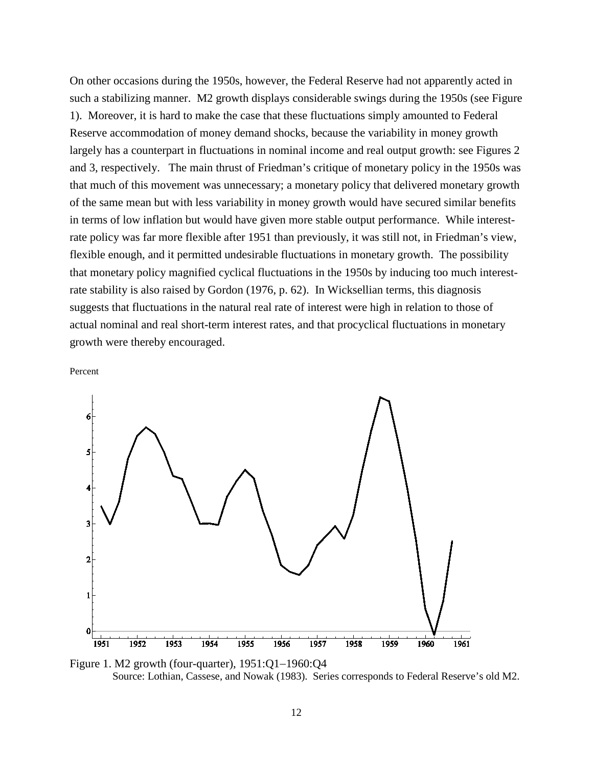On other occasions during the 1950s, however, the Federal Reserve had not apparently acted in such a stabilizing manner. M2 growth displays considerable swings during the 1950s (see Figure 1). Moreover, it is hard to make the case that these fluctuations simply amounted to Federal Reserve accommodation of money demand shocks, because the variability in money growth largely has a counterpart in fluctuations in nominal income and real output growth: see Figures 2 and 3, respectively. The main thrust of Friedman's critique of monetary policy in the 1950s was that much of this movement was unnecessary; a monetary policy that delivered monetary growth of the same mean but with less variability in money growth would have secured similar benefits in terms of low inflation but would have given more stable output performance. While interest-rate policy was far more flexible after 1951 than previously, it was still not, in Friedman's view, flexible enough, and it permitted undesirable fluctuations in monetary growth. The possibility that monetary policy magnified cyclical fluctuations in the 1950s by inducing too much interest-rate stability is also raised by Gordon (1976, p. 62). In Wicksellian terms, this diagnosis suggests that fluctuations in the natural real rate of interest were high in relation to those of actual nominal and real short-term interest rates, and that procyclical fluctuations in monetary growth were thereby encouraged.

Figure 1. M2 growth (four-quarter), 1951:Q1–1960:Q4

Source: Lothian, Cassese, and Nowak (1983). Series corresponds to Federal Reserve's old M2.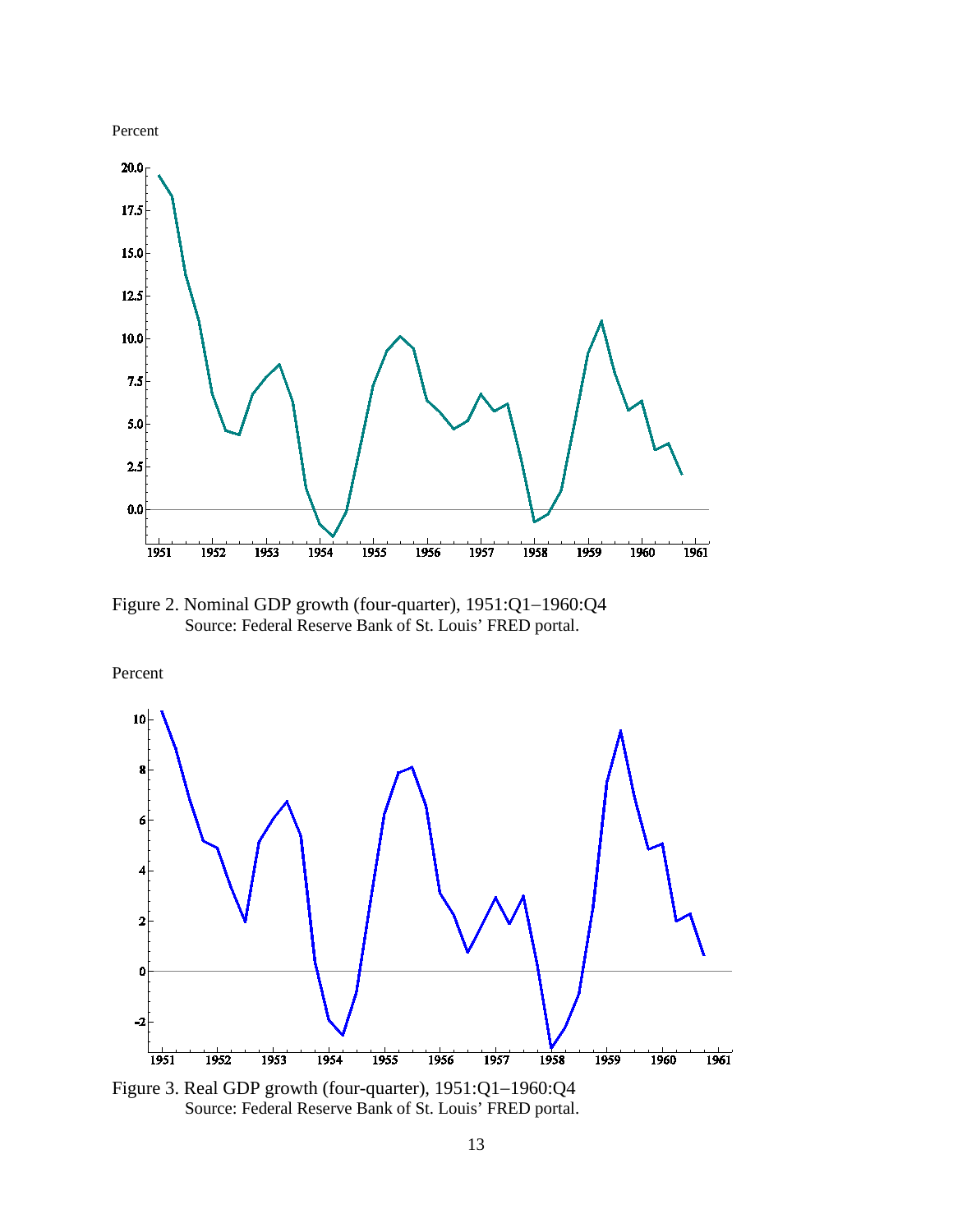Figure 2. Nominal GDP growth (four-quarter), 1951:Q1–1960:Q4
Source: Federal Reserve Bank of St. Louis' FRED portal.

Figure 3. Real GDP growth (four-quarter), 1951:Q1–1960:Q4
Source: Federal Reserve Bank of St. Louis' FRED portal.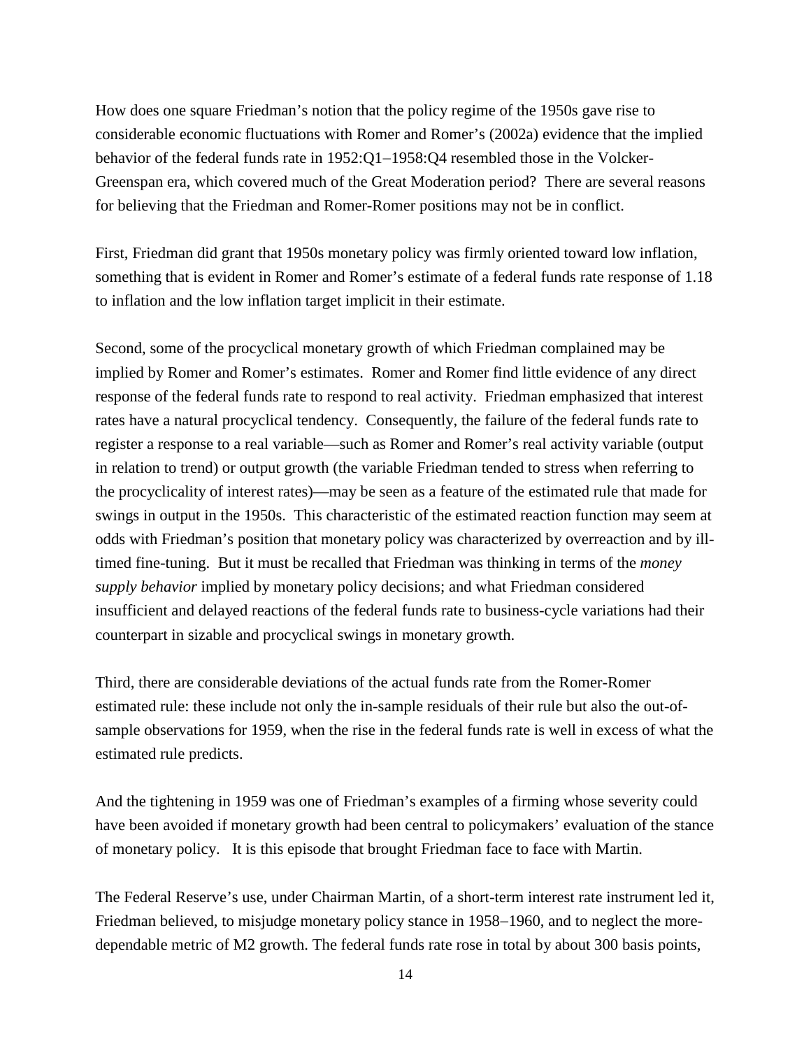How does one square Friedman's notion that the policy regime of the 1950s gave rise to considerable economic fluctuations with Romer and Romer's (2002a) evidence that the implied behavior of the federal funds rate in 1952:Q1−1958:Q4 resembled those in the Volcker-Greenspan era, which covered much of the Great Moderation period? There are several reasons for believing that the Friedman and Romer-Romer positions may not be in conflict.

First, Friedman did grant that 1950s monetary policy was firmly oriented toward low inflation, something that is evident in Romer and Romer's estimate of a federal funds rate response of 1.18 to inflation and the low inflation target implicit in their estimate.

Second, some of the procyclical monetary growth of which Friedman complained may be implied by Romer and Romer's estimates. Romer and Romer find little evidence of any direct response of the federal funds rate to respond to real activity. Friedman emphasized that interest rates have a natural procyclical tendency. Consequently, the failure of the federal funds rate to register a response to a real variable—such as Romer and Romer's real activity variable (output in relation to trend) or output growth (the variable Friedman tended to stress when referring to the procyclicality of interest rates)—may be seen as a feature of the estimated rule that made for swings in output in the 1950s. This characteristic of the estimated reaction function may seem at odds with Friedman's position that monetary policy was characterized by overreaction and by ill-timed fine-tuning. But it must be recalled that Friedman was thinking in terms of the *money supply behavior* implied by monetary policy decisions; and what Friedman considered insufficient and delayed reactions of the federal funds rate to business-cycle variations had their counterpart in sizable and procyclical swings in monetary growth.

Third, there are considerable deviations of the actual funds rate from the Romer-Romer estimated rule: these include not only the in-sample residuals of their rule but also the out-of-sample observations for 1959, when the rise in the federal funds rate is well in excess of what the estimated rule predicts.

And the tightening in 1959 was one of Friedman's examples of a firming whose severity could have been avoided if monetary growth had been central to policymakers' evaluation of the stance of monetary policy. It is this episode that brought Friedman face to face with Martin.

The Federal Reserve's use, under Chairman Martin, of a short-term interest rate instrument led it, Friedman believed, to misjudge monetary policy stance in 1958−1960, and to neglect the more-dependable metric of M2 growth. The federal funds rate rose in total by about 300 basis points,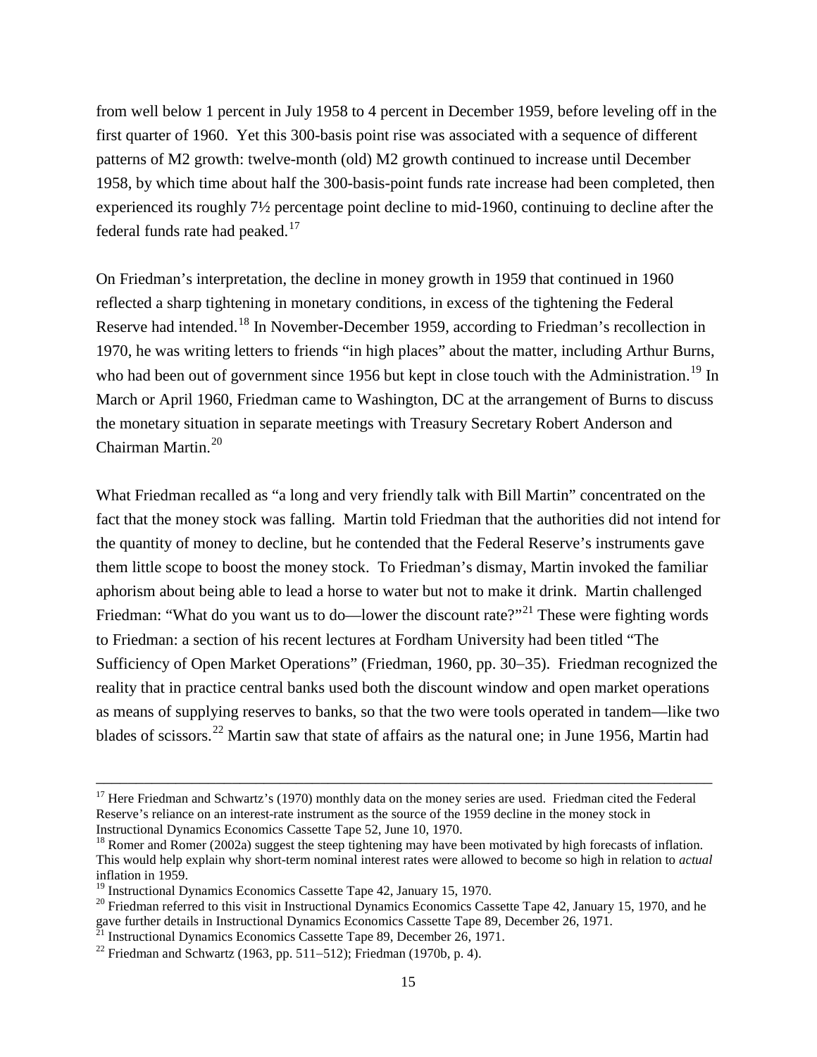from well below 1 percent in July 1958 to 4 percent in December 1959, before leveling off in the first quarter of 1960. Yet this 300-basis point rise was associated with a sequence of different patterns of M2 growth: twelve-month (old) M2 growth continued to increase until December 1958, by which time about half the 300-basis-point funds rate increase had been completed, then experienced its roughly 7½ percentage point decline to mid-1960, continuing to decline after the federal funds rate had peaked.[17]

On Friedman's interpretation, the decline in money growth in 1959 that continued in 1960 reflected a sharp tightening in monetary conditions, in excess of the tightening the Federal Reserve had intended.[18] In November-December 1959, according to Friedman's recollection in 1970, he was writing letters to friends "in high places" about the matter, including Arthur Burns, who had been out of government since 1956 but kept in close touch with the Administration.[19] In March or April 1960, Friedman came to Washington, DC at the arrangement of Burns to discuss the monetary situation in separate meetings with Treasury Secretary Robert Anderson and Chairman Martin.[20]

What Friedman recalled as "a long and very friendly talk with Bill Martin" concentrated on the fact that the money stock was falling. Martin told Friedman that the authorities did not intend for the quantity of money to decline, but he contended that the Federal Reserve's instruments gave them little scope to boost the money stock. To Friedman's dismay, Martin invoked the familiar aphorism about being able to lead a horse to water but not to make it drink. Martin challenged Friedman: "What do you want us to do—lower the discount rate?"[21] These were fighting words to Friedman: a section of his recent lectures at Fordham University had been titled "The Sufficiency of Open Market Operations" (Friedman, 1960, pp. 30–35). Friedman recognized the reality that in practice central banks used both the discount window and open market operations as means of supplying reserves to banks, so that the two were tools operated in tandem—like two blades of scissors.[22] Martin saw that state of affairs as the natural one; in June 1956, Martin had

---

[17] Here Friedman and Schwartz's (1970) monthly data on the money series are used. Friedman cited the Federal Reserve's reliance on an interest-rate instrument as the source of the 1959 decline in the money stock in Instructional Dynamics Economics Cassette Tape 52, June 10, 1970.

[18] Romer and Romer (2002a) suggest the steep tightening may have been motivated by high forecasts of inflation. This would help explain why short-term nominal interest rates were allowed to become so high in relation to *actual* inflation in 1959.

[19] Instructional Dynamics Economics Cassette Tape 42, January 15, 1970.

[20] Friedman referred to this visit in Instructional Dynamics Economics Cassette Tape 42, January 15, 1970, and he gave further details in Instructional Dynamics Economics Cassette Tape 89, December 26, 1971.

[21] Instructional Dynamics Economics Cassette Tape 89, December 26, 1971.

[22] Friedman and Schwartz (1963, pp. 511–512); Friedman (1970b, p. 4).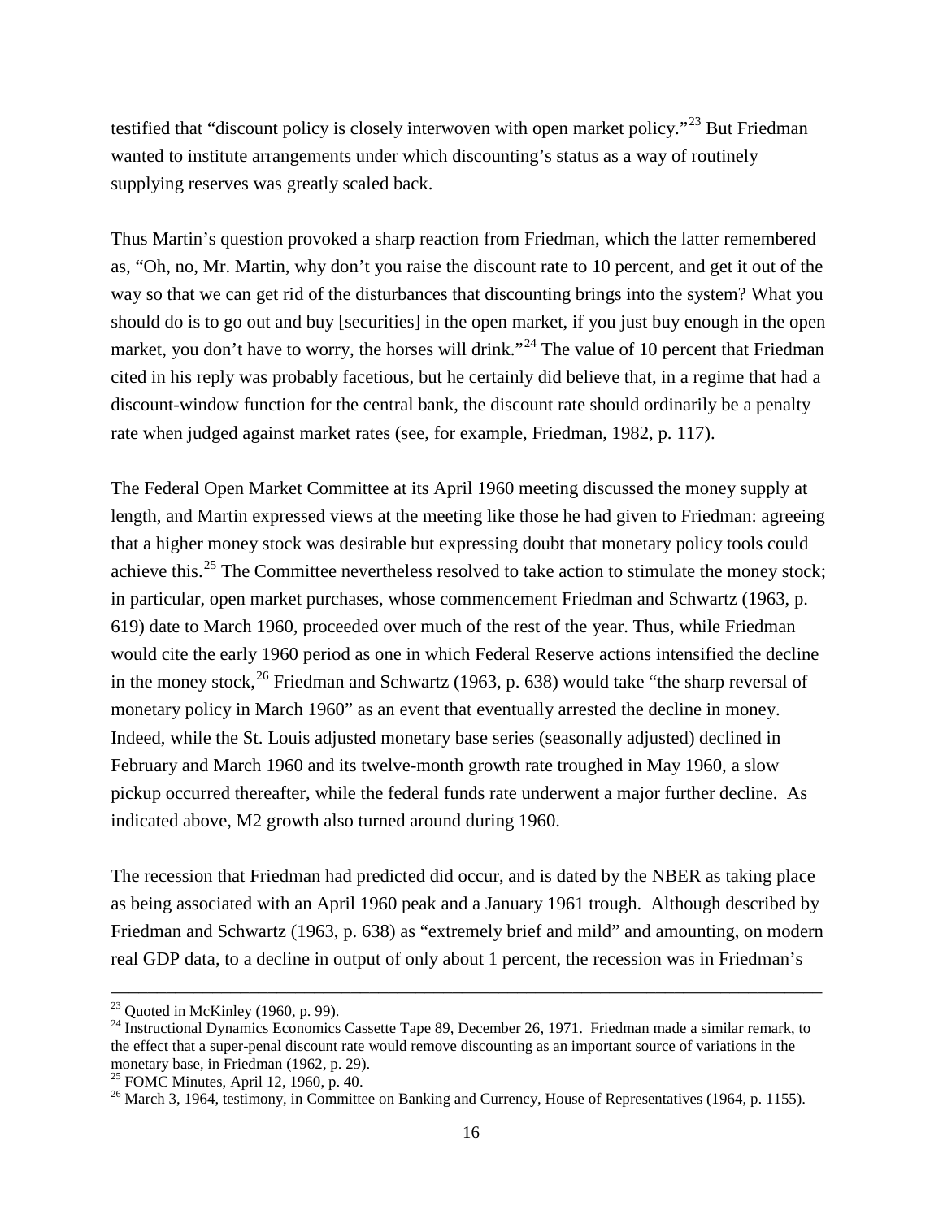testified that "discount policy is closely interwoven with open market policy."[23] But Friedman wanted to institute arrangements under which discounting's status as a way of routinely supplying reserves was greatly scaled back.

Thus Martin's question provoked a sharp reaction from Friedman, which the latter remembered as, "Oh, no, Mr. Martin, why don't you raise the discount rate to 10 percent, and get it out of the way so that we can get rid of the disturbances that discounting brings into the system? What you should do is to go out and buy [securities] in the open market, if you just buy enough in the open market, you don't have to worry, the horses will drink."[24] The value of 10 percent that Friedman cited in his reply was probably facetious, but he certainly did believe that, in a regime that had a discount-window function for the central bank, the discount rate should ordinarily be a penalty rate when judged against market rates (see, for example, Friedman, 1982, p. 117).

The Federal Open Market Committee at its April 1960 meeting discussed the money supply at length, and Martin expressed views at the meeting like those he had given to Friedman: agreeing that a higher money stock was desirable but expressing doubt that monetary policy tools could achieve this.[25] The Committee nevertheless resolved to take action to stimulate the money stock; in particular, open market purchases, whose commencement Friedman and Schwartz (1963, p. 619) date to March 1960, proceeded over much of the rest of the year. Thus, while Friedman would cite the early 1960 period as one in which Federal Reserve actions intensified the decline in the money stock,[26] Friedman and Schwartz (1963, p. 638) would take "the sharp reversal of monetary policy in March 1960" as an event that eventually arrested the decline in money. Indeed, while the St. Louis adjusted monetary base series (seasonally adjusted) declined in February and March 1960 and its twelve-month growth rate troughed in May 1960, a slow pickup occurred thereafter, while the federal funds rate underwent a major further decline. As indicated above, M2 growth also turned around during 1960.

The recession that Friedman had predicted did occur, and is dated by the NBER as taking place as being associated with an April 1960 peak and a January 1961 trough. Although described by Friedman and Schwartz (1963, p. 638) as "extremely brief and mild" and amounting, on modern real GDP data, to a decline in output of only about 1 percent, the recession was in Friedman's

---

[23] Quoted in McKinley (1960, p. 99).

[24] Instructional Dynamics Economics Cassette Tape 89, December 26, 1971. Friedman made a similar remark, to the effect that a super-penal discount rate would remove discounting as an important source of variations in the monetary base, in Friedman (1962, p. 29).

[25] FOMC Minutes, April 12, 1960, p. 40.

[26] March 3, 1964, testimony, in Committee on Banking and Currency, House of Representatives (1964, p. 1155).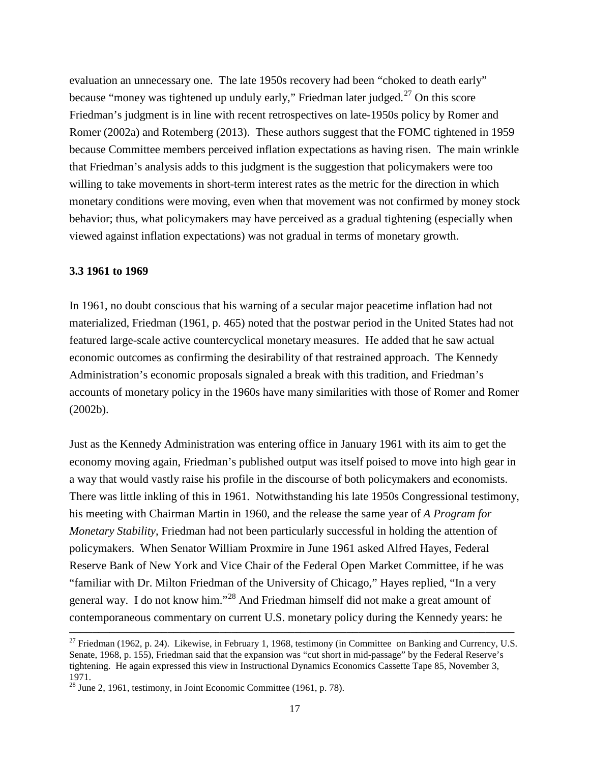evaluation an unnecessary one. The late 1950s recovery had been "choked to death early" because "money was tightened up unduly early," Friedman later judged.[27] On this score Friedman's judgment is in line with recent retrospectives on late-1950s policy by Romer and Romer (2002a) and Rotemberg (2013). These authors suggest that the FOMC tightened in 1959 because Committee members perceived inflation expectations as having risen. The main wrinkle that Friedman's analysis adds to this judgment is the suggestion that policymakers were too willing to take movements in short-term interest rates as the metric for the direction in which monetary conditions were moving, even when that movement was not confirmed by money stock behavior; thus, what policymakers may have perceived as a gradual tightening (especially when viewed against inflation expectations) was not gradual in terms of monetary growth.

### 3.3 1961 to 1969

In 1961, no doubt conscious that his warning of a secular major peacetime inflation had not materialized, Friedman (1961, p. 465) noted that the postwar period in the United States had not featured large-scale active countercyclical monetary measures. He added that he saw actual economic outcomes as confirming the desirability of that restrained approach. The Kennedy Administration's economic proposals signaled a break with this tradition, and Friedman's accounts of monetary policy in the 1960s have many similarities with those of Romer and Romer (2002b).

Just as the Kennedy Administration was entering office in January 1961 with its aim to get the economy moving again, Friedman's published output was itself poised to move into high gear in a way that would vastly raise his profile in the discourse of both policymakers and economists. There was little inkling of this in 1961. Notwithstanding his late 1950s Congressional testimony, his meeting with Chairman Martin in 1960, and the release the same year of *A Program for Monetary Stability*, Friedman had not been particularly successful in holding the attention of policymakers. When Senator William Proxmire in June 1961 asked Alfred Hayes, Federal Reserve Bank of New York and Vice Chair of the Federal Open Market Committee, if he was "familiar with Dr. Milton Friedman of the University of Chicago," Hayes replied, "In a very general way. I do not know him."[28] And Friedman himself did not make a great amount of contemporaneous commentary on current U.S. monetary policy during the Kennedy years: he

---

[27] Friedman (1962, p. 24). Likewise, in February 1, 1968, testimony (in Committee on Banking and Currency, U.S. Senate, 1968, p. 155), Friedman said that the expansion was "cut short in mid-passage" by the Federal Reserve's tightening. He again expressed this view in Instructional Dynamics Economics Cassette Tape 85, November 3, 1971.

[28] June 2, 1961, testimony, in Joint Economic Committee (1961, p. 78).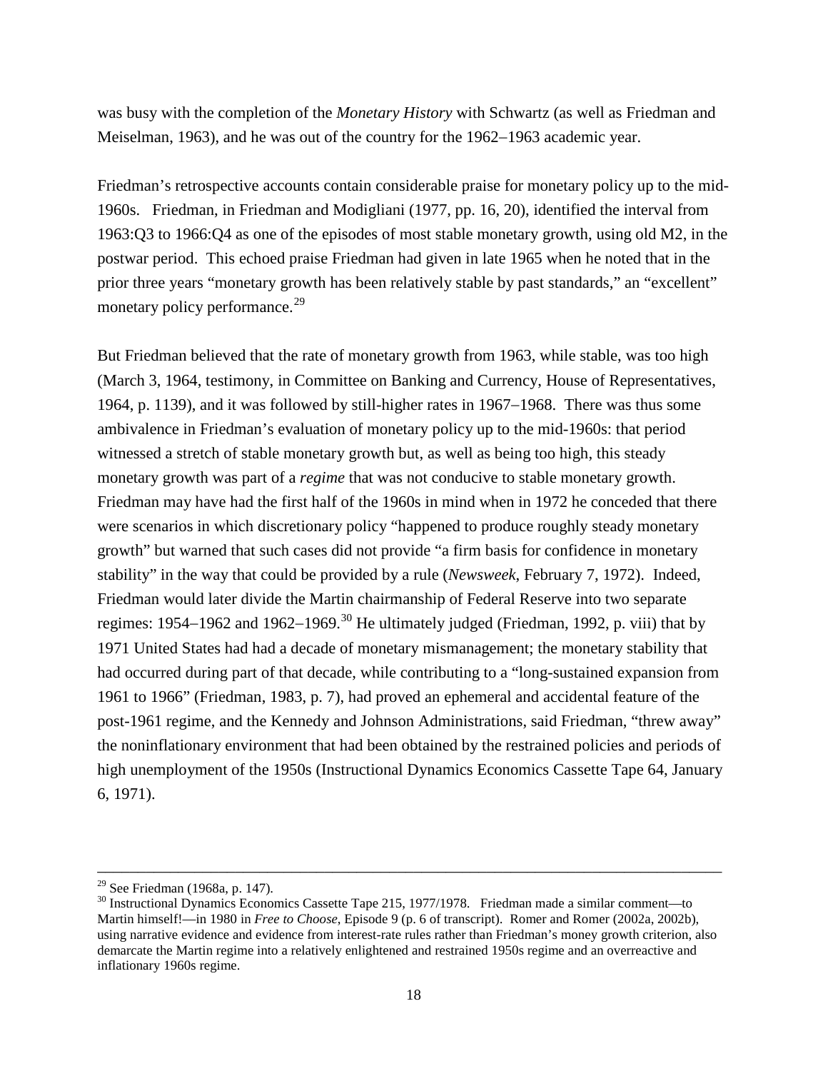was busy with the completion of the *Monetary History* with Schwartz (as well as Friedman and Meiselman, 1963), and he was out of the country for the 1962−1963 academic year.

Friedman's retrospective accounts contain considerable praise for monetary policy up to the mid-1960s. Friedman, in Friedman and Modigliani (1977, pp. 16, 20), identified the interval from 1963:Q3 to 1966:Q4 as one of the episodes of most stable monetary growth, using old M2, in the postwar period. This echoed praise Friedman had given in late 1965 when he noted that in the prior three years "monetary growth has been relatively stable by past standards," an "excellent" monetary policy performance.[29]

But Friedman believed that the rate of monetary growth from 1963, while stable, was too high (March 3, 1964, testimony, in Committee on Banking and Currency, House of Representatives, 1964, p. 1139), and it was followed by still-higher rates in 1967−1968. There was thus some ambivalence in Friedman's evaluation of monetary policy up to the mid-1960s: that period witnessed a stretch of stable monetary growth but, as well as being too high, this steady monetary growth was part of a *regime* that was not conducive to stable monetary growth. Friedman may have had the first half of the 1960s in mind when in 1972 he conceded that there were scenarios in which discretionary policy "happened to produce roughly steady monetary growth" but warned that such cases did not provide "a firm basis for confidence in monetary stability" in the way that could be provided by a rule (*Newsweek*, February 7, 1972). Indeed, Friedman would later divide the Martin chairmanship of Federal Reserve into two separate regimes: 1954–1962 and 1962–1969.[30] He ultimately judged (Friedman, 1992, p. viii) that by 1971 United States had had a decade of monetary mismanagement; the monetary stability that had occurred during part of that decade, while contributing to a "long-sustained expansion from 1961 to 1966" (Friedman, 1983, p. 7), had proved an ephemeral and accidental feature of the post-1961 regime, and the Kennedy and Johnson Administrations, said Friedman, "threw away" the noninflationary environment that had been obtained by the restrained policies and periods of high unemployment of the 1950s (Instructional Dynamics Economics Cassette Tape 64, January 6, 1971).

---

[29] See Friedman (1968a, p. 147).

[30] Instructional Dynamics Economics Cassette Tape 215, 1977/1978. Friedman made a similar comment—to Martin himself!—in 1980 in *Free to Choose*, Episode 9 (p. 6 of transcript). Romer and Romer (2002a, 2002b), using narrative evidence and evidence from interest-rate rules rather than Friedman's money growth criterion, also demarcate the Martin regime into a relatively enlightened and restrained 1950s regime and an overreactive and inflationary 1960s regime.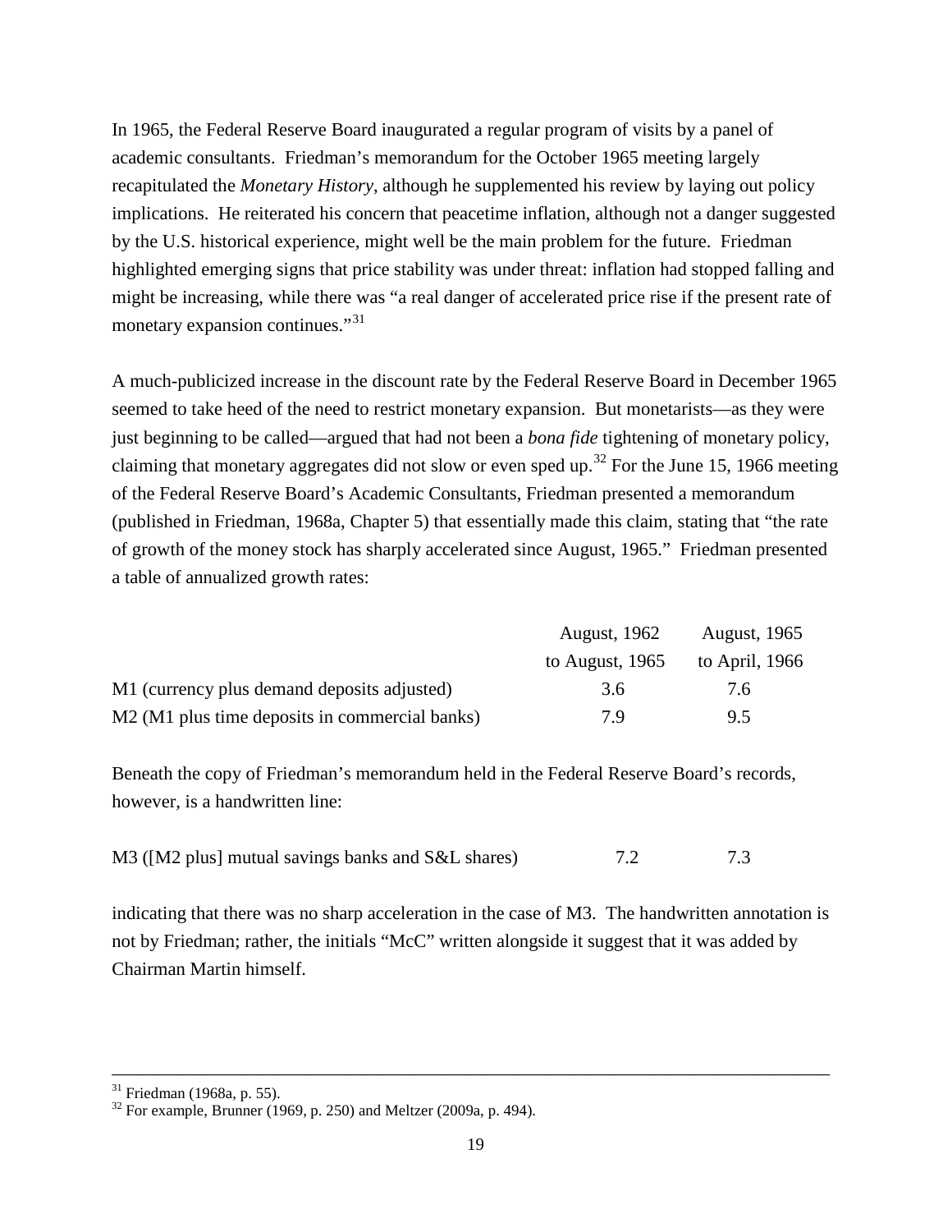In 1965, the Federal Reserve Board inaugurated a regular program of visits by a panel of academic consultants. Friedman's memorandum for the October 1965 meeting largely recapitulated the *Monetary History*, although he supplemented his review by laying out policy implications. He reiterated his concern that peacetime inflation, although not a danger suggested by the U.S. historical experience, might well be the main problem for the future. Friedman highlighted emerging signs that price stability was under threat: inflation had stopped falling and might be increasing, while there was "a real danger of accelerated price rise if the present rate of monetary expansion continues."[31]

A much-publicized increase in the discount rate by the Federal Reserve Board in December 1965 seemed to take heed of the need to restrict monetary expansion. But monetarists—as they were just beginning to be called—argued that had not been a *bona fide* tightening of monetary policy, claiming that monetary aggregates did not slow or even sped up.[32] For the June 15, 1966 meeting of the Federal Reserve Board's Academic Consultants, Friedman presented a memorandum (published in Friedman, 1968a, Chapter 5) that essentially made this claim, stating that "the rate of growth of the money stock has sharply accelerated since August, 1965." Friedman presented a table of annualized growth rates:

| | August, 1962 to August, 1965 | August, 1965 to April, 1966 |
|---|---|---|
| M1 (currency plus demand deposits adjusted) | 3.6 | 7.6 |
| M2 (M1 plus time deposits in commercial banks) | 7.9 | 9.5 |

Beneath the copy of Friedman's memorandum held in the Federal Reserve Board's records, however, is a handwritten line:

| | | |
|---|---|---|
| M3 ([M2 plus] mutual savings banks and S&L shares) | 7.2 | 7.3 |

indicating that there was no sharp acceleration in the case of M3. The handwritten annotation is not by Friedman; rather, the initials "McC" written alongside it suggest that it was added by Chairman Martin himself.

---

[31] Friedman (1968a, p. 55).

[32] For example, Brunner (1969, p. 250) and Meltzer (2009a, p. 494).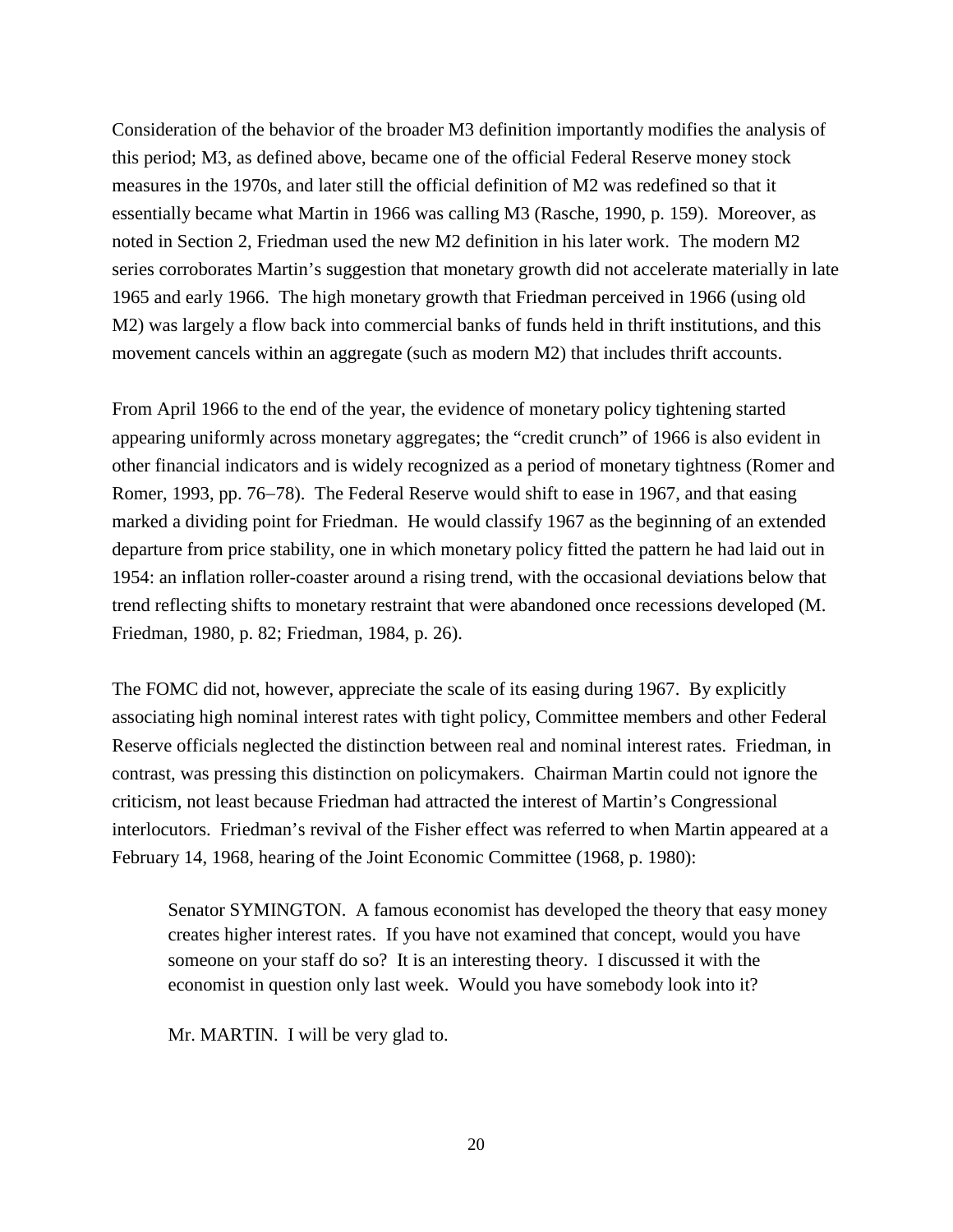Consideration of the behavior of the broader M3 definition importantly modifies the analysis of this period; M3, as defined above, became one of the official Federal Reserve money stock measures in the 1970s, and later still the official definition of M2 was redefined so that it essentially became what Martin in 1966 was calling M3 (Rasche, 1990, p. 159). Moreover, as noted in Section 2, Friedman used the new M2 definition in his later work. The modern M2 series corroborates Martin's suggestion that monetary growth did not accelerate materially in late 1965 and early 1966. The high monetary growth that Friedman perceived in 1966 (using old M2) was largely a flow back into commercial banks of funds held in thrift institutions, and this movement cancels within an aggregate (such as modern M2) that includes thrift accounts.

From April 1966 to the end of the year, the evidence of monetary policy tightening started appearing uniformly across monetary aggregates; the "credit crunch" of 1966 is also evident in other financial indicators and is widely recognized as a period of monetary tightness (Romer and Romer, 1993, pp. 76–78). The Federal Reserve would shift to ease in 1967, and that easing marked a dividing point for Friedman. He would classify 1967 as the beginning of an extended departure from price stability, one in which monetary policy fitted the pattern he had laid out in 1954: an inflation roller-coaster around a rising trend, with the occasional deviations below that trend reflecting shifts to monetary restraint that were abandoned once recessions developed (M. Friedman, 1980, p. 82; Friedman, 1984, p. 26).

The FOMC did not, however, appreciate the scale of its easing during 1967. By explicitly associating high nominal interest rates with tight policy, Committee members and other Federal Reserve officials neglected the distinction between real and nominal interest rates. Friedman, in contrast, was pressing this distinction on policymakers. Chairman Martin could not ignore the criticism, not least because Friedman had attracted the interest of Martin's Congressional interlocutors. Friedman's revival of the Fisher effect was referred to when Martin appeared at a February 14, 1968, hearing of the Joint Economic Committee (1968, p. 1980):

> Senator SYMINGTON. A famous economist has developed the theory that easy money creates higher interest rates. If you have not examined that concept, would you have someone on your staff do so? It is an interesting theory. I discussed it with the economist in question only last week. Would you have somebody look into it?
>
> Mr. MARTIN. I will be very glad to.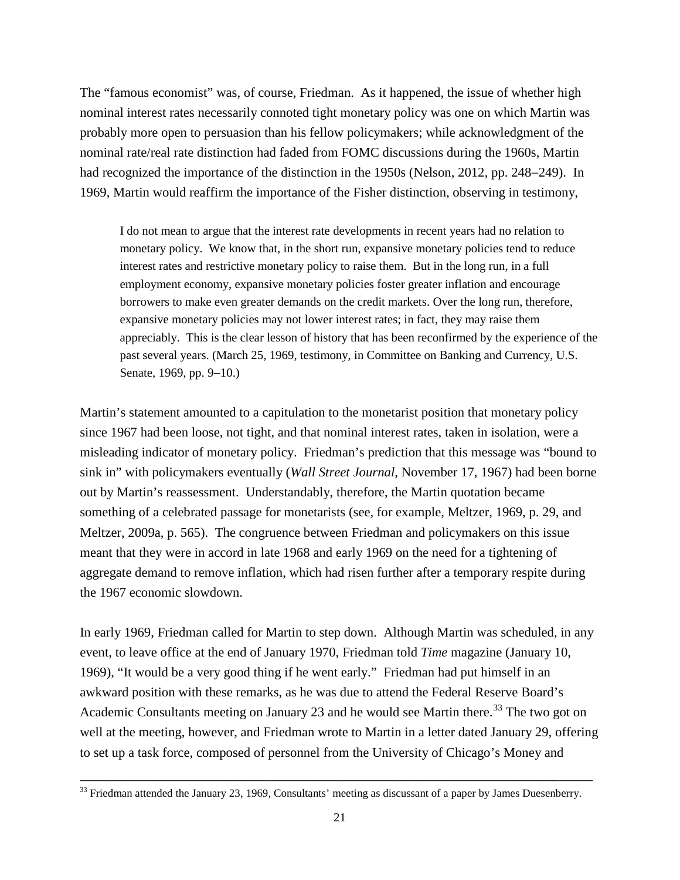The "famous economist" was, of course, Friedman. As it happened, the issue of whether high nominal interest rates necessarily connoted tight monetary policy was one on which Martin was probably more open to persuasion than his fellow policymakers; while acknowledgment of the nominal rate/real rate distinction had faded from FOMC discussions during the 1960s, Martin had recognized the importance of the distinction in the 1950s (Nelson, 2012, pp. 248–249). In 1969, Martin would reaffirm the importance of the Fisher distinction, observing in testimony,

> I do not mean to argue that the interest rate developments in recent years had no relation to monetary policy. We know that, in the short run, expansive monetary policies tend to reduce interest rates and restrictive monetary policy to raise them. But in the long run, in a full employment economy, expansive monetary policies foster greater inflation and encourage borrowers to make even greater demands on the credit markets. Over the long run, therefore, expansive monetary policies may not lower interest rates; in fact, they may raise them appreciably. This is the clear lesson of history that has been reconfirmed by the experience of the past several years. (March 25, 1969, testimony, in Committee on Banking and Currency, U.S. Senate, 1969, pp. 9–10.)

Martin's statement amounted to a capitulation to the monetarist position that monetary policy since 1967 had been loose, not tight, and that nominal interest rates, taken in isolation, were a misleading indicator of monetary policy. Friedman's prediction that this message was "bound to sink in" with policymakers eventually (*Wall Street Journal*, November 17, 1967) had been borne out by Martin's reassessment. Understandably, therefore, the Martin quotation became something of a celebrated passage for monetarists (see, for example, Meltzer, 1969, p. 29, and Meltzer, 2009a, p. 565). The congruence between Friedman and policymakers on this issue meant that they were in accord in late 1968 and early 1969 on the need for a tightening of aggregate demand to remove inflation, which had risen further after a temporary respite during the 1967 economic slowdown.

In early 1969, Friedman called for Martin to step down. Although Martin was scheduled, in any event, to leave office at the end of January 1970, Friedman told *Time* magazine (January 10, 1969), "It would be a very good thing if he went early." Friedman had put himself in an awkward position with these remarks, as he was due to attend the Federal Reserve Board's Academic Consultants meeting on January 23 and he would see Martin there.[33] The two got on well at the meeting, however, and Friedman wrote to Martin in a letter dated January 29, offering to set up a task force, composed of personnel from the University of Chicago's Money and

[33] Friedman attended the January 23, 1969, Consultants' meeting as discussant of a paper by James Duesenberry.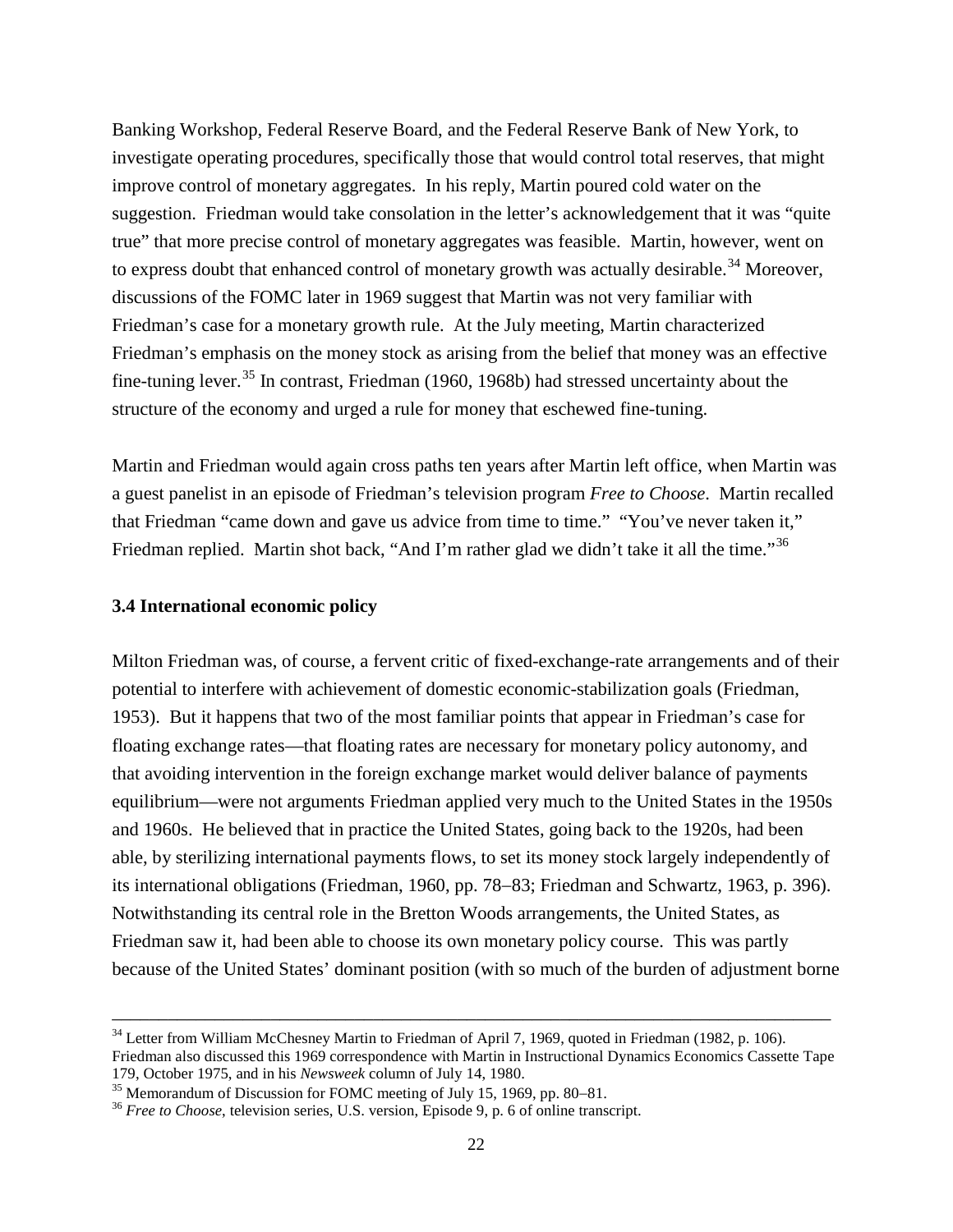Banking Workshop, Federal Reserve Board, and the Federal Reserve Bank of New York, to investigate operating procedures, specifically those that would control total reserves, that might improve control of monetary aggregates. In his reply, Martin poured cold water on the suggestion. Friedman would take consolation in the letter's acknowledgement that it was "quite true" that more precise control of monetary aggregates was feasible. Martin, however, went on to express doubt that enhanced control of monetary growth was actually desirable.[34] Moreover, discussions of the FOMC later in 1969 suggest that Martin was not very familiar with Friedman's case for a monetary growth rule. At the July meeting, Martin characterized Friedman's emphasis on the money stock as arising from the belief that money was an effective fine-tuning lever.[35] In contrast, Friedman (1960, 1968b) had stressed uncertainty about the structure of the economy and urged a rule for money that eschewed fine-tuning.

Martin and Friedman would again cross paths ten years after Martin left office, when Martin was a guest panelist in an episode of Friedman's television program *Free to Choose*. Martin recalled that Friedman "came down and gave us advice from time to time." "You've never taken it," Friedman replied. Martin shot back, "And I'm rather glad we didn't take it all the time."[36]

### 3.4 International economic policy

Milton Friedman was, of course, a fervent critic of fixed-exchange-rate arrangements and of their potential to interfere with achievement of domestic economic-stabilization goals (Friedman, 1953). But it happens that two of the most familiar points that appear in Friedman's case for floating exchange rates—that floating rates are necessary for monetary policy autonomy, and that avoiding intervention in the foreign exchange market would deliver balance of payments equilibrium—were not arguments Friedman applied very much to the United States in the 1950s and 1960s. He believed that in practice the United States, going back to the 1920s, had been able, by sterilizing international payments flows, to set its money stock largely independently of its international obligations (Friedman, 1960, pp. 78–83; Friedman and Schwartz, 1963, p. 396). Notwithstanding its central role in the Bretton Woods arrangements, the United States, as Friedman saw it, had been able to choose its own monetary policy course. This was partly because of the United States' dominant position (with so much of the burden of adjustment borne

---

[34] Letter from William McChesney Martin to Friedman of April 7, 1969, quoted in Friedman (1982, p. 106). Friedman also discussed this 1969 correspondence with Martin in Instructional Dynamics Economics Cassette Tape 179, October 1975, and in his *Newsweek* column of July 14, 1980.

[35] Memorandum of Discussion for FOMC meeting of July 15, 1969, pp. 80–81.

[36] *Free to Choose*, television series, U.S. version, Episode 9, p. 6 of online transcript.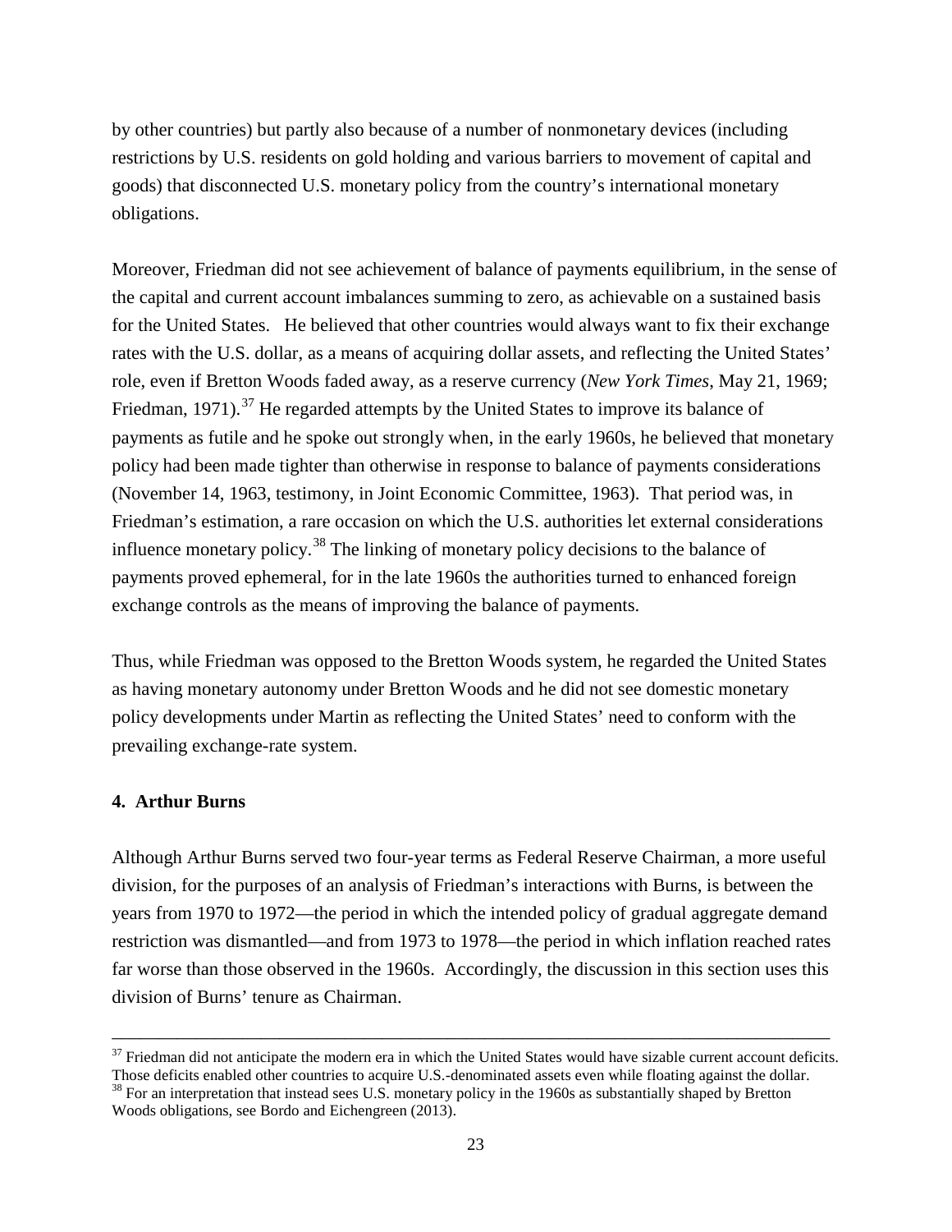by other countries) but partly also because of a number of nonmonetary devices (including restrictions by U.S. residents on gold holding and various barriers to movement of capital and goods) that disconnected U.S. monetary policy from the country's international monetary obligations.

Moreover, Friedman did not see achievement of balance of payments equilibrium, in the sense of the capital and current account imbalances summing to zero, as achievable on a sustained basis for the United States. He believed that other countries would always want to fix their exchange rates with the U.S. dollar, as a means of acquiring dollar assets, and reflecting the United States' role, even if Bretton Woods faded away, as a reserve currency (*New York Times*, May 21, 1969; Friedman, 1971).[37] He regarded attempts by the United States to improve its balance of payments as futile and he spoke out strongly when, in the early 1960s, he believed that monetary policy had been made tighter than otherwise in response to balance of payments considerations (November 14, 1963, testimony, in Joint Economic Committee, 1963). That period was, in Friedman's estimation, a rare occasion on which the U.S. authorities let external considerations influence monetary policy.[38] The linking of monetary policy decisions to the balance of payments proved ephemeral, for in the late 1960s the authorities turned to enhanced foreign exchange controls as the means of improving the balance of payments.

Thus, while Friedman was opposed to the Bretton Woods system, he regarded the United States as having monetary autonomy under Bretton Woods and he did not see domestic monetary policy developments under Martin as reflecting the United States' need to conform with the prevailing exchange-rate system.

## 4. Arthur Burns

Although Arthur Burns served two four-year terms as Federal Reserve Chairman, a more useful division, for the purposes of an analysis of Friedman's interactions with Burns, is between the years from 1970 to 1972—the period in which the intended policy of gradual aggregate demand restriction was dismantled—and from 1973 to 1978—the period in which inflation reached rates far worse than those observed in the 1960s. Accordingly, the discussion in this section uses this division of Burns' tenure as Chairman.

---

[37] Friedman did not anticipate the modern era in which the United States would have sizable current account deficits. Those deficits enabled other countries to acquire U.S.-denominated assets even while floating against the dollar.

[38] For an interpretation that instead sees U.S. monetary policy in the 1960s as substantially shaped by Bretton Woods obligations, see Bordo and Eichengreen (2013).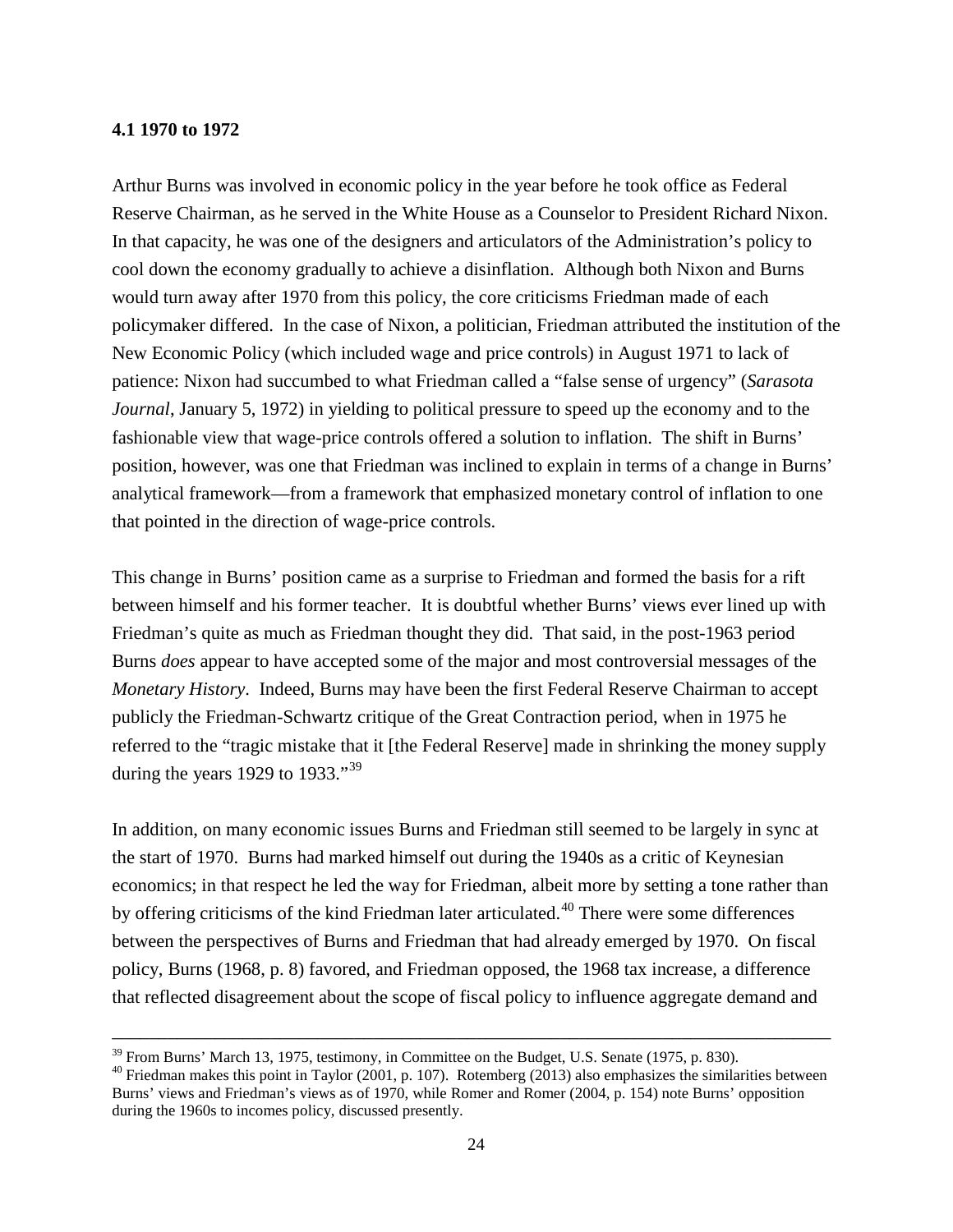### 4.1 1970 to 1972

Arthur Burns was involved in economic policy in the year before he took office as Federal Reserve Chairman, as he served in the White House as a Counselor to President Richard Nixon. In that capacity, he was one of the designers and articulators of the Administration's policy to cool down the economy gradually to achieve a disinflation. Although both Nixon and Burns would turn away after 1970 from this policy, the core criticisms Friedman made of each policymaker differed. In the case of Nixon, a politician, Friedman attributed the institution of the New Economic Policy (which included wage and price controls) in August 1971 to lack of patience: Nixon had succumbed to what Friedman called a "false sense of urgency" (*Sarasota Journal*, January 5, 1972) in yielding to political pressure to speed up the economy and to the fashionable view that wage-price controls offered a solution to inflation. The shift in Burns' position, however, was one that Friedman was inclined to explain in terms of a change in Burns' analytical framework—from a framework that emphasized monetary control of inflation to one that pointed in the direction of wage-price controls.

This change in Burns' position came as a surprise to Friedman and formed the basis for a rift between himself and his former teacher. It is doubtful whether Burns' views ever lined up with Friedman's quite as much as Friedman thought they did. That said, in the post-1963 period Burns *does* appear to have accepted some of the major and most controversial messages of the *Monetary History*. Indeed, Burns may have been the first Federal Reserve Chairman to accept publicly the Friedman-Schwartz critique of the Great Contraction period, when in 1975 he referred to the "tragic mistake that it [the Federal Reserve] made in shrinking the money supply during the years 1929 to 1933."[39]

In addition, on many economic issues Burns and Friedman still seemed to be largely in sync at the start of 1970. Burns had marked himself out during the 1940s as a critic of Keynesian economics; in that respect he led the way for Friedman, albeit more by setting a tone rather than by offering criticisms of the kind Friedman later articulated.[40] There were some differences between the perspectives of Burns and Friedman that had already emerged by 1970. On fiscal policy, Burns (1968, p. 8) favored, and Friedman opposed, the 1968 tax increase, a difference that reflected disagreement about the scope of fiscal policy to influence aggregate demand and

---

[39] From Burns' March 13, 1975, testimony, in Committee on the Budget, U.S. Senate (1975, p. 830).

[40] Friedman makes this point in Taylor (2001, p. 107). Rotemberg (2013) also emphasizes the similarities between Burns' views and Friedman's views as of 1970, while Romer and Romer (2004, p. 154) note Burns' opposition during the 1960s to incomes policy, discussed presently.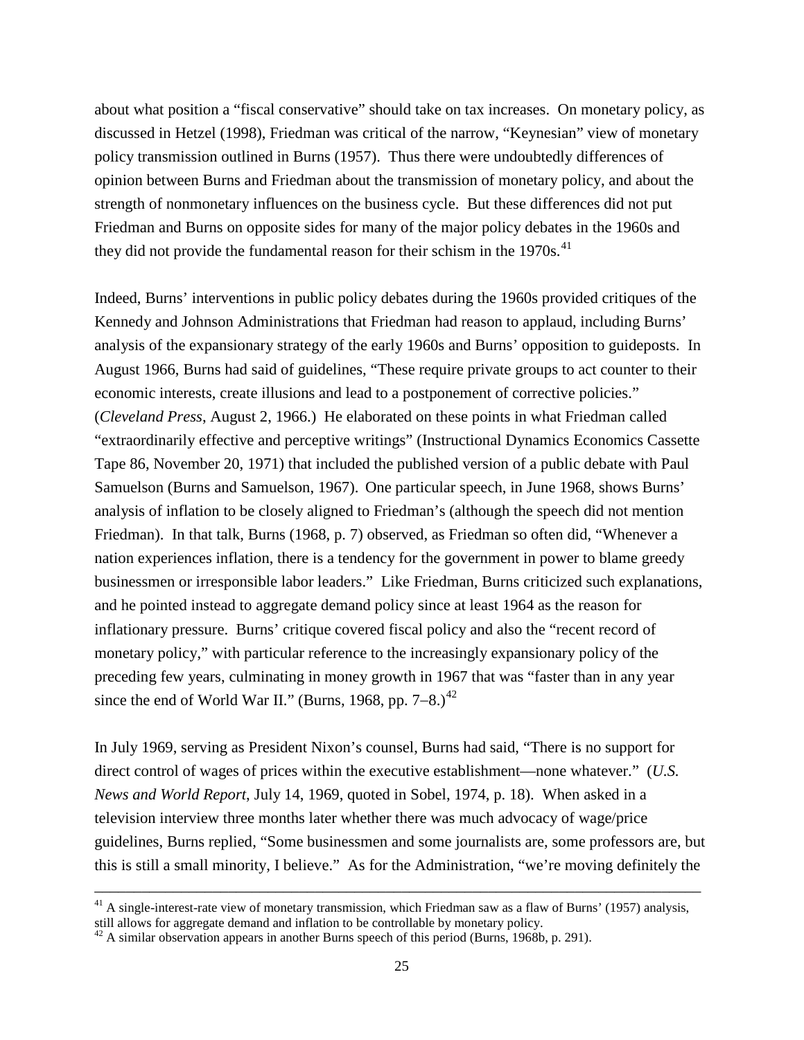about what position a "fiscal conservative" should take on tax increases. On monetary policy, as discussed in Hetzel (1998), Friedman was critical of the narrow, "Keynesian" view of monetary policy transmission outlined in Burns (1957). Thus there were undoubtedly differences of opinion between Burns and Friedman about the transmission of monetary policy, and about the strength of nonmonetary influences on the business cycle. But these differences did not put Friedman and Burns on opposite sides for many of the major policy debates in the 1960s and they did not provide the fundamental reason for their schism in the 1970s.[41]

Indeed, Burns' interventions in public policy debates during the 1960s provided critiques of the Kennedy and Johnson Administrations that Friedman had reason to applaud, including Burns' analysis of the expansionary strategy of the early 1960s and Burns' opposition to guideposts. In August 1966, Burns had said of guidelines, "These require private groups to act counter to their economic interests, create illusions and lead to a postponement of corrective policies." (*Cleveland Press*, August 2, 1966.) He elaborated on these points in what Friedman called "extraordinarily effective and perceptive writings" (Instructional Dynamics Economics Cassette Tape 86, November 20, 1971) that included the published version of a public debate with Paul Samuelson (Burns and Samuelson, 1967). One particular speech, in June 1968, shows Burns' analysis of inflation to be closely aligned to Friedman's (although the speech did not mention Friedman). In that talk, Burns (1968, p. 7) observed, as Friedman so often did, "Whenever a nation experiences inflation, there is a tendency for the government in power to blame greedy businessmen or irresponsible labor leaders." Like Friedman, Burns criticized such explanations, and he pointed instead to aggregate demand policy since at least 1964 as the reason for inflationary pressure. Burns' critique covered fiscal policy and also the "recent record of monetary policy," with particular reference to the increasingly expansionary policy of the preceding few years, culminating in money growth in 1967 that was "faster than in any year since the end of World War II." (Burns, 1968, pp. 7–8.)[42]

In July 1969, serving as President Nixon's counsel, Burns had said, "There is no support for direct control of wages of prices within the executive establishment—none whatever." (*U.S. News and World Report*, July 14, 1969, quoted in Sobel, 1974, p. 18). When asked in a television interview three months later whether there was much advocacy of wage/price guidelines, Burns replied, "Some businessmen and some journalists are, some professors are, but this is still a small minority, I believe." As for the Administration, "we're moving definitely the

---

[41] A single-interest-rate view of monetary transmission, which Friedman saw as a flaw of Burns' (1957) analysis, still allows for aggregate demand and inflation to be controllable by monetary policy.

[42] A similar observation appears in another Burns speech of this period (Burns, 1968b, p. 291).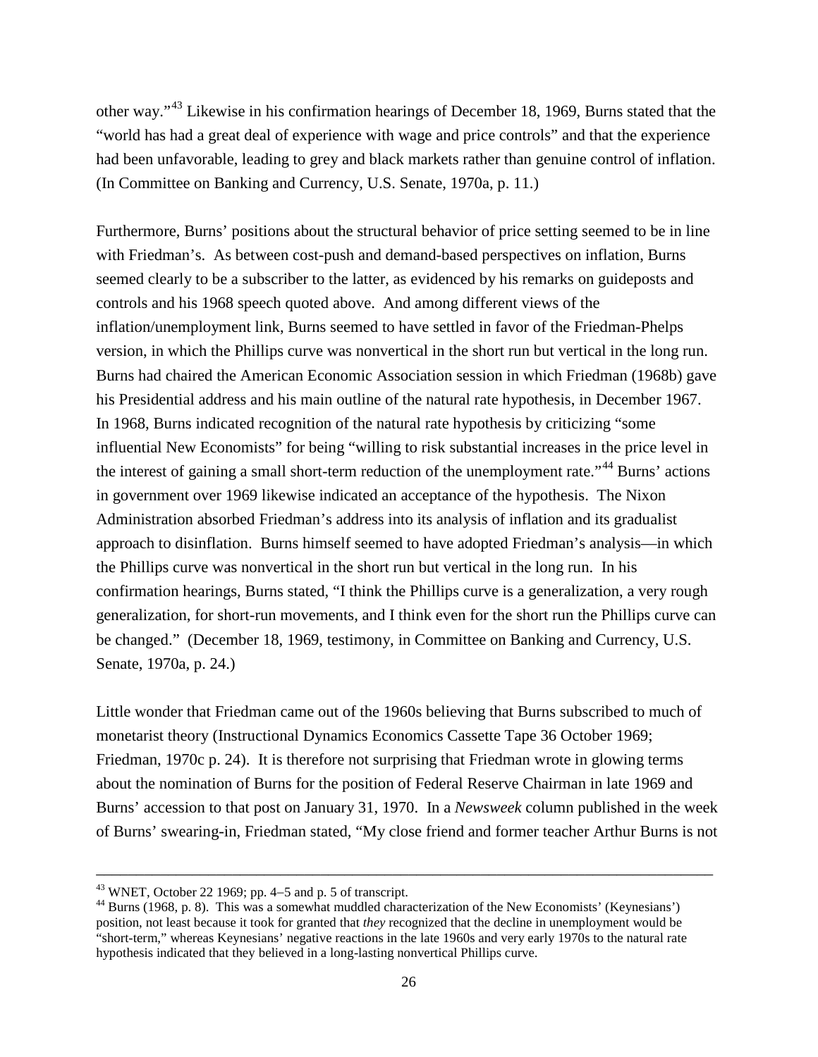other way."[43] Likewise in his confirmation hearings of December 18, 1969, Burns stated that the "world has had a great deal of experience with wage and price controls" and that the experience had been unfavorable, leading to grey and black markets rather than genuine control of inflation. (In Committee on Banking and Currency, U.S. Senate, 1970a, p. 11.)

Furthermore, Burns' positions about the structural behavior of price setting seemed to be in line with Friedman's. As between cost-push and demand-based perspectives on inflation, Burns seemed clearly to be a subscriber to the latter, as evidenced by his remarks on guideposts and controls and his 1968 speech quoted above. And among different views of the inflation/unemployment link, Burns seemed to have settled in favor of the Friedman-Phelps version, in which the Phillips curve was nonvertical in the short run but vertical in the long run. Burns had chaired the American Economic Association session in which Friedman (1968b) gave his Presidential address and his main outline of the natural rate hypothesis, in December 1967. In 1968, Burns indicated recognition of the natural rate hypothesis by criticizing "some influential New Economists" for being "willing to risk substantial increases in the price level in the interest of gaining a small short-term reduction of the unemployment rate."[44] Burns' actions in government over 1969 likewise indicated an acceptance of the hypothesis. The Nixon Administration absorbed Friedman's address into its analysis of inflation and its gradualist approach to disinflation. Burns himself seemed to have adopted Friedman's analysis—in which the Phillips curve was nonvertical in the short run but vertical in the long run. In his confirmation hearings, Burns stated, "I think the Phillips curve is a generalization, a very rough generalization, for short-run movements, and I think even for the short run the Phillips curve can be changed." (December 18, 1969, testimony, in Committee on Banking and Currency, U.S. Senate, 1970a, p. 24.)

Little wonder that Friedman came out of the 1960s believing that Burns subscribed to much of monetarist theory (Instructional Dynamics Economics Cassette Tape 36 October 1969; Friedman, 1970c p. 24). It is therefore not surprising that Friedman wrote in glowing terms about the nomination of Burns for the position of Federal Reserve Chairman in late 1969 and Burns' accession to that post on January 31, 1970. In a *Newsweek* column published in the week of Burns' swearing-in, Friedman stated, "My close friend and former teacher Arthur Burns is not

---

[43] WNET, October 22 1969; pp. 4–5 and p. 5 of transcript.

[44] Burns (1968, p. 8). This was a somewhat muddled characterization of the New Economists' (Keynesians') position, not least because it took for granted that *they* recognized that the decline in unemployment would be "short-term," whereas Keynesians' negative reactions in the late 1960s and very early 1970s to the natural rate hypothesis indicated that they believed in a long-lasting nonvertical Phillips curve.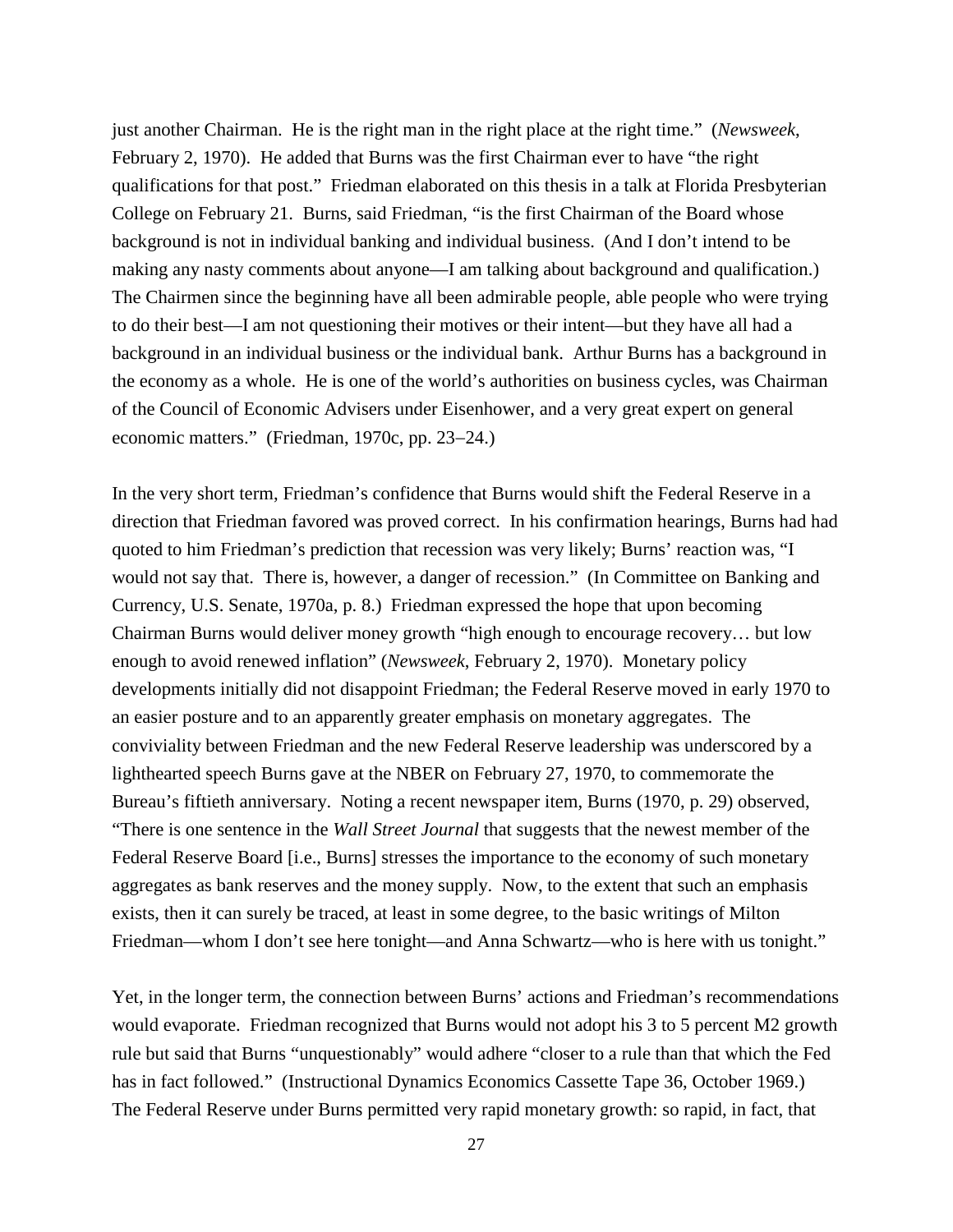just another Chairman. He is the right man in the right place at the right time." (*Newsweek*, February 2, 1970). He added that Burns was the first Chairman ever to have "the right qualifications for that post." Friedman elaborated on this thesis in a talk at Florida Presbyterian College on February 21. Burns, said Friedman, "is the first Chairman of the Board whose background is not in individual banking and individual business. (And I don't intend to be making any nasty comments about anyone—I am talking about background and qualification.) The Chairmen since the beginning have all been admirable people, able people who were trying to do their best—I am not questioning their motives or their intent—but they have all had a background in an individual business or the individual bank. Arthur Burns has a background in the economy as a whole. He is one of the world's authorities on business cycles, was Chairman of the Council of Economic Advisers under Eisenhower, and a very great expert on general economic matters." (Friedman, 1970c, pp. 23–24.)

In the very short term, Friedman's confidence that Burns would shift the Federal Reserve in a direction that Friedman favored was proved correct. In his confirmation hearings, Burns had had quoted to him Friedman's prediction that recession was very likely; Burns' reaction was, "I would not say that. There is, however, a danger of recession." (In Committee on Banking and Currency, U.S. Senate, 1970a, p. 8.) Friedman expressed the hope that upon becoming Chairman Burns would deliver money growth "high enough to encourage recovery… but low enough to avoid renewed inflation" (*Newsweek*, February 2, 1970). Monetary policy developments initially did not disappoint Friedman; the Federal Reserve moved in early 1970 to an easier posture and to an apparently greater emphasis on monetary aggregates. The conviviality between Friedman and the new Federal Reserve leadership was underscored by a lighthearted speech Burns gave at the NBER on February 27, 1970, to commemorate the Bureau's fiftieth anniversary. Noting a recent newspaper item, Burns (1970, p. 29) observed, "There is one sentence in the *Wall Street Journal* that suggests that the newest member of the Federal Reserve Board [i.e., Burns] stresses the importance to the economy of such monetary aggregates as bank reserves and the money supply. Now, to the extent that such an emphasis exists, then it can surely be traced, at least in some degree, to the basic writings of Milton Friedman—whom I don't see here tonight—and Anna Schwartz—who is here with us tonight."

Yet, in the longer term, the connection between Burns' actions and Friedman's recommendations would evaporate. Friedman recognized that Burns would not adopt his 3 to 5 percent M2 growth rule but said that Burns "unquestionably" would adhere "closer to a rule than that which the Fed has in fact followed." (Instructional Dynamics Economics Cassette Tape 36, October 1969.) The Federal Reserve under Burns permitted very rapid monetary growth: so rapid, in fact, that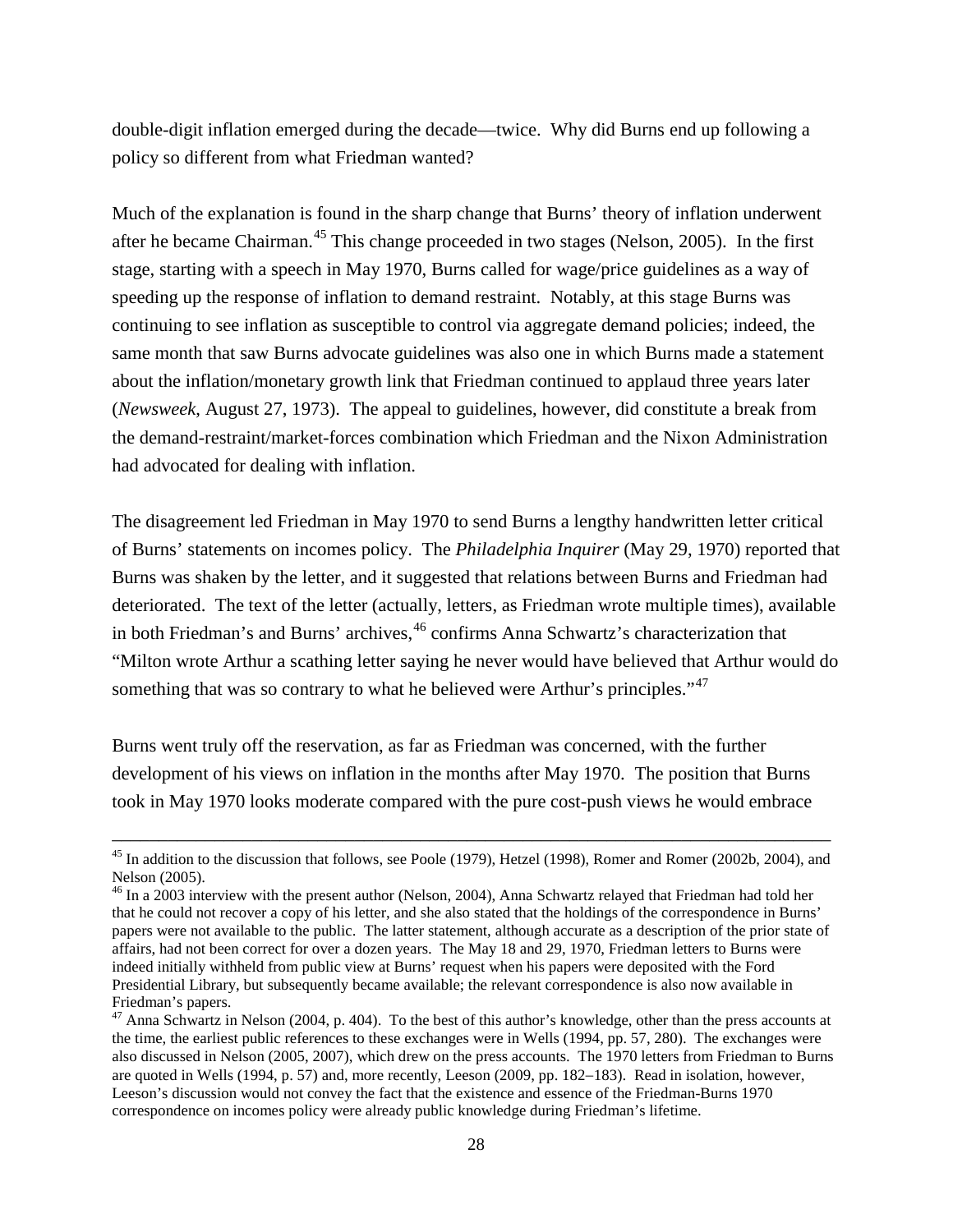double-digit inflation emerged during the decade—twice. Why did Burns end up following a policy so different from what Friedman wanted?

Much of the explanation is found in the sharp change that Burns' theory of inflation underwent after he became Chairman.[45] This change proceeded in two stages (Nelson, 2005). In the first stage, starting with a speech in May 1970, Burns called for wage/price guidelines as a way of speeding up the response of inflation to demand restraint. Notably, at this stage Burns was continuing to see inflation as susceptible to control via aggregate demand policies; indeed, the same month that saw Burns advocate guidelines was also one in which Burns made a statement about the inflation/monetary growth link that Friedman continued to applaud three years later (*Newsweek*, August 27, 1973). The appeal to guidelines, however, did constitute a break from the demand-restraint/market-forces combination which Friedman and the Nixon Administration had advocated for dealing with inflation.

The disagreement led Friedman in May 1970 to send Burns a lengthy handwritten letter critical of Burns' statements on incomes policy. The *Philadelphia Inquirer* (May 29, 1970) reported that Burns was shaken by the letter, and it suggested that relations between Burns and Friedman had deteriorated. The text of the letter (actually, letters, as Friedman wrote multiple times), available in both Friedman's and Burns' archives,[46] confirms Anna Schwartz's characterization that "Milton wrote Arthur a scathing letter saying he never would have believed that Arthur would do something that was so contrary to what he believed were Arthur's principles."[47]

Burns went truly off the reservation, as far as Friedman was concerned, with the further development of his views on inflation in the months after May 1970. The position that Burns took in May 1970 looks moderate compared with the pure cost-push views he would embrace

---

[45] In addition to the discussion that follows, see Poole (1979), Hetzel (1998), Romer and Romer (2002b, 2004), and Nelson (2005).

[46] In a 2003 interview with the present author (Nelson, 2004), Anna Schwartz relayed that Friedman had told her that he could not recover a copy of his letter, and she also stated that the holdings of the correspondence in Burns' papers were not available to the public. The latter statement, although accurate as a description of the prior state of affairs, had not been correct for over a dozen years. The May 18 and 29, 1970, Friedman letters to Burns were indeed initially withheld from public view at Burns' request when his papers were deposited with the Ford Presidential Library, but subsequently became available; the relevant correspondence is also now available in Friedman's papers.

[47] Anna Schwartz in Nelson (2004, p. 404). To the best of this author's knowledge, other than the press accounts at the time, the earliest public references to these exchanges were in Wells (1994, pp. 57, 280). The exchanges were also discussed in Nelson (2005, 2007), which drew on the press accounts. The 1970 letters from Friedman to Burns are quoted in Wells (1994, p. 57) and, more recently, Leeson (2009, pp. 182–183). Read in isolation, however, Leeson's discussion would not convey the fact that the existence and essence of the Friedman-Burns 1970 correspondence on incomes policy were already public knowledge during Friedman's lifetime.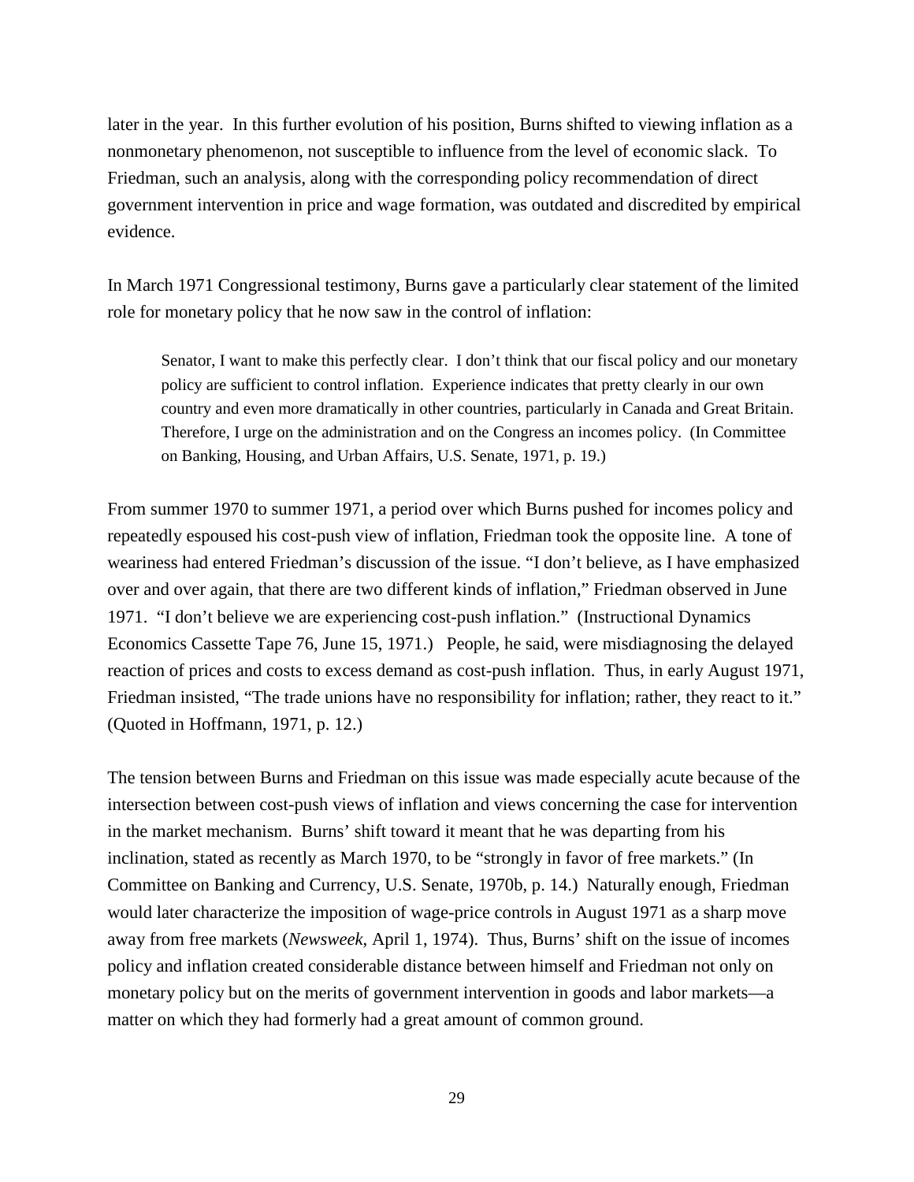later in the year. In this further evolution of his position, Burns shifted to viewing inflation as a nonmonetary phenomenon, not susceptible to influence from the level of economic slack. To Friedman, such an analysis, along with the corresponding policy recommendation of direct government intervention in price and wage formation, was outdated and discredited by empirical evidence.

In March 1971 Congressional testimony, Burns gave a particularly clear statement of the limited role for monetary policy that he now saw in the control of inflation:

> Senator, I want to make this perfectly clear. I don't think that our fiscal policy and our monetary policy are sufficient to control inflation. Experience indicates that pretty clearly in our own country and even more dramatically in other countries, particularly in Canada and Great Britain. Therefore, I urge on the administration and on the Congress an incomes policy. (In Committee on Banking, Housing, and Urban Affairs, U.S. Senate, 1971, p. 19.)

From summer 1970 to summer 1971, a period over which Burns pushed for incomes policy and repeatedly espoused his cost-push view of inflation, Friedman took the opposite line. A tone of weariness had entered Friedman's discussion of the issue. "I don't believe, as I have emphasized over and over again, that there are two different kinds of inflation," Friedman observed in June 1971. "I don't believe we are experiencing cost-push inflation." (Instructional Dynamics Economics Cassette Tape 76, June 15, 1971.) People, he said, were misdiagnosing the delayed reaction of prices and costs to excess demand as cost-push inflation. Thus, in early August 1971, Friedman insisted, "The trade unions have no responsibility for inflation; rather, they react to it." (Quoted in Hoffmann, 1971, p. 12.)

The tension between Burns and Friedman on this issue was made especially acute because of the intersection between cost-push views of inflation and views concerning the case for intervention in the market mechanism. Burns' shift toward it meant that he was departing from his inclination, stated as recently as March 1970, to be "strongly in favor of free markets." (In Committee on Banking and Currency, U.S. Senate, 1970b, p. 14.) Naturally enough, Friedman would later characterize the imposition of wage-price controls in August 1971 as a sharp move away from free markets (*Newsweek*, April 1, 1974). Thus, Burns' shift on the issue of incomes policy and inflation created considerable distance between himself and Friedman not only on monetary policy but on the merits of government intervention in goods and labor markets—a matter on which they had formerly had a great amount of common ground.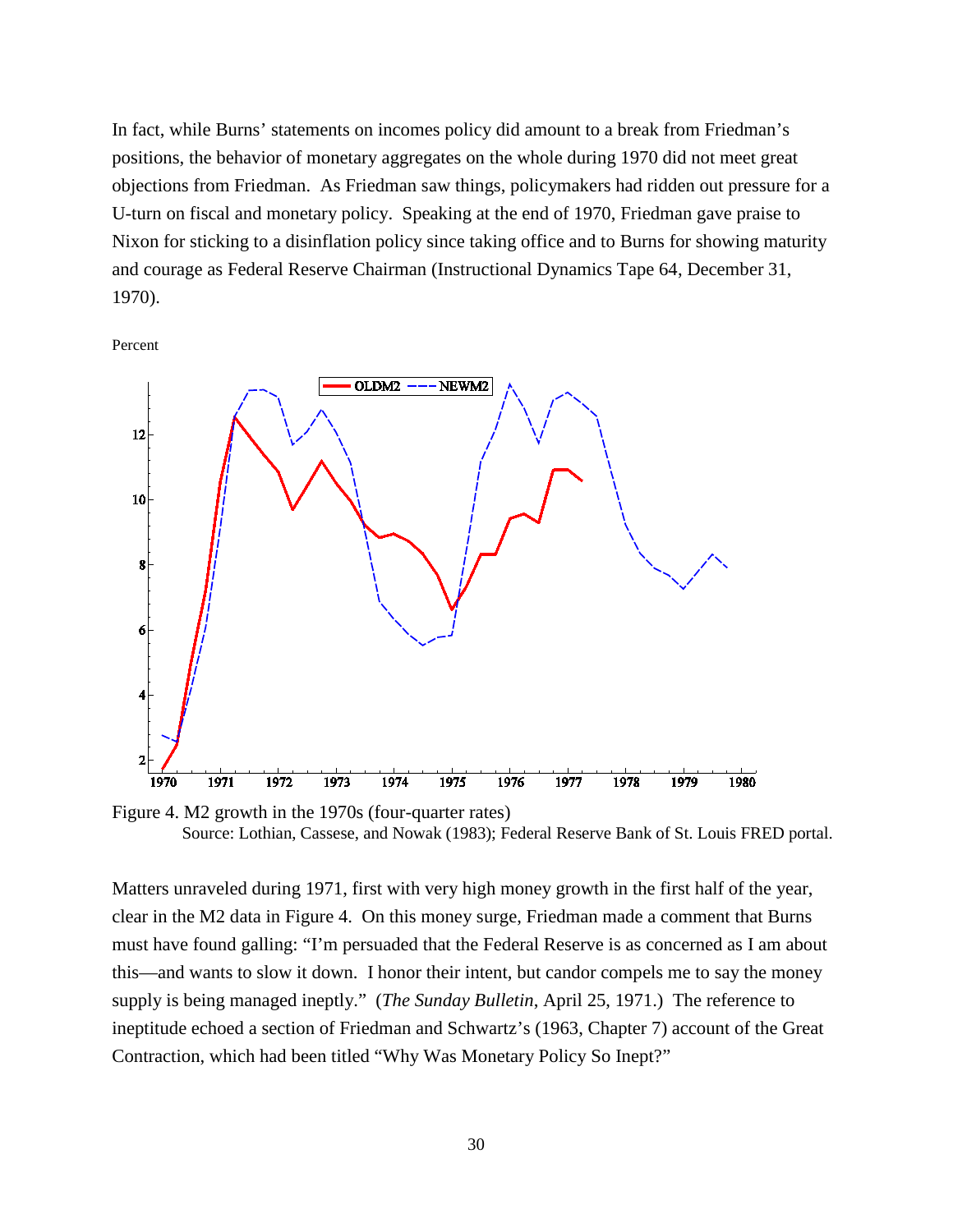In fact, while Burns' statements on incomes policy did amount to a break from Friedman's positions, the behavior of monetary aggregates on the whole during 1970 did not meet great objections from Friedman. As Friedman saw things, policymakers had ridden out pressure for a U-turn on fiscal and monetary policy. Speaking at the end of 1970, Friedman gave praise to Nixon for sticking to a disinflation policy since taking office and to Burns for showing maturity and courage as Federal Reserve Chairman (Instructional Dynamics Tape 64, December 31, 1970).

Figure 4. M2 growth in the 1970s (four-quarter rates)
Source: Lothian, Cassese, and Nowak (1983); Federal Reserve Bank of St. Louis FRED portal.

Matters unraveled during 1971, first with very high money growth in the first half of the year, clear in the M2 data in Figure 4. On this money surge, Friedman made a comment that Burns must have found galling: "I'm persuaded that the Federal Reserve is as concerned as I am about this—and wants to slow it down. I honor their intent, but candor compels me to say the money supply is being managed ineptly." (*The Sunday Bulletin*, April 25, 1971.) The reference to ineptitude echoed a section of Friedman and Schwartz's (1963, Chapter 7) account of the Great Contraction, which had been titled "Why Was Monetary Policy So Inept?"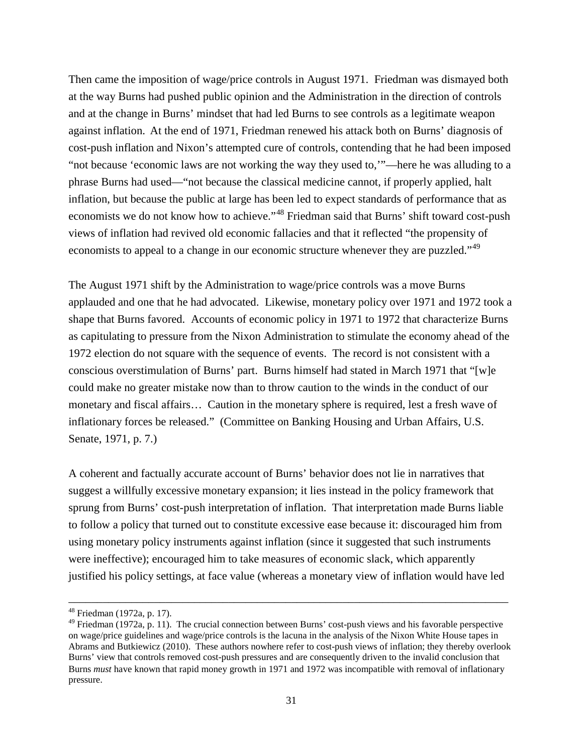Then came the imposition of wage/price controls in August 1971. Friedman was dismayed both at the way Burns had pushed public opinion and the Administration in the direction of controls and at the change in Burns' mindset that had led Burns to see controls as a legitimate weapon against inflation. At the end of 1971, Friedman renewed his attack both on Burns' diagnosis of cost-push inflation and Nixon's attempted cure of controls, contending that he had been imposed "not because 'economic laws are not working the way they used to,'"—here he was alluding to a phrase Burns had used—"not because the classical medicine cannot, if properly applied, halt inflation, but because the public at large has been led to expect standards of performance that as economists we do not know how to achieve."[48] Friedman said that Burns' shift toward cost-push views of inflation had revived old economic fallacies and that it reflected "the propensity of economists to appeal to a change in our economic structure whenever they are puzzled."[49]

The August 1971 shift by the Administration to wage/price controls was a move Burns applauded and one that he had advocated. Likewise, monetary policy over 1971 and 1972 took a shape that Burns favored. Accounts of economic policy in 1971 to 1972 that characterize Burns as capitulating to pressure from the Nixon Administration to stimulate the economy ahead of the 1972 election do not square with the sequence of events. The record is not consistent with a conscious overstimulation of Burns' part. Burns himself had stated in March 1971 that "[w]e could make no greater mistake now than to throw caution to the winds in the conduct of our monetary and fiscal affairs… Caution in the monetary sphere is required, lest a fresh wave of inflationary forces be released." (Committee on Banking Housing and Urban Affairs, U.S. Senate, 1971, p. 7.)

A coherent and factually accurate account of Burns' behavior does not lie in narratives that suggest a willfully excessive monetary expansion; it lies instead in the policy framework that sprung from Burns' cost-push interpretation of inflation. That interpretation made Burns liable to follow a policy that turned out to constitute excessive ease because it: discouraged him from using monetary policy instruments against inflation (since it suggested that such instruments were ineffective); encouraged him to take measures of economic slack, which apparently justified his policy settings, at face value (whereas a monetary view of inflation would have led

---

[48] Friedman (1972a, p. 17).

[49] Friedman (1972a, p. 11). The crucial connection between Burns' cost-push views and his favorable perspective on wage/price guidelines and wage/price controls is the lacuna in the analysis of the Nixon White House tapes in Abrams and Butkiewicz (2010). These authors nowhere refer to cost-push views of inflation; they thereby overlook Burns' view that controls removed cost-push pressures and are consequently driven to the invalid conclusion that Burns *must* have known that rapid money growth in 1971 and 1972 was incompatible with removal of inflationary pressure.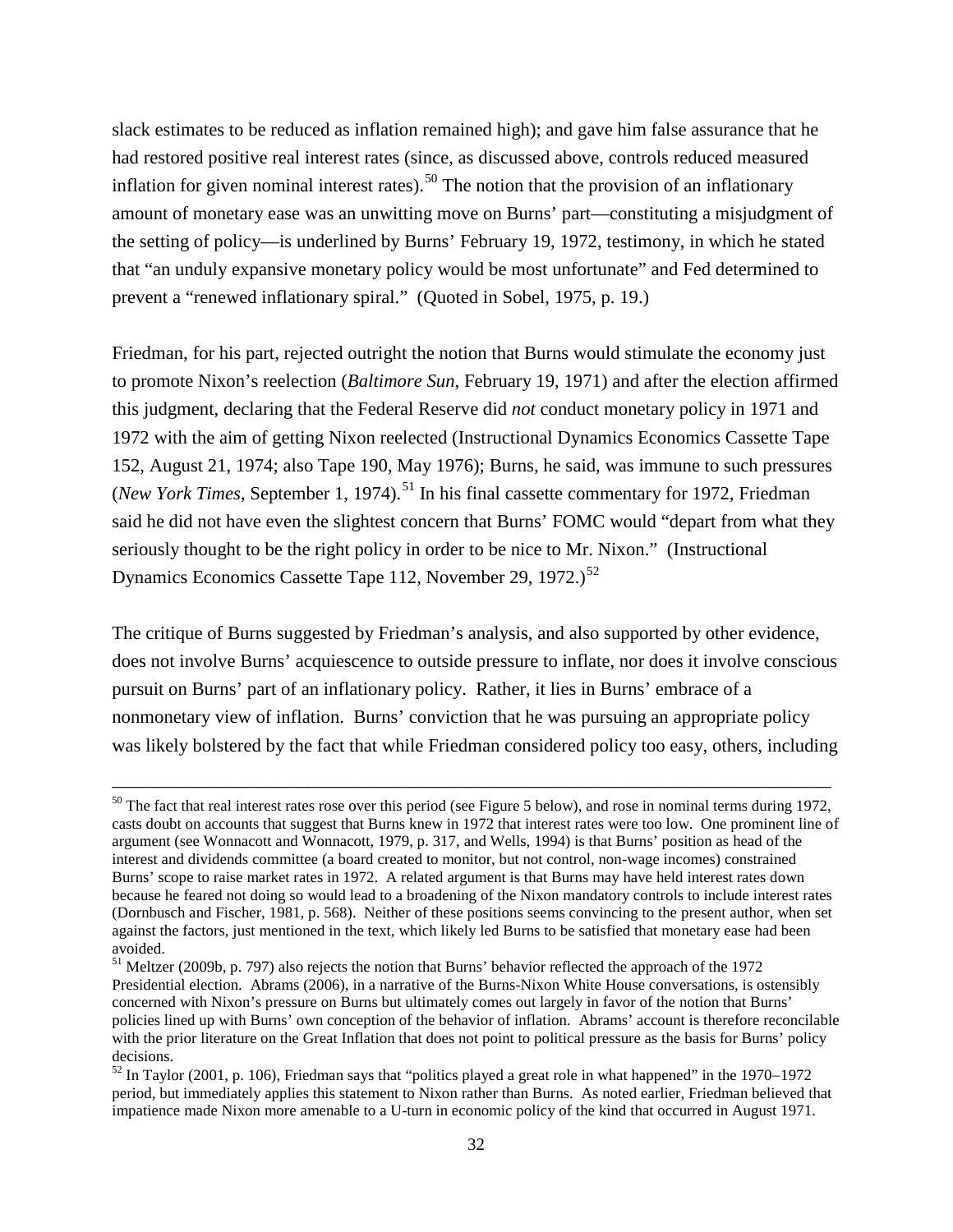slack estimates to be reduced as inflation remained high); and gave him false assurance that he had restored positive real interest rates (since, as discussed above, controls reduced measured inflation for given nominal interest rates).[50] The notion that the provision of an inflationary amount of monetary ease was an unwitting move on Burns' part—constituting a misjudgment of the setting of policy—is underlined by Burns' February 19, 1972, testimony, in which he stated that "an unduly expansive monetary policy would be most unfortunate" and Fed determined to prevent a "renewed inflationary spiral." (Quoted in Sobel, 1975, p. 19.)

Friedman, for his part, rejected outright the notion that Burns would stimulate the economy just to promote Nixon's reelection (*Baltimore Sun*, February 19, 1971) and after the election affirmed this judgment, declaring that the Federal Reserve did *not* conduct monetary policy in 1971 and 1972 with the aim of getting Nixon reelected (Instructional Dynamics Economics Cassette Tape 152, August 21, 1974; also Tape 190, May 1976); Burns, he said, was immune to such pressures (*New York Times*, September 1, 1974).[51] In his final cassette commentary for 1972, Friedman said he did not have even the slightest concern that Burns' FOMC would "depart from what they seriously thought to be the right policy in order to be nice to Mr. Nixon." (Instructional Dynamics Economics Cassette Tape 112, November 29, 1972.)[52]

The critique of Burns suggested by Friedman's analysis, and also supported by other evidence, does not involve Burns' acquiescence to outside pressure to inflate, nor does it involve conscious pursuit on Burns' part of an inflationary policy. Rather, it lies in Burns' embrace of a nonmonetary view of inflation. Burns' conviction that he was pursuing an appropriate policy was likely bolstered by the fact that while Friedman considered policy too easy, others, including

---

[50] The fact that real interest rates rose over this period (see Figure 5 below), and rose in nominal terms during 1972, casts doubt on accounts that suggest that Burns knew in 1972 that interest rates were too low. One prominent line of argument (see Wonnacott and Wonnacott, 1979, p. 317, and Wells, 1994) is that Burns' position as head of the interest and dividends committee (a board created to monitor, but not control, non-wage incomes) constrained Burns' scope to raise market rates in 1972. A related argument is that Burns may have held interest rates down because he feared not doing so would lead to a broadening of the Nixon mandatory controls to include interest rates (Dornbusch and Fischer, 1981, p. 568). Neither of these positions seems convincing to the present author, when set against the factors, just mentioned in the text, which likely led Burns to be satisfied that monetary ease had been avoided.

[51] Meltzer (2009b, p. 797) also rejects the notion that Burns' behavior reflected the approach of the 1972 Presidential election. Abrams (2006), in a narrative of the Burns-Nixon White House conversations, is ostensibly concerned with Nixon's pressure on Burns but ultimately comes out largely in favor of the notion that Burns' policies lined up with Burns' own conception of the behavior of inflation. Abrams' account is therefore reconcilable with the prior literature on the Great Inflation that does not point to political pressure as the basis for Burns' policy decisions.

[52] In Taylor (2001, p. 106), Friedman says that "politics played a great role in what happened" in the 1970–1972 period, but immediately applies this statement to Nixon rather than Burns. As noted earlier, Friedman believed that impatience made Nixon more amenable to a U-turn in economic policy of the kind that occurred in August 1971.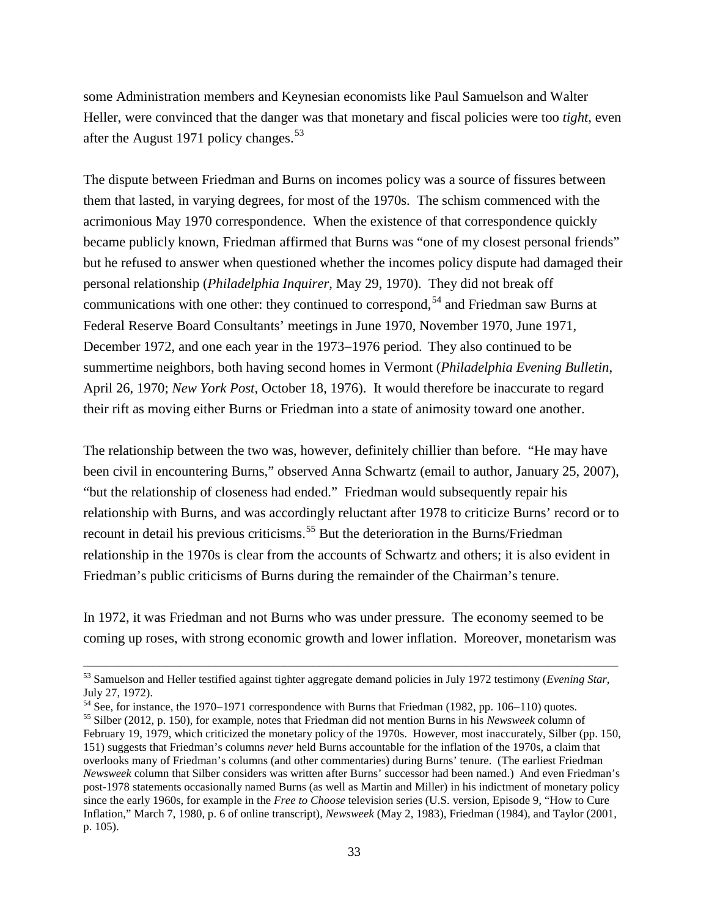some Administration members and Keynesian economists like Paul Samuelson and Walter Heller, were convinced that the danger was that monetary and fiscal policies were too *tight*, even after the August 1971 policy changes.[53]

The dispute between Friedman and Burns on incomes policy was a source of fissures between them that lasted, in varying degrees, for most of the 1970s. The schism commenced with the acrimonious May 1970 correspondence. When the existence of that correspondence quickly became publicly known, Friedman affirmed that Burns was "one of my closest personal friends" but he refused to answer when questioned whether the incomes policy dispute had damaged their personal relationship (*Philadelphia Inquirer*, May 29, 1970). They did not break off communications with one other: they continued to correspond,[54] and Friedman saw Burns at Federal Reserve Board Consultants' meetings in June 1970, November 1970, June 1971, December 1972, and one each year in the 1973–1976 period. They also continued to be summertime neighbors, both having second homes in Vermont (*Philadelphia Evening Bulletin*, April 26, 1970; *New York Post*, October 18, 1976). It would therefore be inaccurate to regard their rift as moving either Burns or Friedman into a state of animosity toward one another.

The relationship between the two was, however, definitely chillier than before. "He may have been civil in encountering Burns," observed Anna Schwartz (email to author, January 25, 2007), "but the relationship of closeness had ended." Friedman would subsequently repair his relationship with Burns, and was accordingly reluctant after 1978 to criticize Burns' record or to recount in detail his previous criticisms.[55] But the deterioration in the Burns/Friedman relationship in the 1970s is clear from the accounts of Schwartz and others; it is also evident in Friedman's public criticisms of Burns during the remainder of the Chairman's tenure.

In 1972, it was Friedman and not Burns who was under pressure. The economy seemed to be coming up roses, with strong economic growth and lower inflation. Moreover, monetarism was

---

[53] Samuelson and Heller testified against tighter aggregate demand policies in July 1972 testimony (*Evening Star*, July 27, 1972).

[54] See, for instance, the 1970–1971 correspondence with Burns that Friedman (1982, pp. 106–110) quotes.

[55] Silber (2012, p. 150), for example, notes that Friedman did not mention Burns in his *Newsweek* column of February 19, 1979, which criticized the monetary policy of the 1970s. However, most inaccurately, Silber (pp. 150, 151) suggests that Friedman's columns *never* held Burns accountable for the inflation of the 1970s, a claim that overlooks many of Friedman's columns (and other commentaries) during Burns' tenure. (The earliest Friedman *Newsweek* column that Silber considers was written after Burns' successor had been named.) And even Friedman's post-1978 statements occasionally named Burns (as well as Martin and Miller) in his indictment of monetary policy since the early 1960s, for example in the *Free to Choose* television series (U.S. version, Episode 9, "How to Cure Inflation," March 7, 1980, p. 6 of online transcript), *Newsweek* (May 2, 1983), Friedman (1984), and Taylor (2001, p. 105).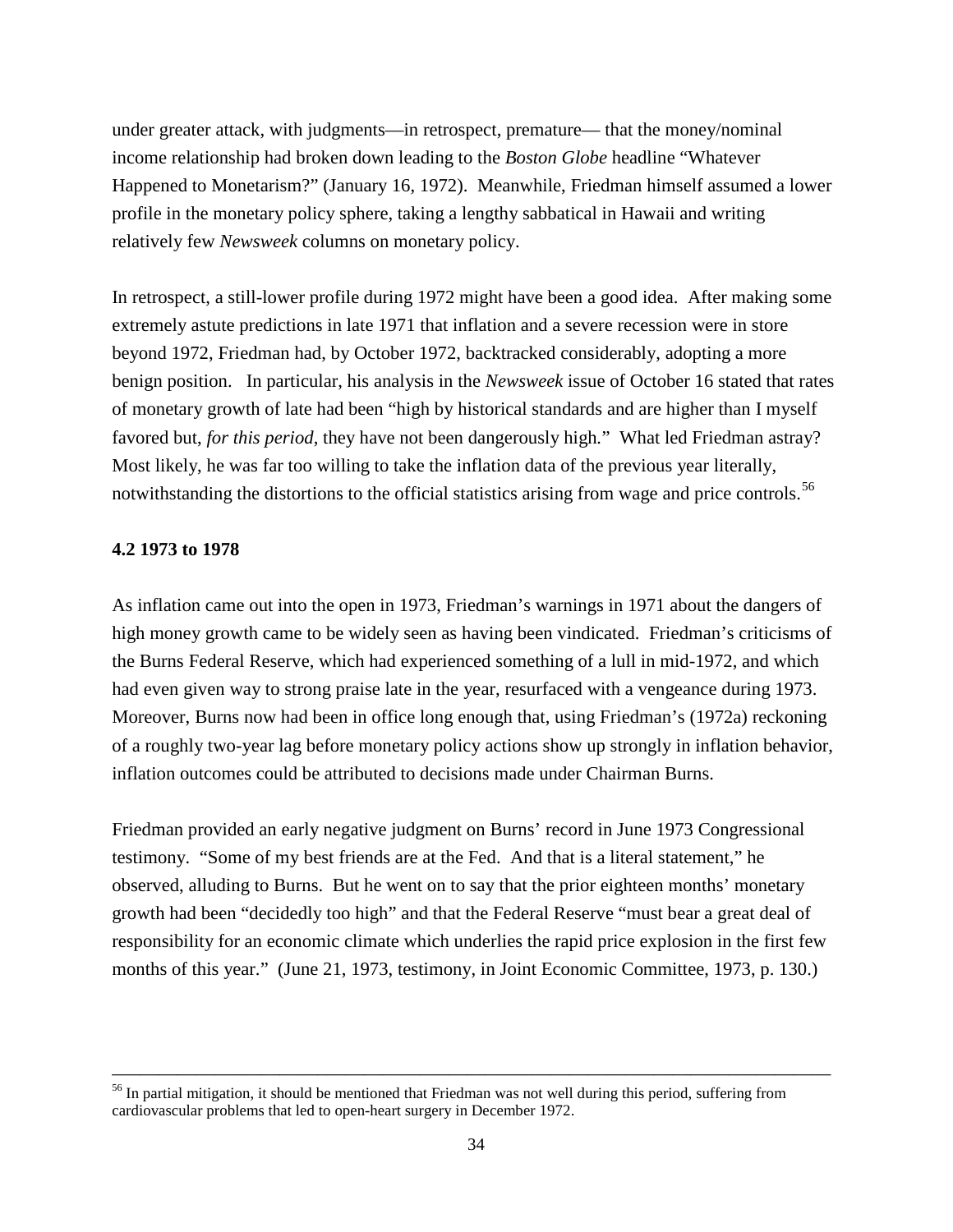under greater attack, with judgments—in retrospect, premature— that the money/nominal income relationship had broken down leading to the *Boston Globe* headline "Whatever Happened to Monetarism?" (January 16, 1972). Meanwhile, Friedman himself assumed a lower profile in the monetary policy sphere, taking a lengthy sabbatical in Hawaii and writing relatively few *Newsweek* columns on monetary policy.

In retrospect, a still-lower profile during 1972 might have been a good idea. After making some extremely astute predictions in late 1971 that inflation and a severe recession were in store beyond 1972, Friedman had, by October 1972, backtracked considerably, adopting a more benign position. In particular, his analysis in the *Newsweek* issue of October 16 stated that rates of monetary growth of late had been "high by historical standards and are higher than I myself favored but, *for this period*, they have not been dangerously high." What led Friedman astray? Most likely, he was far too willing to take the inflation data of the previous year literally, notwithstanding the distortions to the official statistics arising from wage and price controls.[56]

**4.2 1973 to 1978**

As inflation came out into the open in 1973, Friedman's warnings in 1971 about the dangers of high money growth came to be widely seen as having been vindicated. Friedman's criticisms of the Burns Federal Reserve, which had experienced something of a lull in mid-1972, and which had even given way to strong praise late in the year, resurfaced with a vengeance during 1973. Moreover, Burns now had been in office long enough that, using Friedman's (1972a) reckoning of a roughly two-year lag before monetary policy actions show up strongly in inflation behavior, inflation outcomes could be attributed to decisions made under Chairman Burns.

Friedman provided an early negative judgment on Burns' record in June 1973 Congressional testimony. "Some of my best friends are at the Fed. And that is a literal statement," he observed, alluding to Burns. But he went on to say that the prior eighteen months' monetary growth had been "decidedly too high" and that the Federal Reserve "must bear a great deal of responsibility for an economic climate which underlies the rapid price explosion in the first few months of this year." (June 21, 1973, testimony, in Joint Economic Committee, 1973, p. 130.)

---

[56] In partial mitigation, it should be mentioned that Friedman was not well during this period, suffering from cardiovascular problems that led to open-heart surgery in December 1972.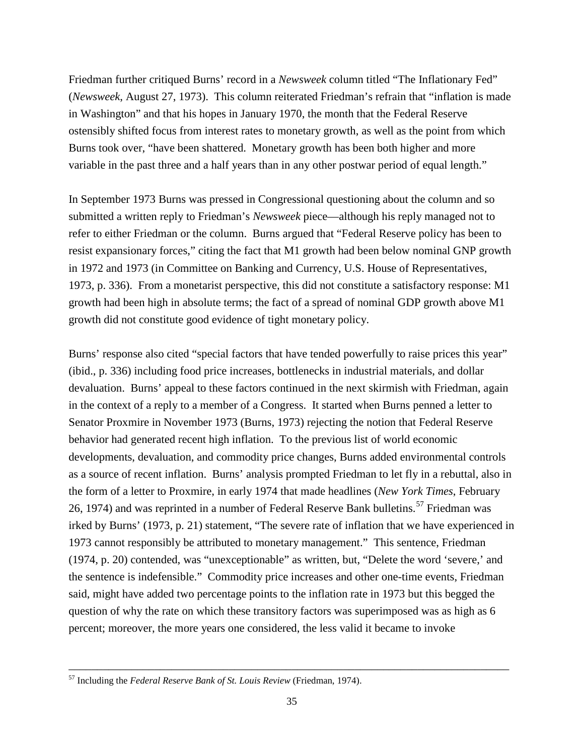Friedman further critiqued Burns' record in a *Newsweek* column titled "The Inflationary Fed" (*Newsweek*, August 27, 1973). This column reiterated Friedman's refrain that "inflation is made in Washington" and that his hopes in January 1970, the month that the Federal Reserve ostensibly shifted focus from interest rates to monetary growth, as well as the point from which Burns took over, "have been shattered. Monetary growth has been both higher and more variable in the past three and a half years than in any other postwar period of equal length."

In September 1973 Burns was pressed in Congressional questioning about the column and so submitted a written reply to Friedman's *Newsweek* piece—although his reply managed not to refer to either Friedman or the column. Burns argued that "Federal Reserve policy has been to resist expansionary forces," citing the fact that M1 growth had been below nominal GNP growth in 1972 and 1973 (in Committee on Banking and Currency, U.S. House of Representatives, 1973, p. 336). From a monetarist perspective, this did not constitute a satisfactory response: M1 growth had been high in absolute terms; the fact of a spread of nominal GDP growth above M1 growth did not constitute good evidence of tight monetary policy.

Burns' response also cited "special factors that have tended powerfully to raise prices this year" (ibid., p. 336) including food price increases, bottlenecks in industrial materials, and dollar devaluation. Burns' appeal to these factors continued in the next skirmish with Friedman, again in the context of a reply to a member of a Congress. It started when Burns penned a letter to Senator Proxmire in November 1973 (Burns, 1973) rejecting the notion that Federal Reserve behavior had generated recent high inflation. To the previous list of world economic developments, devaluation, and commodity price changes, Burns added environmental controls as a source of recent inflation. Burns' analysis prompted Friedman to let fly in a rebuttal, also in the form of a letter to Proxmire, in early 1974 that made headlines (*New York Times*, February 26, 1974) and was reprinted in a number of Federal Reserve Bank bulletins.[57] Friedman was irked by Burns' (1973, p. 21) statement, "The severe rate of inflation that we have experienced in 1973 cannot responsibly be attributed to monetary management." This sentence, Friedman (1974, p. 20) contended, was "unexceptionable" as written, but, "Delete the word 'severe,' and the sentence is indefensible." Commodity price increases and other one-time events, Friedman said, might have added two percentage points to the inflation rate in 1973 but this begged the question of why the rate on which these transitory factors was superimposed was as high as 6 percent; moreover, the more years one considered, the less valid it became to invoke

---

[57] Including the *Federal Reserve Bank of St. Louis Review* (Friedman, 1974).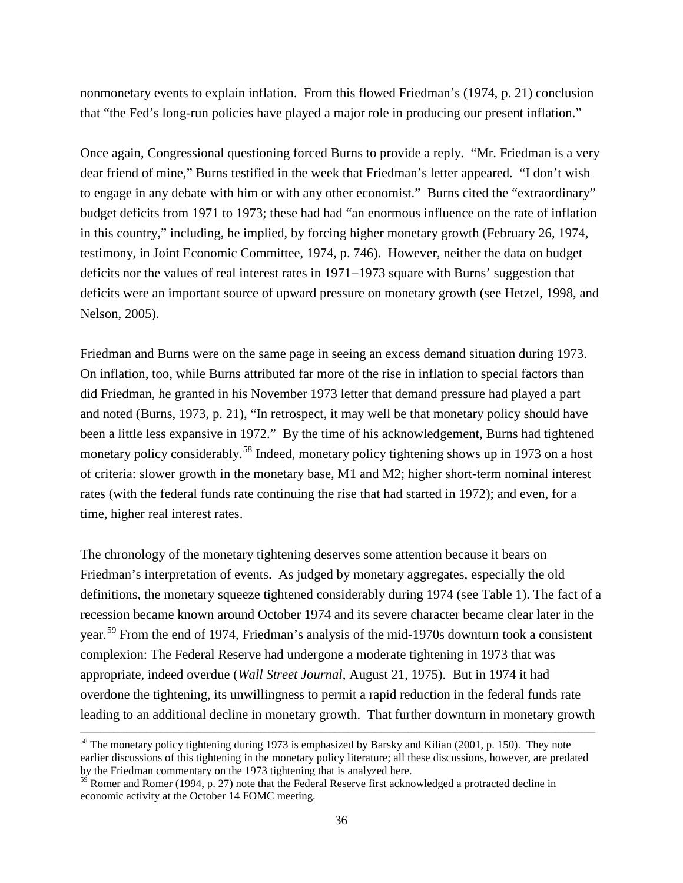nonmonetary events to explain inflation. From this flowed Friedman's (1974, p. 21) conclusion that "the Fed's long-run policies have played a major role in producing our present inflation."

Once again, Congressional questioning forced Burns to provide a reply. "Mr. Friedman is a very dear friend of mine," Burns testified in the week that Friedman's letter appeared. "I don't wish to engage in any debate with him or with any other economist." Burns cited the "extraordinary" budget deficits from 1971 to 1973; these had had "an enormous influence on the rate of inflation in this country," including, he implied, by forcing higher monetary growth (February 26, 1974, testimony, in Joint Economic Committee, 1974, p. 746). However, neither the data on budget deficits nor the values of real interest rates in 1971−1973 square with Burns' suggestion that deficits were an important source of upward pressure on monetary growth (see Hetzel, 1998, and Nelson, 2005).

Friedman and Burns were on the same page in seeing an excess demand situation during 1973. On inflation, too, while Burns attributed far more of the rise in inflation to special factors than did Friedman, he granted in his November 1973 letter that demand pressure had played a part and noted (Burns, 1973, p. 21), "In retrospect, it may well be that monetary policy should have been a little less expansive in 1972." By the time of his acknowledgement, Burns had tightened monetary policy considerably.[58] Indeed, monetary policy tightening shows up in 1973 on a host of criteria: slower growth in the monetary base, M1 and M2; higher short-term nominal interest rates (with the federal funds rate continuing the rise that had started in 1972); and even, for a time, higher real interest rates.

The chronology of the monetary tightening deserves some attention because it bears on Friedman's interpretation of events. As judged by monetary aggregates, especially the old definitions, the monetary squeeze tightened considerably during 1974 (see Table 1). The fact of a recession became known around October 1974 and its severe character became clear later in the year.[59] From the end of 1974, Friedman's analysis of the mid-1970s downturn took a consistent complexion: The Federal Reserve had undergone a moderate tightening in 1973 that was appropriate, indeed overdue (*Wall Street Journal*, August 21, 1975). But in 1974 it had overdone the tightening, its unwillingness to permit a rapid reduction in the federal funds rate leading to an additional decline in monetary growth. That further downturn in monetary growth

---

[58] The monetary policy tightening during 1973 is emphasized by Barsky and Kilian (2001, p. 150). They note earlier discussions of this tightening in the monetary policy literature; all these discussions, however, are predated by the Friedman commentary on the 1973 tightening that is analyzed here.

[59] Romer and Romer (1994, p. 27) note that the Federal Reserve first acknowledged a protracted decline in economic activity at the October 14 FOMC meeting.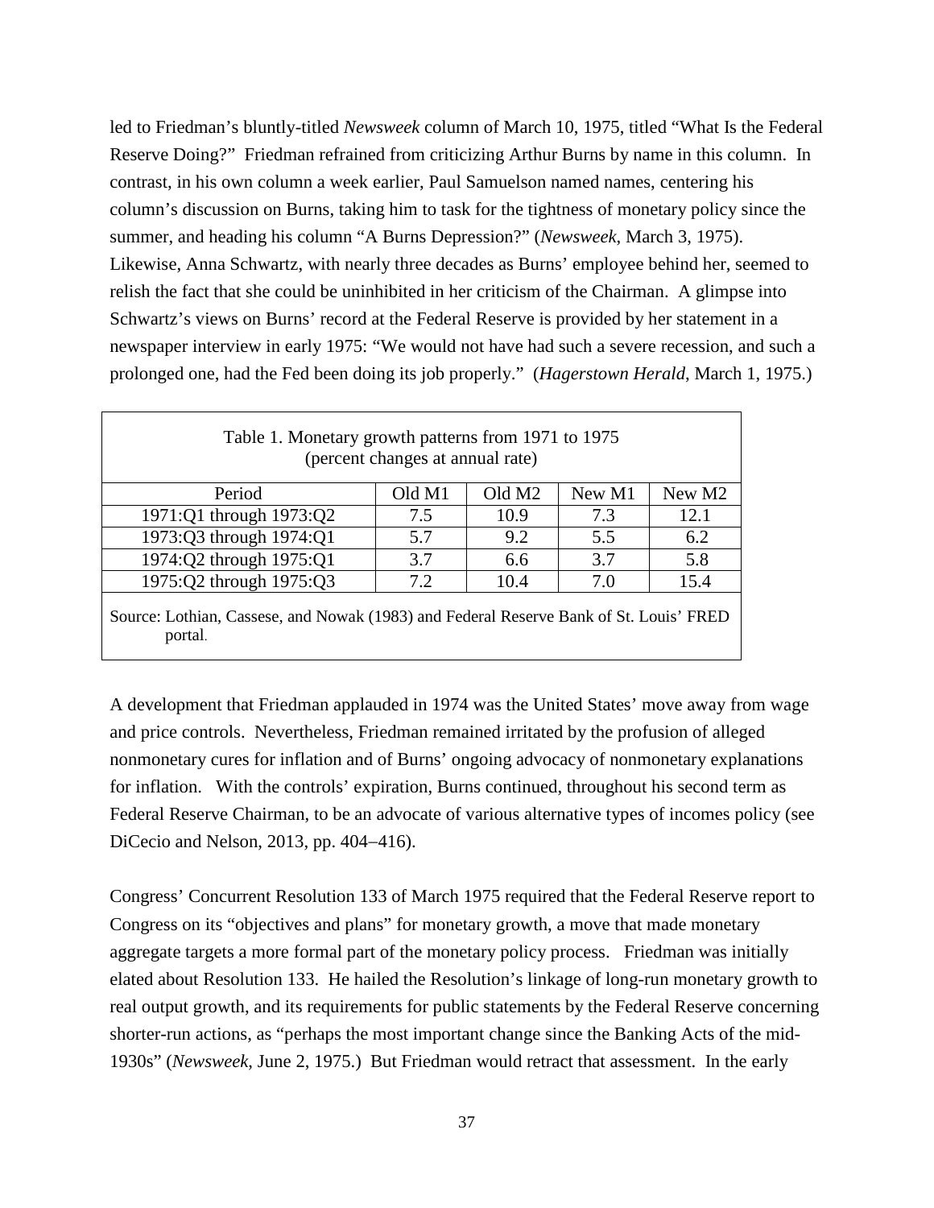led to Friedman's bluntly-titled *Newsweek* column of March 10, 1975, titled "What Is the Federal Reserve Doing?" Friedman refrained from criticizing Arthur Burns by name in this column. In contrast, in his own column a week earlier, Paul Samuelson named names, centering his column's discussion on Burns, taking him to task for the tightness of monetary policy since the summer, and heading his column "A Burns Depression?" (*Newsweek*, March 3, 1975). Likewise, Anna Schwartz, with nearly three decades as Burns' employee behind her, seemed to relish the fact that she could be uninhibited in her criticism of the Chairman. A glimpse into Schwartz's views on Burns' record at the Federal Reserve is provided by her statement in a newspaper interview in early 1975: "We would not have had such a severe recession, and such a prolonged one, had the Fed been doing its job properly." (*Hagerstown Herald*, March 1, 1975.)

Table 1. Monetary growth patterns from 1971 to 1975
(percent changes at annual rate)

| Period | Old M1 | Old M2 | New M1 | New M2 |
|---|---|---|---|---|
| 1971:Q1 through 1973:Q2 | 7.5 | 10.9 | 7.3 | 12.1 |
| 1973:Q3 through 1974:Q1 | 5.7 | 9.2 | 5.5 | 6.2 |
| 1974:Q2 through 1975:Q1 | 3.7 | 6.6 | 3.7 | 5.8 |
| 1975:Q2 through 1975:Q3 | 7.2 | 10.4 | 7.0 | 15.4 |

Source: Lothian, Cassese, and Nowak (1983) and Federal Reserve Bank of St. Louis' FRED portal.

A development that Friedman applauded in 1974 was the United States' move away from wage and price controls. Nevertheless, Friedman remained irritated by the profusion of alleged nonmonetary cures for inflation and of Burns' ongoing advocacy of nonmonetary explanations for inflation. With the controls' expiration, Burns continued, throughout his second term as Federal Reserve Chairman, to be an advocate of various alternative types of incomes policy (see DiCecio and Nelson, 2013, pp. 404–416).

Congress' Concurrent Resolution 133 of March 1975 required that the Federal Reserve report to Congress on its "objectives and plans" for monetary growth, a move that made monetary aggregate targets a more formal part of the monetary policy process. Friedman was initially elated about Resolution 133. He hailed the Resolution's linkage of long-run monetary growth to real output growth, and its requirements for public statements by the Federal Reserve concerning shorter-run actions, as "perhaps the most important change since the Banking Acts of the mid-1930s" (*Newsweek*, June 2, 1975.) But Friedman would retract that assessment. In the early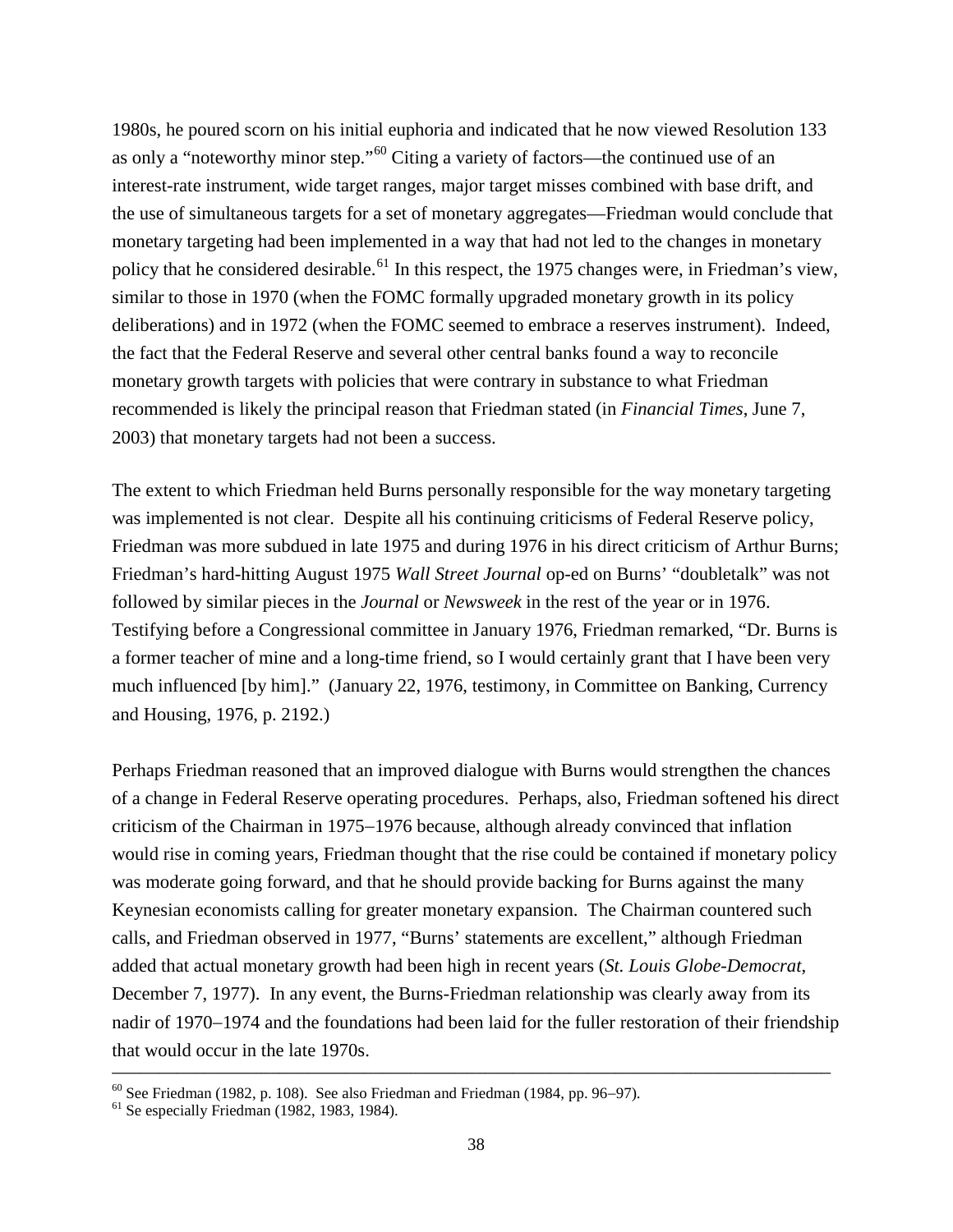1980s, he poured scorn on his initial euphoria and indicated that he now viewed Resolution 133 as only a "noteworthy minor step."[60] Citing a variety of factors—the continued use of an interest-rate instrument, wide target ranges, major target misses combined with base drift, and the use of simultaneous targets for a set of monetary aggregates—Friedman would conclude that monetary targeting had been implemented in a way that had not led to the changes in monetary policy that he considered desirable.[61] In this respect, the 1975 changes were, in Friedman's view, similar to those in 1970 (when the FOMC formally upgraded monetary growth in its policy deliberations) and in 1972 (when the FOMC seemed to embrace a reserves instrument). Indeed, the fact that the Federal Reserve and several other central banks found a way to reconcile monetary growth targets with policies that were contrary in substance to what Friedman recommended is likely the principal reason that Friedman stated (in *Financial Times*, June 7, 2003) that monetary targets had not been a success.

The extent to which Friedman held Burns personally responsible for the way monetary targeting was implemented is not clear. Despite all his continuing criticisms of Federal Reserve policy, Friedman was more subdued in late 1975 and during 1976 in his direct criticism of Arthur Burns; Friedman's hard-hitting August 1975 *Wall Street Journal* op-ed on Burns' "doubletalk" was not followed by similar pieces in the *Journal* or *Newsweek* in the rest of the year or in 1976. Testifying before a Congressional committee in January 1976, Friedman remarked, "Dr. Burns is a former teacher of mine and a long-time friend, so I would certainly grant that I have been very much influenced [by him]." (January 22, 1976, testimony, in Committee on Banking, Currency and Housing, 1976, p. 2192.)

Perhaps Friedman reasoned that an improved dialogue with Burns would strengthen the chances of a change in Federal Reserve operating procedures. Perhaps, also, Friedman softened his direct criticism of the Chairman in 1975–1976 because, although already convinced that inflation would rise in coming years, Friedman thought that the rise could be contained if monetary policy was moderate going forward, and that he should provide backing for Burns against the many Keynesian economists calling for greater monetary expansion. The Chairman countered such calls, and Friedman observed in 1977, "Burns' statements are excellent," although Friedman added that actual monetary growth had been high in recent years (*St. Louis Globe-Democrat*, December 7, 1977). In any event, the Burns-Friedman relationship was clearly away from its nadir of 1970–1974 and the foundations had been laid for the fuller restoration of their friendship that would occur in the late 1970s.

---

[60] See Friedman (1982, p. 108). See also Friedman and Friedman (1984, pp. 96–97).

[61] Se especially Friedman (1982, 1983, 1984).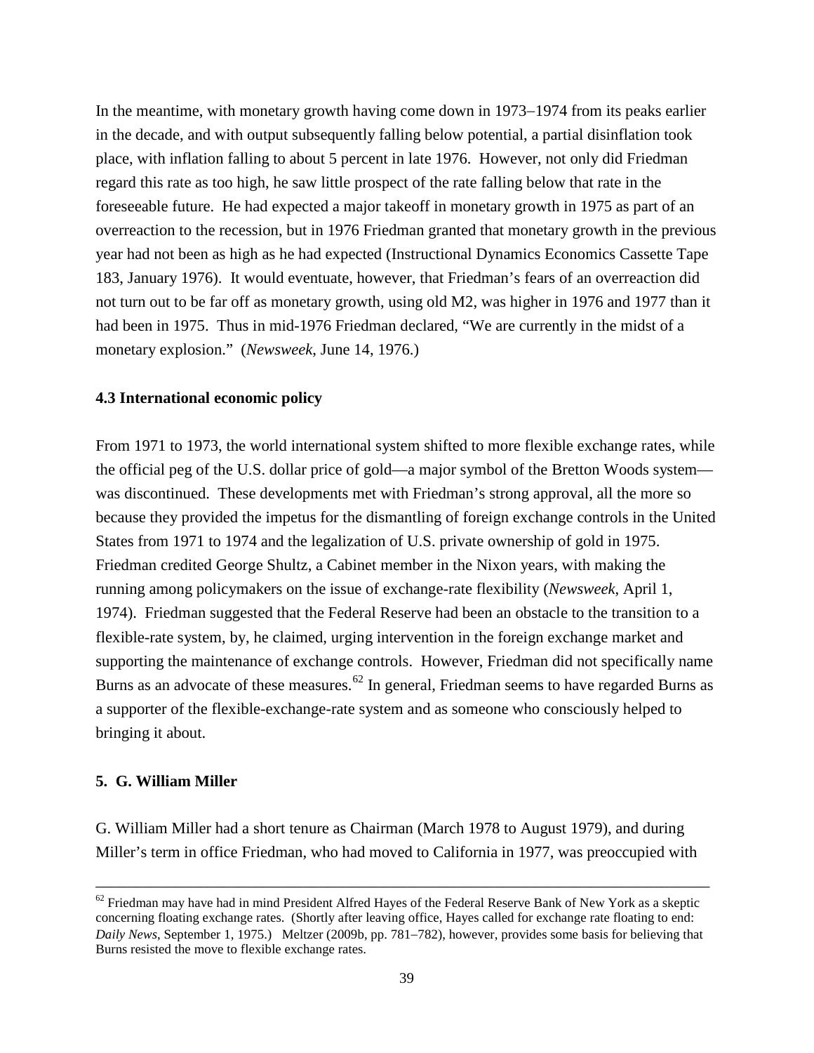In the meantime, with monetary growth having come down in 1973–1974 from its peaks earlier in the decade, and with output subsequently falling below potential, a partial disinflation took place, with inflation falling to about 5 percent in late 1976. However, not only did Friedman regard this rate as too high, he saw little prospect of the rate falling below that rate in the foreseeable future. He had expected a major takeoff in monetary growth in 1975 as part of an overreaction to the recession, but in 1976 Friedman granted that monetary growth in the previous year had not been as high as he had expected (Instructional Dynamics Economics Cassette Tape 183, January 1976). It would eventuate, however, that Friedman's fears of an overreaction did not turn out to be far off as monetary growth, using old M2, was higher in 1976 and 1977 than it had been in 1975. Thus in mid-1976 Friedman declared, "We are currently in the midst of a monetary explosion." (*Newsweek*, June 14, 1976.)

### 4.3 International economic policy

From 1971 to 1973, the world international system shifted to more flexible exchange rates, while the official peg of the U.S. dollar price of gold—a major symbol of the Bretton Woods system—was discontinued. These developments met with Friedman's strong approval, all the more so because they provided the impetus for the dismantling of foreign exchange controls in the United States from 1971 to 1974 and the legalization of U.S. private ownership of gold in 1975. Friedman credited George Shultz, a Cabinet member in the Nixon years, with making the running among policymakers on the issue of exchange-rate flexibility (*Newsweek*, April 1, 1974). Friedman suggested that the Federal Reserve had been an obstacle to the transition to a flexible-rate system, by, he claimed, urging intervention in the foreign exchange market and supporting the maintenance of exchange controls. However, Friedman did not specifically name Burns as an advocate of these measures.[62] In general, Friedman seems to have regarded Burns as a supporter of the flexible-exchange-rate system and as someone who consciously helped to bringing it about.

## 5. G. William Miller

G. William Miller had a short tenure as Chairman (March 1978 to August 1979), and during Miller's term in office Friedman, who had moved to California in 1977, was preoccupied with

---

[62] Friedman may have had in mind President Alfred Hayes of the Federal Reserve Bank of New York as a skeptic concerning floating exchange rates. (Shortly after leaving office, Hayes called for exchange rate floating to end: *Daily News*, September 1, 1975.) Meltzer (2009b, pp. 781–782), however, provides some basis for believing that Burns resisted the move to flexible exchange rates.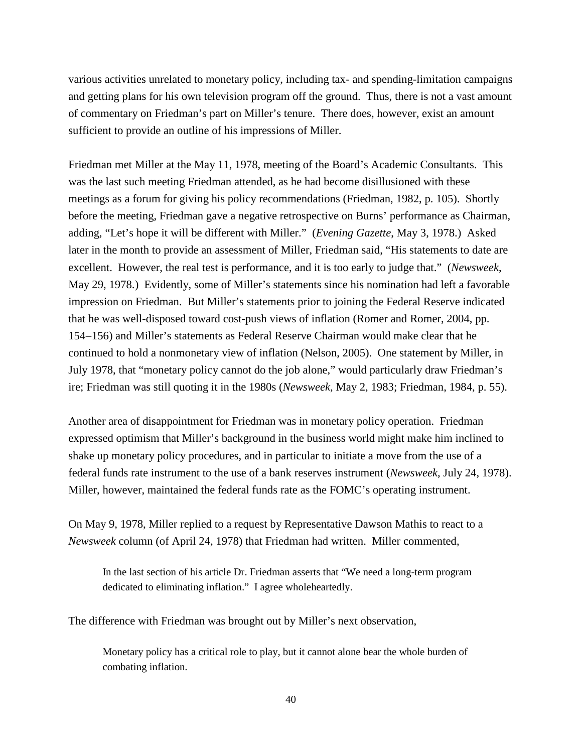various activities unrelated to monetary policy, including tax- and spending-limitation campaigns and getting plans for his own television program off the ground. Thus, there is not a vast amount of commentary on Friedman's part on Miller's tenure. There does, however, exist an amount sufficient to provide an outline of his impressions of Miller.

Friedman met Miller at the May 11, 1978, meeting of the Board's Academic Consultants. This was the last such meeting Friedman attended, as he had become disillusioned with these meetings as a forum for giving his policy recommendations (Friedman, 1982, p. 105). Shortly before the meeting, Friedman gave a negative retrospective on Burns' performance as Chairman, adding, "Let's hope it will be different with Miller." (*Evening Gazette*, May 3, 1978.) Asked later in the month to provide an assessment of Miller, Friedman said, "His statements to date are excellent. However, the real test is performance, and it is too early to judge that." (*Newsweek*, May 29, 1978.) Evidently, some of Miller's statements since his nomination had left a favorable impression on Friedman. But Miller's statements prior to joining the Federal Reserve indicated that he was well-disposed toward cost-push views of inflation (Romer and Romer, 2004, pp. 154–156) and Miller's statements as Federal Reserve Chairman would make clear that he continued to hold a nonmonetary view of inflation (Nelson, 2005). One statement by Miller, in July 1978, that "monetary policy cannot do the job alone," would particularly draw Friedman's ire; Friedman was still quoting it in the 1980s (*Newsweek*, May 2, 1983; Friedman, 1984, p. 55).

Another area of disappointment for Friedman was in monetary policy operation. Friedman expressed optimism that Miller's background in the business world might make him inclined to shake up monetary policy procedures, and in particular to initiate a move from the use of a federal funds rate instrument to the use of a bank reserves instrument (*Newsweek*, July 24, 1978). Miller, however, maintained the federal funds rate as the FOMC's operating instrument.

On May 9, 1978, Miller replied to a request by Representative Dawson Mathis to react to a *Newsweek* column (of April 24, 1978) that Friedman had written. Miller commented,

> In the last section of his article Dr. Friedman asserts that "We need a long-term program dedicated to eliminating inflation." I agree wholeheartedly.

The difference with Friedman was brought out by Miller's next observation,

> Monetary policy has a critical role to play, but it cannot alone bear the whole burden of combating inflation.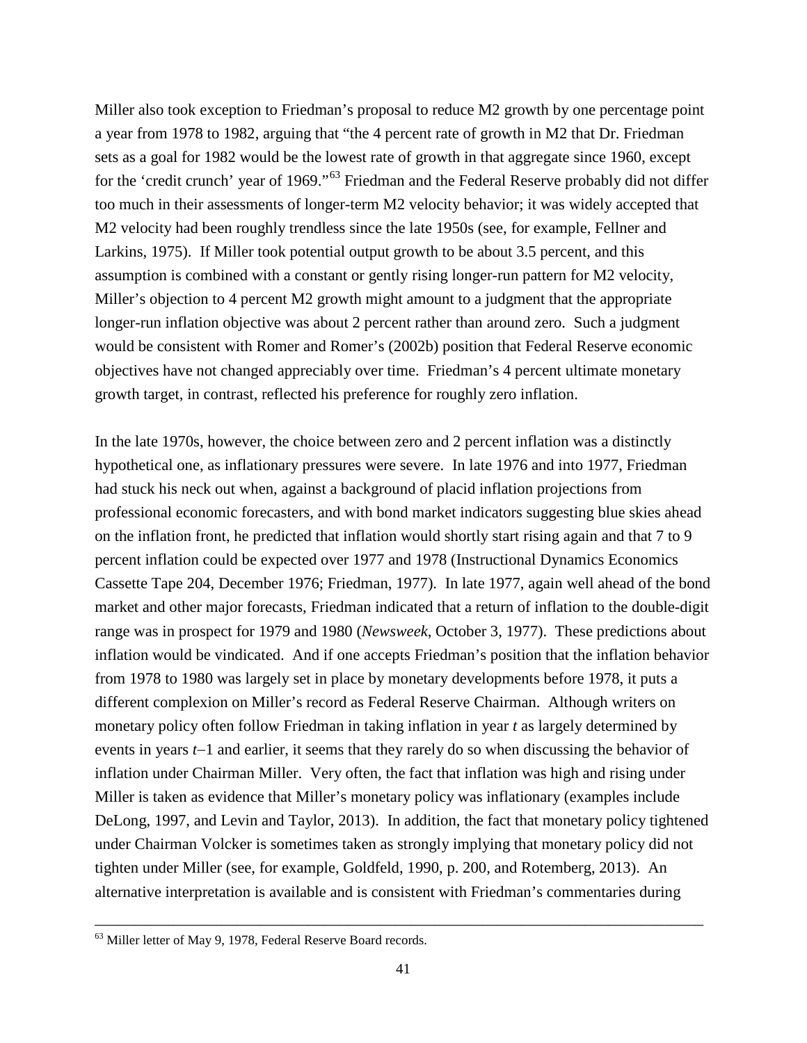Miller also took exception to Friedman's proposal to reduce M2 growth by one percentage point a year from 1978 to 1982, arguing that "the 4 percent rate of growth in M2 that Dr. Friedman sets as a goal for 1982 would be the lowest rate of growth in that aggregate since 1960, except for the 'credit crunch' year of 1969."[63] Friedman and the Federal Reserve probably did not differ too much in their assessments of longer-term M2 velocity behavior; it was widely accepted that M2 velocity had been roughly trendless since the late 1950s (see, for example, Fellner and Larkins, 1975). If Miller took potential output growth to be about 3.5 percent, and this assumption is combined with a constant or gently rising longer-run pattern for M2 velocity, Miller's objection to 4 percent M2 growth might amount to a judgment that the appropriate longer-run inflation objective was about 2 percent rather than around zero. Such a judgment would be consistent with Romer and Romer's (2002b) position that Federal Reserve economic objectives have not changed appreciably over time. Friedman's 4 percent ultimate monetary growth target, in contrast, reflected his preference for roughly zero inflation.

In the late 1970s, however, the choice between zero and 2 percent inflation was a distinctly hypothetical one, as inflationary pressures were severe. In late 1976 and into 1977, Friedman had stuck his neck out when, against a background of placid inflation projections from professional economic forecasters, and with bond market indicators suggesting blue skies ahead on the inflation front, he predicted that inflation would shortly start rising again and that 7 to 9 percent inflation could be expected over 1977 and 1978 (Instructional Dynamics Economics Cassette Tape 204, December 1976; Friedman, 1977). In late 1977, again well ahead of the bond market and other major forecasts, Friedman indicated that a return of inflation to the double-digit range was in prospect for 1979 and 1980 (*Newsweek*, October 3, 1977). These predictions about inflation would be vindicated. And if one accepts Friedman's position that the inflation behavior from 1978 to 1980 was largely set in place by monetary developments before 1978, it puts a different complexion on Miller's record as Federal Reserve Chairman. Although writers on monetary policy often follow Friedman in taking inflation in year $t$ as largely determined by events in years $t$–1 and earlier, it seems that they rarely do so when discussing the behavior of inflation under Chairman Miller. Very often, the fact that inflation was high and rising under Miller is taken as evidence that Miller's monetary policy was inflationary (examples include DeLong, 1997, and Levin and Taylor, 2013). In addition, the fact that monetary policy tightened under Chairman Volcker is sometimes taken as strongly implying that monetary policy did not tighten under Miller (see, for example, Goldfeld, 1990, p. 200, and Rotemberg, 2013). An alternative interpretation is available and is consistent with Friedman's commentaries during

[63] Miller letter of May 9, 1978, Federal Reserve Board records.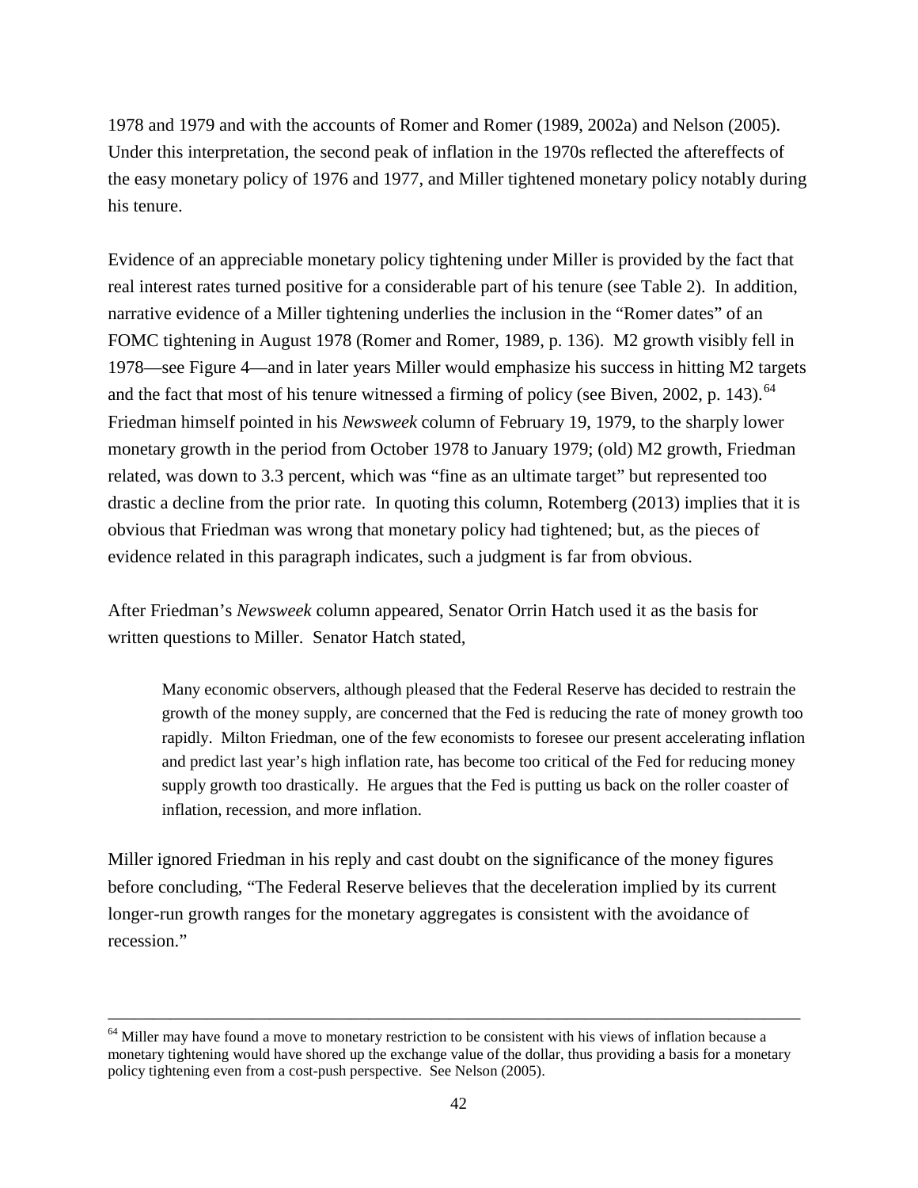1978 and 1979 and with the accounts of Romer and Romer (1989, 2002a) and Nelson (2005). Under this interpretation, the second peak of inflation in the 1970s reflected the aftereffects of the easy monetary policy of 1976 and 1977, and Miller tightened monetary policy notably during his tenure.

Evidence of an appreciable monetary policy tightening under Miller is provided by the fact that real interest rates turned positive for a considerable part of his tenure (see Table 2). In addition, narrative evidence of a Miller tightening underlies the inclusion in the "Romer dates" of an FOMC tightening in August 1978 (Romer and Romer, 1989, p. 136). M2 growth visibly fell in 1978—see Figure 4—and in later years Miller would emphasize his success in hitting M2 targets and the fact that most of his tenure witnessed a firming of policy (see Biven, 2002, p. 143).[64] Friedman himself pointed in his *Newsweek* column of February 19, 1979, to the sharply lower monetary growth in the period from October 1978 to January 1979; (old) M2 growth, Friedman related, was down to 3.3 percent, which was "fine as an ultimate target" but represented too drastic a decline from the prior rate. In quoting this column, Rotemberg (2013) implies that it is obvious that Friedman was wrong that monetary policy had tightened; but, as the pieces of evidence related in this paragraph indicates, such a judgment is far from obvious.

After Friedman's *Newsweek* column appeared, Senator Orrin Hatch used it as the basis for written questions to Miller. Senator Hatch stated,

> Many economic observers, although pleased that the Federal Reserve has decided to restrain the growth of the money supply, are concerned that the Fed is reducing the rate of money growth too rapidly. Milton Friedman, one of the few economists to foresee our present accelerating inflation and predict last year's high inflation rate, has become too critical of the Fed for reducing money supply growth too drastically. He argues that the Fed is putting us back on the roller coaster of inflation, recession, and more inflation.

Miller ignored Friedman in his reply and cast doubt on the significance of the money figures before concluding, "The Federal Reserve believes that the deceleration implied by its current longer-run growth ranges for the monetary aggregates is consistent with the avoidance of recession."

---

[64] Miller may have found a move to monetary restriction to be consistent with his views of inflation because a monetary tightening would have shored up the exchange value of the dollar, thus providing a basis for a monetary policy tightening even from a cost-push perspective. See Nelson (2005).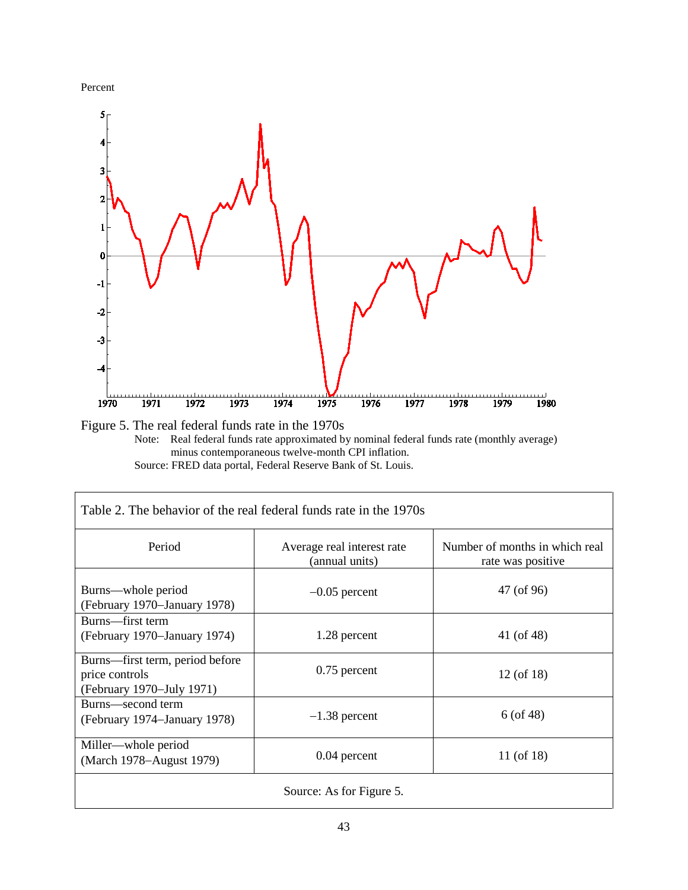Figure 5. The real federal funds rate in the 1970s

Note: Real federal funds rate approximated by nominal federal funds rate (monthly average) minus contemporaneous twelve-month CPI inflation.

Source: FRED data portal, Federal Reserve Bank of St. Louis.

Table 2. The behavior of the real federal funds rate in the 1970s

| Period | Average real interest rate (annual units) | Number of months in which real rate was positive |
|---|---|---|
| Burns—whole period (February 1970–January 1978) | –0.05 percent | 47 (of 96) |
| Burns—first term (February 1970–January 1974) | 1.28 percent | 41 (of 48) |
| Burns—first term, period before price controls (February 1970–July 1971) | 0.75 percent | 12 (of 18) |
| Burns—second term (February 1974–January 1978) | –1.38 percent | 6 (of 48) |
| Miller—whole period (March 1978–August 1979) | 0.04 percent | 11 (of 18) |

Source: As for Figure 5.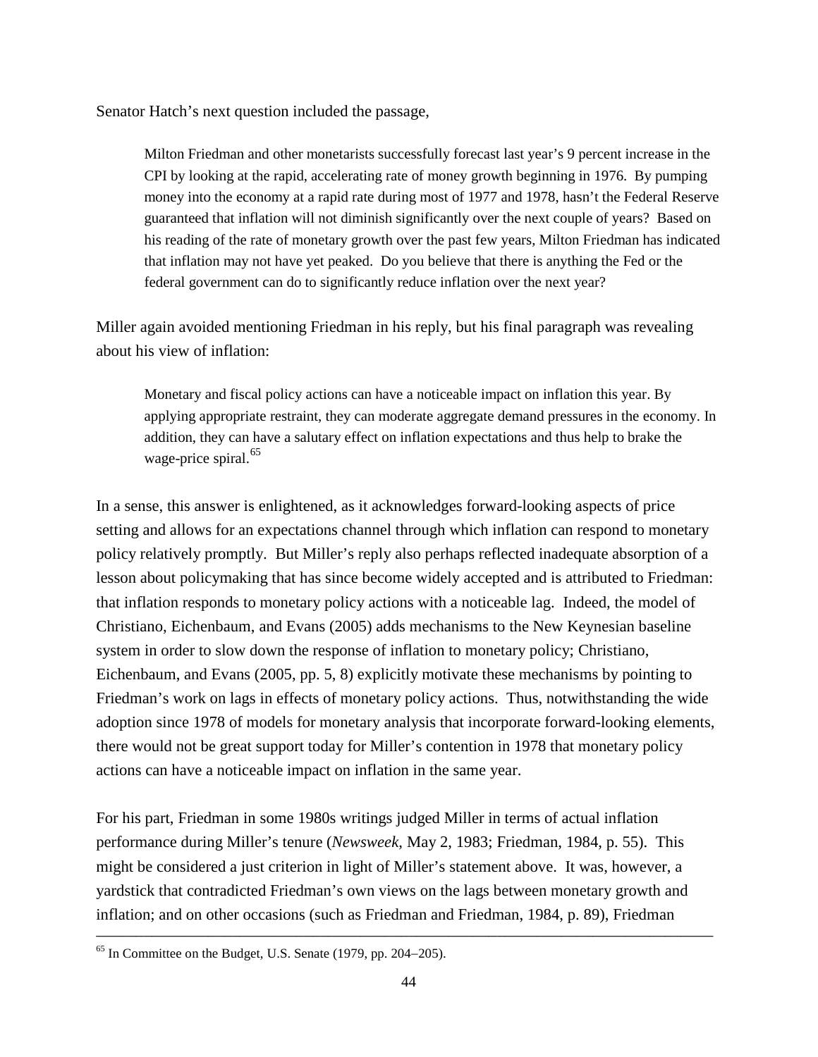Senator Hatch's next question included the passage,

> Milton Friedman and other monetarists successfully forecast last year's 9 percent increase in the CPI by looking at the rapid, accelerating rate of money growth beginning in 1976. By pumping money into the economy at a rapid rate during most of 1977 and 1978, hasn't the Federal Reserve guaranteed that inflation will not diminish significantly over the next couple of years? Based on his reading of the rate of monetary growth over the past few years, Milton Friedman has indicated that inflation may not have yet peaked. Do you believe that there is anything the Fed or the federal government can do to significantly reduce inflation over the next year?

Miller again avoided mentioning Friedman in his reply, but his final paragraph was revealing about his view of inflation:

> Monetary and fiscal policy actions can have a noticeable impact on inflation this year. By applying appropriate restraint, they can moderate aggregate demand pressures in the economy. In addition, they can have a salutary effect on inflation expectations and thus help to brake the wage-price spiral.[65]

In a sense, this answer is enlightened, as it acknowledges forward-looking aspects of price setting and allows for an expectations channel through which inflation can respond to monetary policy relatively promptly. But Miller's reply also perhaps reflected inadequate absorption of a lesson about policymaking that has since become widely accepted and is attributed to Friedman: that inflation responds to monetary policy actions with a noticeable lag. Indeed, the model of Christiano, Eichenbaum, and Evans (2005) adds mechanisms to the New Keynesian baseline system in order to slow down the response of inflation to monetary policy; Christiano, Eichenbaum, and Evans (2005, pp. 5, 8) explicitly motivate these mechanisms by pointing to Friedman's work on lags in effects of monetary policy actions. Thus, notwithstanding the wide adoption since 1978 of models for monetary analysis that incorporate forward-looking elements, there would not be great support today for Miller's contention in 1978 that monetary policy actions can have a noticeable impact on inflation in the same year.

For his part, Friedman in some 1980s writings judged Miller in terms of actual inflation performance during Miller's tenure (*Newsweek*, May 2, 1983; Friedman, 1984, p. 55). This might be considered a just criterion in light of Miller's statement above. It was, however, a yardstick that contradicted Friedman's own views on the lags between monetary growth and inflation; and on other occasions (such as Friedman and Friedman, 1984, p. 89), Friedman

---

[65] In Committee on the Budget, U.S. Senate (1979, pp. 204−205).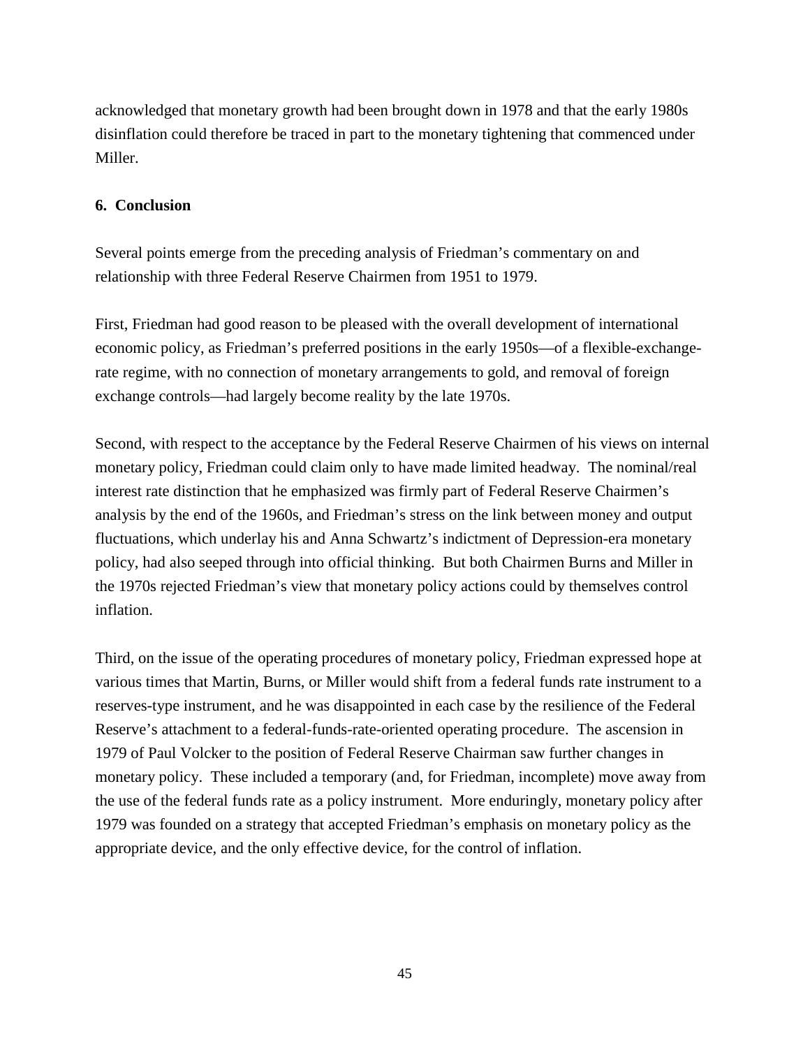acknowledged that monetary growth had been brought down in 1978 and that the early 1980s disinflation could therefore be traced in part to the monetary tightening that commenced under Miller.

## 6. Conclusion

Several points emerge from the preceding analysis of Friedman's commentary on and relationship with three Federal Reserve Chairmen from 1951 to 1979.

First, Friedman had good reason to be pleased with the overall development of international economic policy, as Friedman's preferred positions in the early 1950s—of a flexible-exchange-rate regime, with no connection of monetary arrangements to gold, and removal of foreign exchange controls—had largely become reality by the late 1970s.

Second, with respect to the acceptance by the Federal Reserve Chairmen of his views on internal monetary policy, Friedman could claim only to have made limited headway. The nominal/real interest rate distinction that he emphasized was firmly part of Federal Reserve Chairmen's analysis by the end of the 1960s, and Friedman's stress on the link between money and output fluctuations, which underlay his and Anna Schwartz's indictment of Depression-era monetary policy, had also seeped through into official thinking. But both Chairmen Burns and Miller in the 1970s rejected Friedman's view that monetary policy actions could by themselves control inflation.

Third, on the issue of the operating procedures of monetary policy, Friedman expressed hope at various times that Martin, Burns, or Miller would shift from a federal funds rate instrument to a reserves-type instrument, and he was disappointed in each case by the resilience of the Federal Reserve's attachment to a federal-funds-rate-oriented operating procedure. The ascension in 1979 of Paul Volcker to the position of Federal Reserve Chairman saw further changes in monetary policy. These included a temporary (and, for Friedman, incomplete) move away from the use of the federal funds rate as a policy instrument. More enduringly, monetary policy after 1979 was founded on a strategy that accepted Friedman's emphasis on monetary policy as the appropriate device, and the only effective device, for the control of inflation.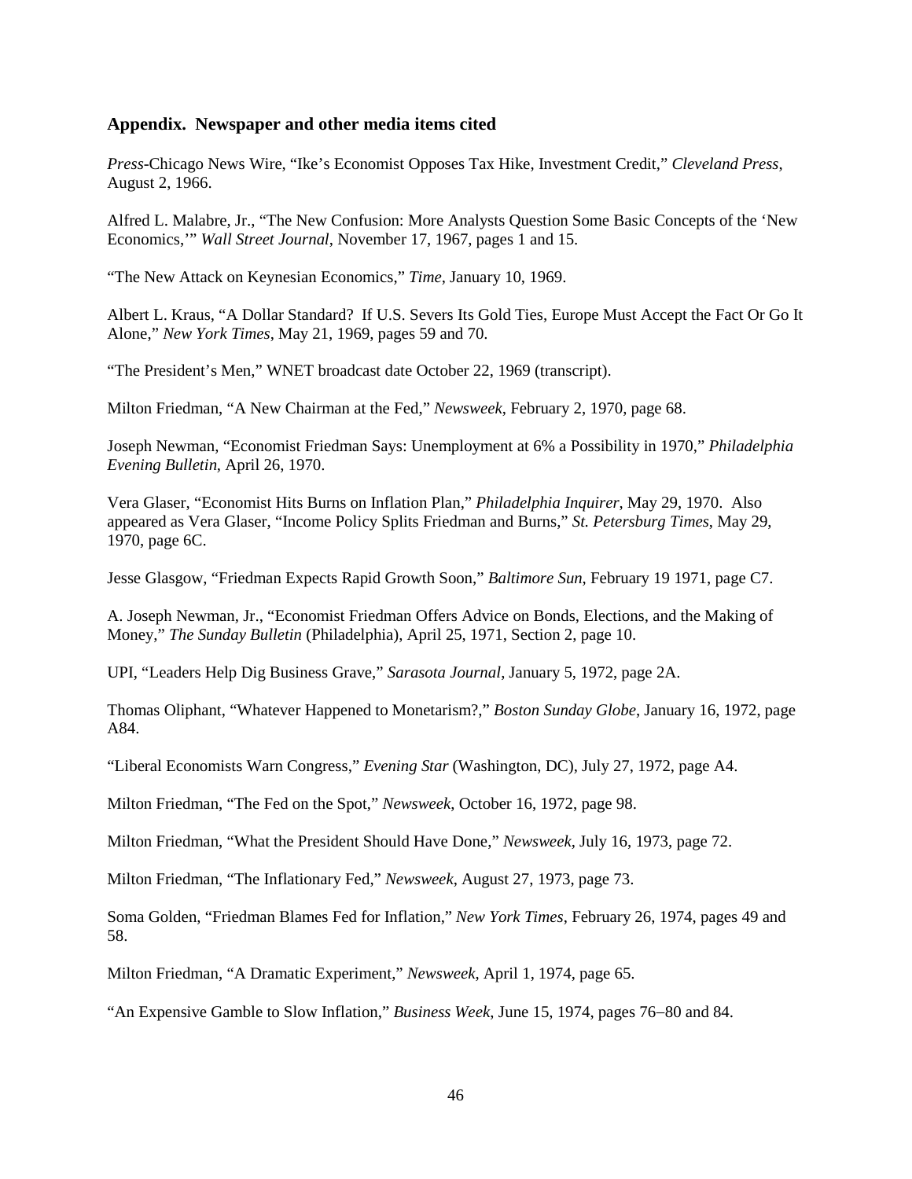### Appendix. Newspaper and other media items cited

*Press*-Chicago News Wire, "Ike's Economist Opposes Tax Hike, Investment Credit," *Cleveland Press*, August 2, 1966.

Alfred L. Malabre, Jr., "The New Confusion: More Analysts Question Some Basic Concepts of the 'New Economics,'" *Wall Street Journal*, November 17, 1967, pages 1 and 15.

"The New Attack on Keynesian Economics," *Time*, January 10, 1969.

Albert L. Kraus, "A Dollar Standard? If U.S. Severs Its Gold Ties, Europe Must Accept the Fact Or Go It Alone," *New York Times*, May 21, 1969, pages 59 and 70.

"The President's Men," WNET broadcast date October 22, 1969 (transcript).

Milton Friedman, "A New Chairman at the Fed," *Newsweek*, February 2, 1970, page 68.

Joseph Newman, "Economist Friedman Says: Unemployment at 6% a Possibility in 1970," *Philadelphia Evening Bulletin*, April 26, 1970.

Vera Glaser, "Economist Hits Burns on Inflation Plan," *Philadelphia Inquirer*, May 29, 1970. Also appeared as Vera Glaser, "Income Policy Splits Friedman and Burns," *St. Petersburg Times*, May 29, 1970, page 6C.

Jesse Glasgow, "Friedman Expects Rapid Growth Soon," *Baltimore Sun*, February 19 1971, page C7.

A. Joseph Newman, Jr., "Economist Friedman Offers Advice on Bonds, Elections, and the Making of Money," *The Sunday Bulletin* (Philadelphia), April 25, 1971, Section 2, page 10.

UPI, "Leaders Help Dig Business Grave," *Sarasota Journal*, January 5, 1972, page 2A.

Thomas Oliphant, "Whatever Happened to Monetarism?," *Boston Sunday Globe*, January 16, 1972, page A84.

"Liberal Economists Warn Congress," *Evening Star* (Washington, DC), July 27, 1972, page A4.

Milton Friedman, "The Fed on the Spot," *Newsweek*, October 16, 1972, page 98.

Milton Friedman, "What the President Should Have Done," *Newsweek*, July 16, 1973, page 72.

Milton Friedman, "The Inflationary Fed," *Newsweek*, August 27, 1973, page 73.

Soma Golden, "Friedman Blames Fed for Inflation," *New York Times*, February 26, 1974, pages 49 and 58.

Milton Friedman, "A Dramatic Experiment," *Newsweek*, April 1, 1974, page 65.

"An Expensive Gamble to Slow Inflation," *Business Week*, June 15, 1974, pages 76−80 and 84.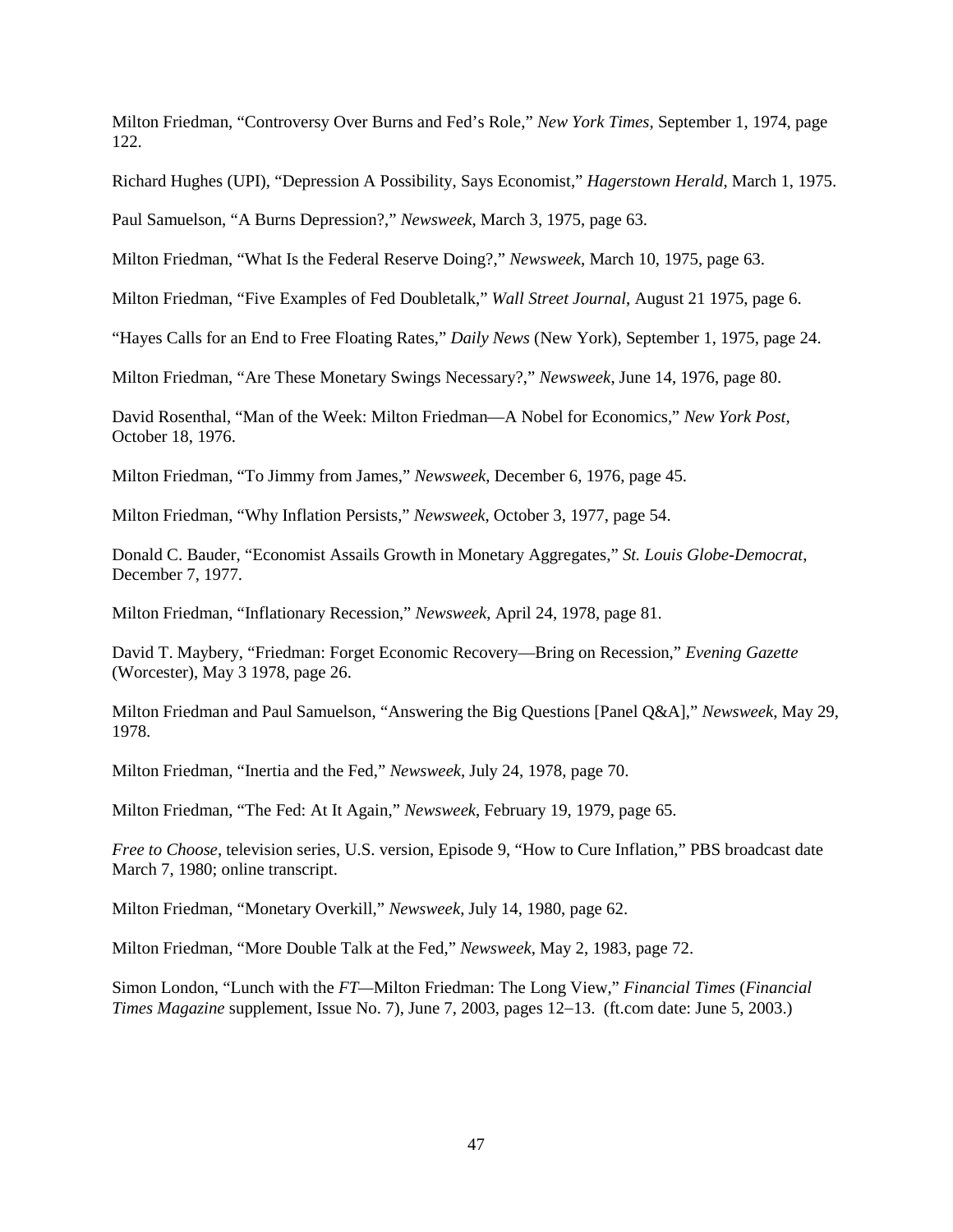Milton Friedman, “Controversy Over Burns and Fed’s Role,” *New York Times*, September 1, 1974, page 122.

Richard Hughes (UPI), “Depression A Possibility, Says Economist,” *Hagerstown Herald*, March 1, 1975.

Paul Samuelson, “A Burns Depression?,” *Newsweek*, March 3, 1975, page 63.

Milton Friedman, “What Is the Federal Reserve Doing?,” *Newsweek*, March 10, 1975, page 63.

Milton Friedman, “Five Examples of Fed Doubletalk,” *Wall Street Journal*, August 21 1975, page 6.

“Hayes Calls for an End to Free Floating Rates,” *Daily News* (New York), September 1, 1975, page 24.

Milton Friedman, “Are These Monetary Swings Necessary?,” *Newsweek*, June 14, 1976, page 80.

David Rosenthal, “Man of the Week: Milton Friedman—A Nobel for Economics,” *New York Post*, October 18, 1976.

Milton Friedman, “To Jimmy from James,” *Newsweek*, December 6, 1976, page 45.

Milton Friedman, “Why Inflation Persists,” *Newsweek*, October 3, 1977, page 54.

Donald C. Bauder, “Economist Assails Growth in Monetary Aggregates,” *St. Louis Globe-Democrat*, December 7, 1977.

Milton Friedman, “Inflationary Recession,” *Newsweek*, April 24, 1978, page 81.

David T. Maybery, “Friedman: Forget Economic Recovery—Bring on Recession,” *Evening Gazette* (Worcester), May 3 1978, page 26.

Milton Friedman and Paul Samuelson, “Answering the Big Questions [Panel Q&A],” *Newsweek*, May 29, 1978.

Milton Friedman, “Inertia and the Fed,” *Newsweek*, July 24, 1978, page 70.

Milton Friedman, “The Fed: At It Again,” *Newsweek*, February 19, 1979, page 65.

*Free to Choose*, television series, U.S. version, Episode 9, “How to Cure Inflation,” PBS broadcast date March 7, 1980; online transcript.

Milton Friedman, “Monetary Overkill,” *Newsweek*, July 14, 1980, page 62.

Milton Friedman, “More Double Talk at the Fed,” *Newsweek*, May 2, 1983, page 72.

Simon London, “Lunch with the *FT*—Milton Friedman: The Long View,” *Financial Times* (*Financial Times Magazine* supplement, Issue No. 7), June 7, 2003, pages 12–13. (ft.com date: June 5, 2003.)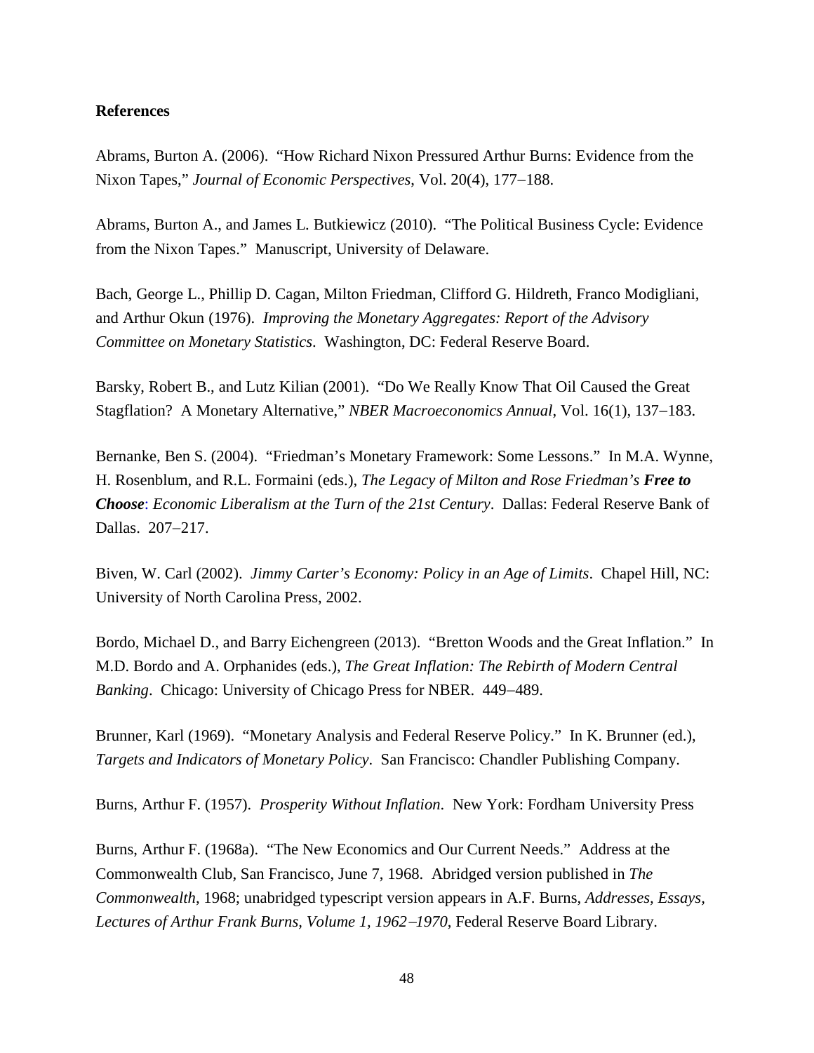**References**

Abrams, Burton A. (2006). "How Richard Nixon Pressured Arthur Burns: Evidence from the Nixon Tapes," *Journal of Economic Perspectives*, Vol. 20(4), 177–188.

Abrams, Burton A., and James L. Butkiewicz (2010). "The Political Business Cycle: Evidence from the Nixon Tapes." Manuscript, University of Delaware.

Bach, George L., Phillip D. Cagan, Milton Friedman, Clifford G. Hildreth, Franco Modigliani, and Arthur Okun (1976). *Improving the Monetary Aggregates: Report of the Advisory Committee on Monetary Statistics*. Washington, DC: Federal Reserve Board.

Barsky, Robert B., and Lutz Kilian (2001). "Do We Really Know That Oil Caused the Great Stagflation? A Monetary Alternative," *NBER Macroeconomics Annual*, Vol. 16(1), 137–183.

Bernanke, Ben S. (2004). "Friedman's Monetary Framework: Some Lessons." In M.A. Wynne, H. Rosenblum, and R.L. Formaini (eds.), *The Legacy of Milton and Rose Friedman's* ***Free to Choose***: *Economic Liberalism at the Turn of the 21st Century*. Dallas: Federal Reserve Bank of Dallas. 207–217.

Biven, W. Carl (2002). *Jimmy Carter's Economy: Policy in an Age of Limits*. Chapel Hill, NC: University of North Carolina Press, 2002.

Bordo, Michael D., and Barry Eichengreen (2013). "Bretton Woods and the Great Inflation." In M.D. Bordo and A. Orphanides (eds.), *The Great Inflation: The Rebirth of Modern Central Banking*. Chicago: University of Chicago Press for NBER. 449–489.

Brunner, Karl (1969). "Monetary Analysis and Federal Reserve Policy." In K. Brunner (ed.), *Targets and Indicators of Monetary Policy*. San Francisco: Chandler Publishing Company.

Burns, Arthur F. (1957). *Prosperity Without Inflation*. New York: Fordham University Press

Burns, Arthur F. (1968a). "The New Economics and Our Current Needs." Address at the Commonwealth Club, San Francisco, June 7, 1968. Abridged version published in *The Commonwealth*, 1968; unabridged typescript version appears in A.F. Burns, *Addresses, Essays, Lectures of Arthur Frank Burns, Volume 1, 1962–1970*, Federal Reserve Board Library.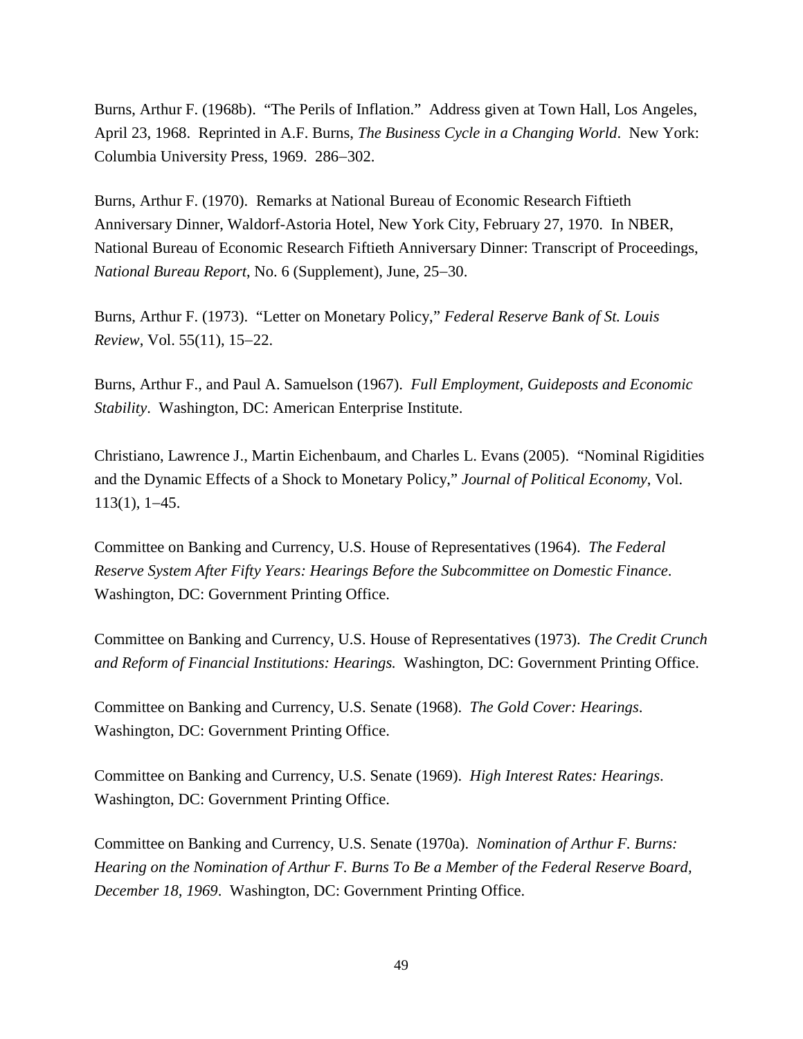Burns, Arthur F. (1968b). "The Perils of Inflation." Address given at Town Hall, Los Angeles, April 23, 1968. Reprinted in A.F. Burns, *The Business Cycle in a Changing World*. New York: Columbia University Press, 1969. 286–302.

Burns, Arthur F. (1970). Remarks at National Bureau of Economic Research Fiftieth Anniversary Dinner, Waldorf-Astoria Hotel, New York City, February 27, 1970. In NBER, National Bureau of Economic Research Fiftieth Anniversary Dinner: Transcript of Proceedings, *National Bureau Report*, No. 6 (Supplement), June, 25–30.

Burns, Arthur F. (1973). "Letter on Monetary Policy," *Federal Reserve Bank of St. Louis Review*, Vol. 55(11), 15–22.

Burns, Arthur F., and Paul A. Samuelson (1967). *Full Employment, Guideposts and Economic Stability*. Washington, DC: American Enterprise Institute.

Christiano, Lawrence J., Martin Eichenbaum, and Charles L. Evans (2005). "Nominal Rigidities and the Dynamic Effects of a Shock to Monetary Policy," *Journal of Political Economy*, Vol. 113(1), 1–45.

Committee on Banking and Currency, U.S. House of Representatives (1964). *The Federal Reserve System After Fifty Years: Hearings Before the Subcommittee on Domestic Finance*. Washington, DC: Government Printing Office.

Committee on Banking and Currency, U.S. House of Representatives (1973). *The Credit Crunch and Reform of Financial Institutions: Hearings.* Washington, DC: Government Printing Office.

Committee on Banking and Currency, U.S. Senate (1968). *The Gold Cover: Hearings*. Washington, DC: Government Printing Office.

Committee on Banking and Currency, U.S. Senate (1969). *High Interest Rates: Hearings*. Washington, DC: Government Printing Office.

Committee on Banking and Currency, U.S. Senate (1970a). *Nomination of Arthur F. Burns: Hearing on the Nomination of Arthur F. Burns To Be a Member of the Federal Reserve Board, December 18, 1969*. Washington, DC: Government Printing Office.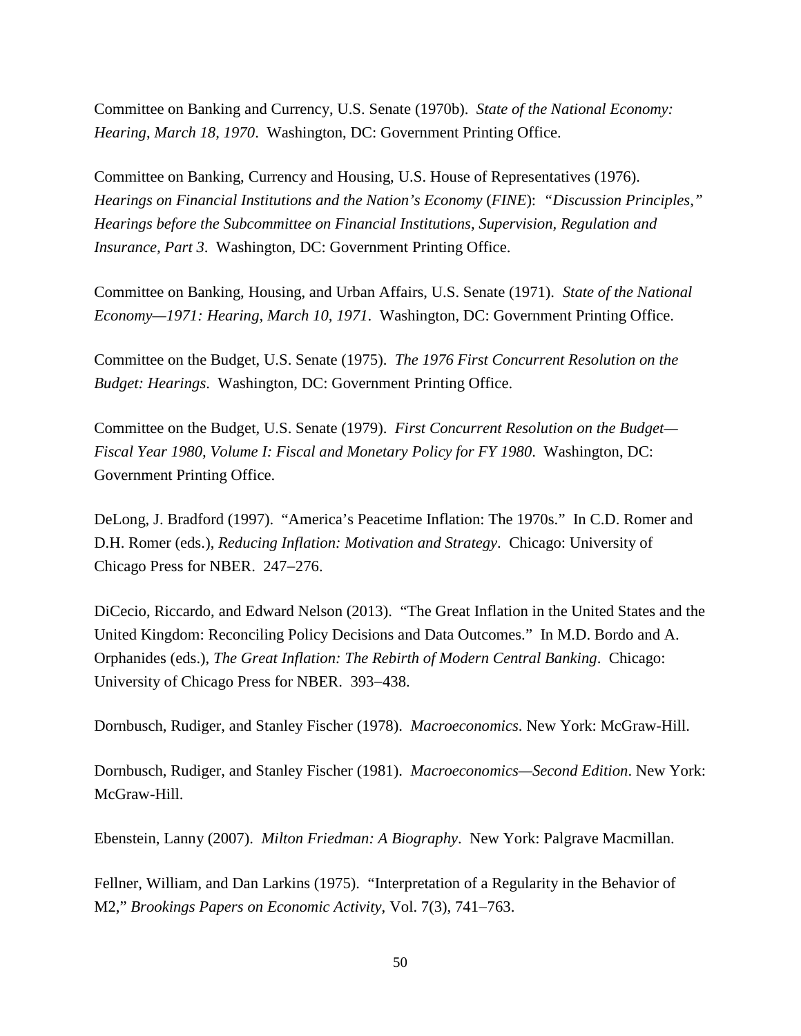Committee on Banking and Currency, U.S. Senate (1970b). *State of the National Economy: Hearing, March 18, 1970*. Washington, DC: Government Printing Office.

Committee on Banking, Currency and Housing, U.S. House of Representatives (1976). *Hearings on Financial Institutions and the Nation's Economy* (*FINE*): *"Discussion Principles," Hearings before the Subcommittee on Financial Institutions, Supervision, Regulation and Insurance, Part 3*. Washington, DC: Government Printing Office.

Committee on Banking, Housing, and Urban Affairs, U.S. Senate (1971). *State of the National Economy—1971: Hearing, March 10, 1971*. Washington, DC: Government Printing Office.

Committee on the Budget, U.S. Senate (1975). *The 1976 First Concurrent Resolution on the Budget: Hearings*. Washington, DC: Government Printing Office.

Committee on the Budget, U.S. Senate (1979). *First Concurrent Resolution on the Budget—Fiscal Year 1980, Volume I: Fiscal and Monetary Policy for FY 1980*. Washington, DC: Government Printing Office.

DeLong, J. Bradford (1997). "America's Peacetime Inflation: The 1970s." In C.D. Romer and D.H. Romer (eds.), *Reducing Inflation: Motivation and Strategy*. Chicago: University of Chicago Press for NBER. 247–276.

DiCecio, Riccardo, and Edward Nelson (2013). "The Great Inflation in the United States and the United Kingdom: Reconciling Policy Decisions and Data Outcomes." In M.D. Bordo and A. Orphanides (eds.), *The Great Inflation: The Rebirth of Modern Central Banking*. Chicago: University of Chicago Press for NBER. 393–438.

Dornbusch, Rudiger, and Stanley Fischer (1978). *Macroeconomics*. New York: McGraw-Hill.

Dornbusch, Rudiger, and Stanley Fischer (1981). *Macroeconomics—Second Edition*. New York: McGraw-Hill.

Ebenstein, Lanny (2007). *Milton Friedman: A Biography*. New York: Palgrave Macmillan.

Fellner, William, and Dan Larkins (1975). "Interpretation of a Regularity in the Behavior of M2," *Brookings Papers on Economic Activity*, Vol. 7(3), 741–763.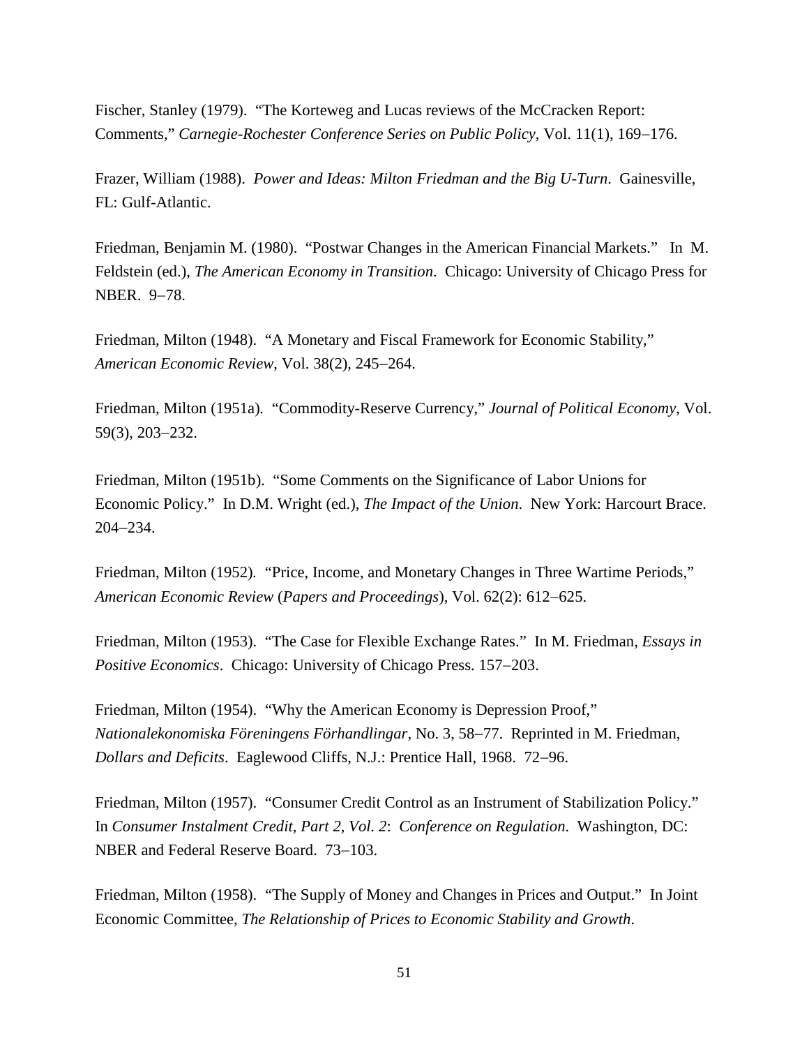Fischer, Stanley (1979). "The Korteweg and Lucas reviews of the McCracken Report: Comments," *Carnegie-Rochester Conference Series on Public Policy*, Vol. 11(1), 169–176.

Frazer, William (1988). *Power and Ideas: Milton Friedman and the Big U-Turn*. Gainesville, FL: Gulf-Atlantic.

Friedman, Benjamin M. (1980). "Postwar Changes in the American Financial Markets." In M. Feldstein (ed.), *The American Economy in Transition*. Chicago: University of Chicago Press for NBER. 9–78.

Friedman, Milton (1948). "A Monetary and Fiscal Framework for Economic Stability," *American Economic Review*, Vol. 38(2), 245–264.

Friedman, Milton (1951a). "Commodity-Reserve Currency," *Journal of Political Economy*, Vol. 59(3), 203–232.

Friedman, Milton (1951b). "Some Comments on the Significance of Labor Unions for Economic Policy." In D.M. Wright (ed.), *The Impact of the Union*. New York: Harcourt Brace. 204–234.

Friedman, Milton (1952). "Price, Income, and Monetary Changes in Three Wartime Periods," *American Economic Review* (*Papers and Proceedings*), Vol. 62(2): 612–625.

Friedman, Milton (1953). "The Case for Flexible Exchange Rates." In M. Friedman, *Essays in Positive Economics*. Chicago: University of Chicago Press. 157–203.

Friedman, Milton (1954). "Why the American Economy is Depression Proof," *Nationalekonomiska Föreningens Förhandlingar*, No. 3, 58–77. Reprinted in M. Friedman, *Dollars and Deficits*. Eaglewood Cliffs, N.J.: Prentice Hall, 1968. 72–96.

Friedman, Milton (1957). "Consumer Credit Control as an Instrument of Stabilization Policy." In *Consumer Instalment Credit, Part 2, Vol. 2*: *Conference on Regulation*. Washington, DC: NBER and Federal Reserve Board. 73–103.

Friedman, Milton (1958). "The Supply of Money and Changes in Prices and Output." In Joint Economic Committee, *The Relationship of Prices to Economic Stability and Growth*.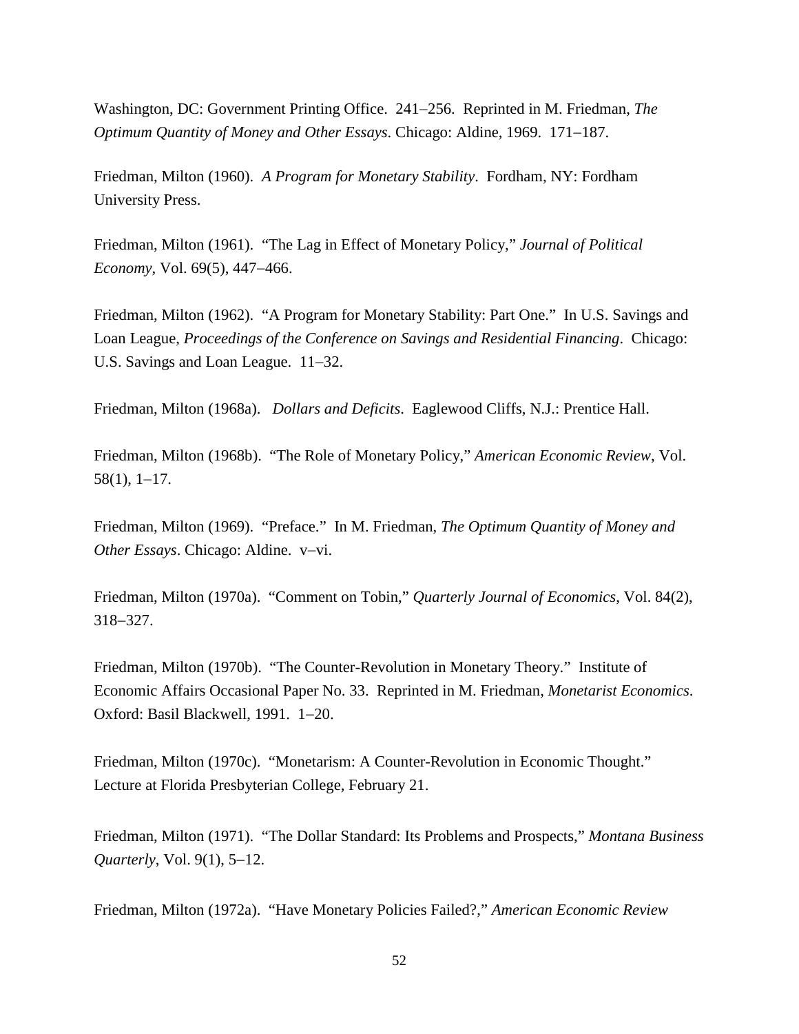Washington, DC: Government Printing Office. 241–256. Reprinted in M. Friedman, *The Optimum Quantity of Money and Other Essays*. Chicago: Aldine, 1969. 171–187.

Friedman, Milton (1960). *A Program for Monetary Stability*. Fordham, NY: Fordham University Press.

Friedman, Milton (1961). "The Lag in Effect of Monetary Policy," *Journal of Political Economy*, Vol. 69(5), 447–466.

Friedman, Milton (1962). "A Program for Monetary Stability: Part One." In U.S. Savings and Loan League, *Proceedings of the Conference on Savings and Residential Financing*. Chicago: U.S. Savings and Loan League. 11–32.

Friedman, Milton (1968a). *Dollars and Deficits*. Eaglewood Cliffs, N.J.: Prentice Hall.

Friedman, Milton (1968b). "The Role of Monetary Policy," *American Economic Review*, Vol. 58(1), 1–17.

Friedman, Milton (1969). "Preface." In M. Friedman, *The Optimum Quantity of Money and Other Essays*. Chicago: Aldine. v–vi.

Friedman, Milton (1970a). "Comment on Tobin," *Quarterly Journal of Economics*, Vol. 84(2), 318–327.

Friedman, Milton (1970b). "The Counter-Revolution in Monetary Theory." Institute of Economic Affairs Occasional Paper No. 33. Reprinted in M. Friedman, *Monetarist Economics*. Oxford: Basil Blackwell, 1991. 1–20.

Friedman, Milton (1970c). "Monetarism: A Counter-Revolution in Economic Thought." Lecture at Florida Presbyterian College, February 21.

Friedman, Milton (1971). "The Dollar Standard: Its Problems and Prospects," *Montana Business Quarterly*, Vol. 9(1), 5–12.

Friedman, Milton (1972a). "Have Monetary Policies Failed?," *American Economic Review*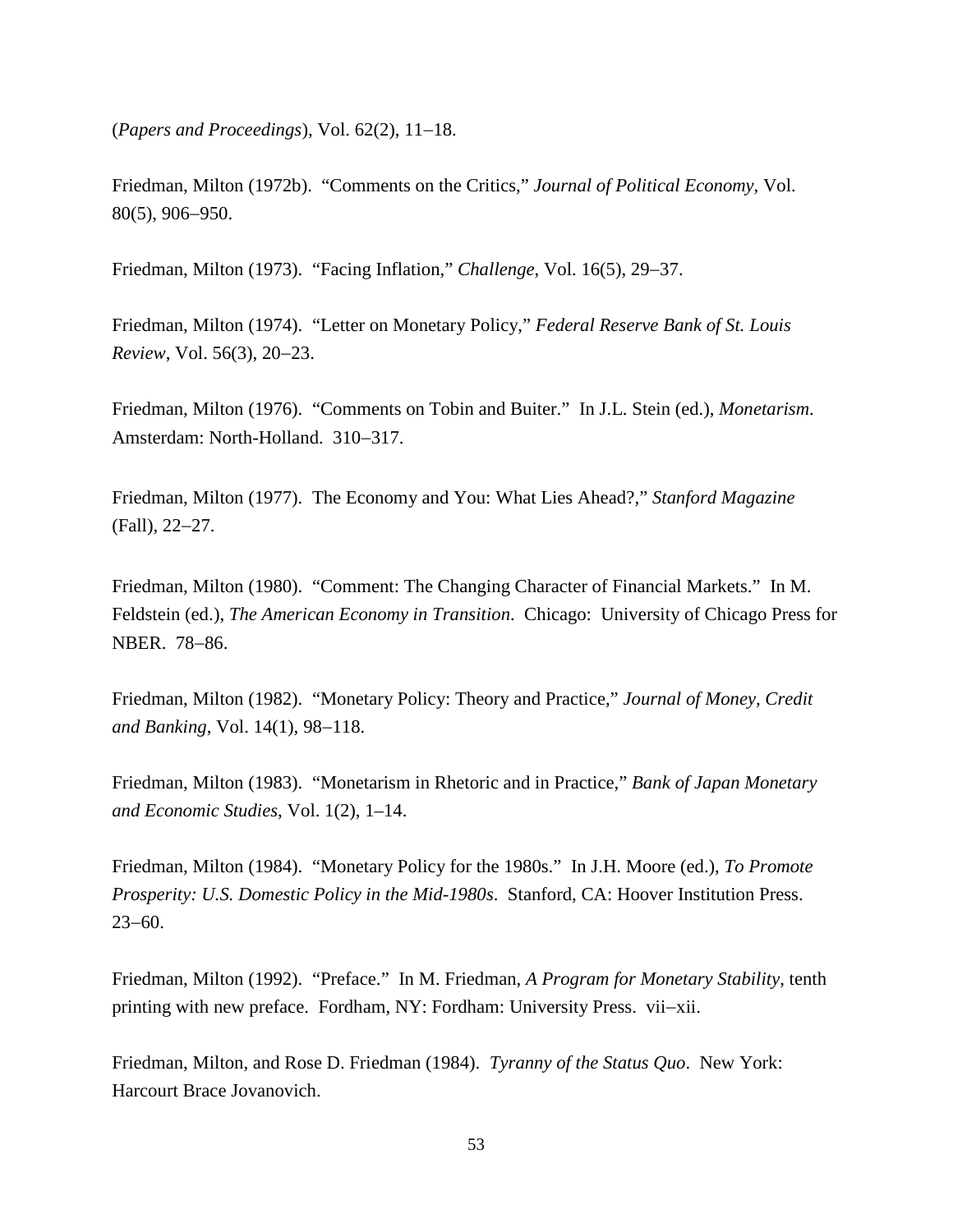(*Papers and Proceedings*), Vol. 62(2), 11–18.

Friedman, Milton (1972b). "Comments on the Critics," *Journal of Political Economy*, Vol. 80(5), 906–950.

Friedman, Milton (1973). "Facing Inflation," *Challenge*, Vol. 16(5), 29–37.

Friedman, Milton (1974). "Letter on Monetary Policy," *Federal Reserve Bank of St. Louis Review*, Vol. 56(3), 20–23.

Friedman, Milton (1976). "Comments on Tobin and Buiter." In J.L. Stein (ed.), *Monetarism*. Amsterdam: North-Holland. 310–317.

Friedman, Milton (1977). The Economy and You: What Lies Ahead?," *Stanford Magazine* (Fall), 22–27.

Friedman, Milton (1980). "Comment: The Changing Character of Financial Markets." In M. Feldstein (ed.), *The American Economy in Transition*. Chicago: University of Chicago Press for NBER. 78–86.

Friedman, Milton (1982). "Monetary Policy: Theory and Practice," *Journal of Money, Credit and Banking*, Vol. 14(1), 98–118.

Friedman, Milton (1983). "Monetarism in Rhetoric and in Practice," *Bank of Japan Monetary and Economic Studies*, Vol. 1(2), 1–14.

Friedman, Milton (1984). "Monetary Policy for the 1980s." In J.H. Moore (ed.), *To Promote Prosperity: U.S. Domestic Policy in the Mid-1980s*. Stanford, CA: Hoover Institution Press. 23–60.

Friedman, Milton (1992). "Preface." In M. Friedman, *A Program for Monetary Stability*, tenth printing with new preface. Fordham, NY: Fordham: University Press. vii–xii.

Friedman, Milton, and Rose D. Friedman (1984). *Tyranny of the Status Quo*. New York: Harcourt Brace Jovanovich.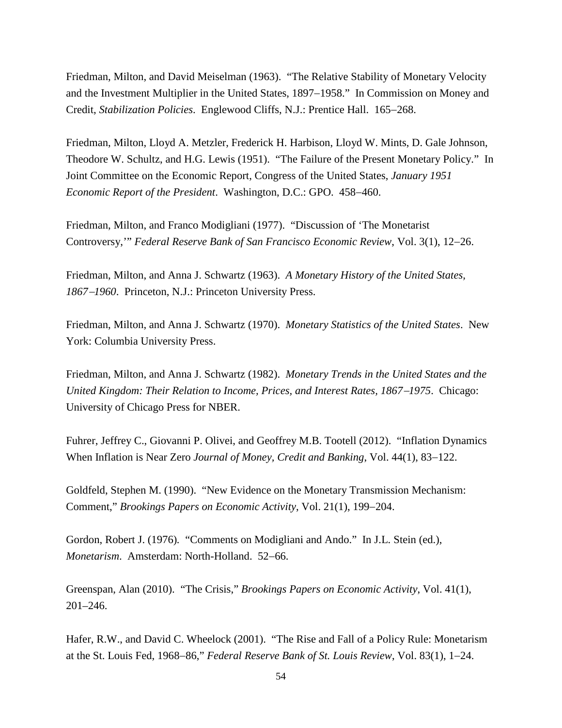Friedman, Milton, and David Meiselman (1963). "The Relative Stability of Monetary Velocity and the Investment Multiplier in the United States, 1897–1958." In Commission on Money and Credit, *Stabilization Policies*. Englewood Cliffs, N.J.: Prentice Hall. 165–268.

Friedman, Milton, Lloyd A. Metzler, Frederick H. Harbison, Lloyd W. Mints, D. Gale Johnson, Theodore W. Schultz, and H.G. Lewis (1951). "The Failure of the Present Monetary Policy." In Joint Committee on the Economic Report, Congress of the United States, *January 1951 Economic Report of the President*. Washington, D.C.: GPO. 458–460.

Friedman, Milton, and Franco Modigliani (1977). "Discussion of 'The Monetarist Controversy,'" *Federal Reserve Bank of San Francisco Economic Review*, Vol. 3(1), 12–26.

Friedman, Milton, and Anna J. Schwartz (1963). *A Monetary History of the United States, 1867–1960*. Princeton, N.J.: Princeton University Press.

Friedman, Milton, and Anna J. Schwartz (1970). *Monetary Statistics of the United States*. New York: Columbia University Press.

Friedman, Milton, and Anna J. Schwartz (1982). *Monetary Trends in the United States and the United Kingdom: Their Relation to Income, Prices, and Interest Rates, 1867–1975*. Chicago: University of Chicago Press for NBER.

Fuhrer, Jeffrey C., Giovanni P. Olivei, and Geoffrey M.B. Tootell (2012). "Inflation Dynamics When Inflation is Near Zero *Journal of Money, Credit and Banking*, Vol. 44(1), 83–122.

Goldfeld, Stephen M. (1990). "New Evidence on the Monetary Transmission Mechanism: Comment," *Brookings Papers on Economic Activity*, Vol. 21(1), 199–204.

Gordon, Robert J. (1976). "Comments on Modigliani and Ando." In J.L. Stein (ed.), *Monetarism*. Amsterdam: North-Holland. 52–66.

Greenspan, Alan (2010). "The Crisis," *Brookings Papers on Economic Activity*, Vol. 41(1), 201–246.

Hafer, R.W., and David C. Wheelock (2001). "The Rise and Fall of a Policy Rule: Monetarism at the St. Louis Fed, 1968–86," *Federal Reserve Bank of St. Louis Review*, Vol. 83(1), 1–24.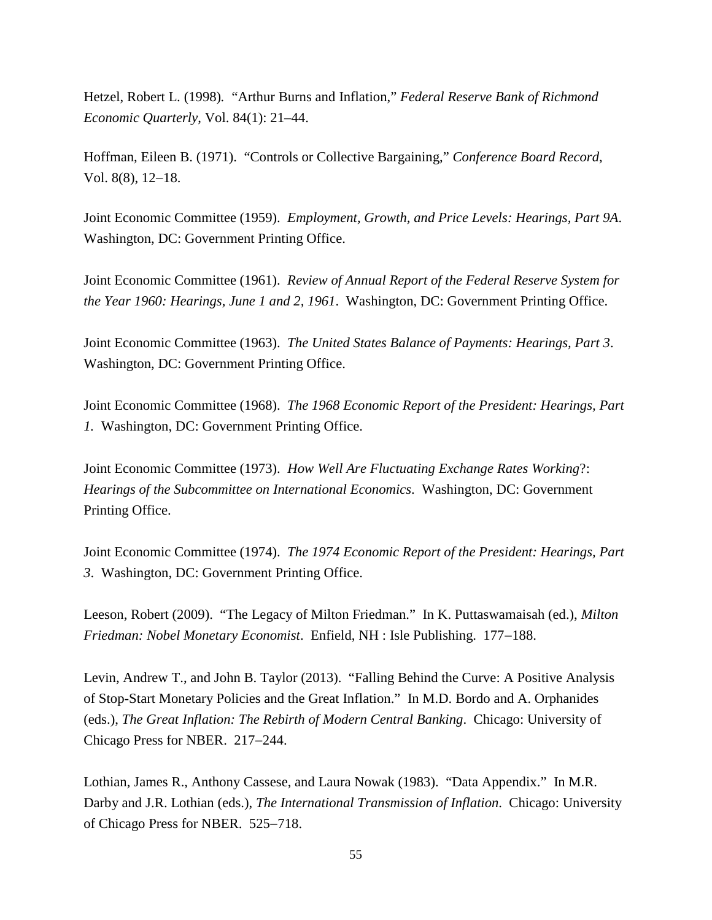Hetzel, Robert L. (1998). "Arthur Burns and Inflation," *Federal Reserve Bank of Richmond Economic Quarterly*, Vol. 84(1): 21–44.

Hoffman, Eileen B. (1971). "Controls or Collective Bargaining," *Conference Board Record*, Vol. 8(8), 12–18.

Joint Economic Committee (1959). *Employment, Growth, and Price Levels: Hearings, Part 9A*. Washington, DC: Government Printing Office.

Joint Economic Committee (1961). *Review of Annual Report of the Federal Reserve System for the Year 1960: Hearings, June 1 and 2, 1961*. Washington, DC: Government Printing Office.

Joint Economic Committee (1963). *The United States Balance of Payments: Hearings, Part 3*. Washington, DC: Government Printing Office.

Joint Economic Committee (1968). *The 1968 Economic Report of the President: Hearings, Part 1*. Washington, DC: Government Printing Office.

Joint Economic Committee (1973). *How Well Are Fluctuating Exchange Rates Working*?: *Hearings of the Subcommittee on International Economics*. Washington, DC: Government Printing Office.

Joint Economic Committee (1974). *The 1974 Economic Report of the President: Hearings, Part 3*. Washington, DC: Government Printing Office.

Leeson, Robert (2009). "The Legacy of Milton Friedman." In K. Puttaswamaisah (ed.), *Milton Friedman: Nobel Monetary Economist*. Enfield, NH : Isle Publishing. 177–188.

Levin, Andrew T., and John B. Taylor (2013). "Falling Behind the Curve: A Positive Analysis of Stop-Start Monetary Policies and the Great Inflation." In M.D. Bordo and A. Orphanides (eds.), *The Great Inflation: The Rebirth of Modern Central Banking*. Chicago: University of Chicago Press for NBER. 217–244.

Lothian, James R., Anthony Cassese, and Laura Nowak (1983). "Data Appendix." In M.R. Darby and J.R. Lothian (eds.), *The International Transmission of Inflation*. Chicago: University of Chicago Press for NBER. 525–718.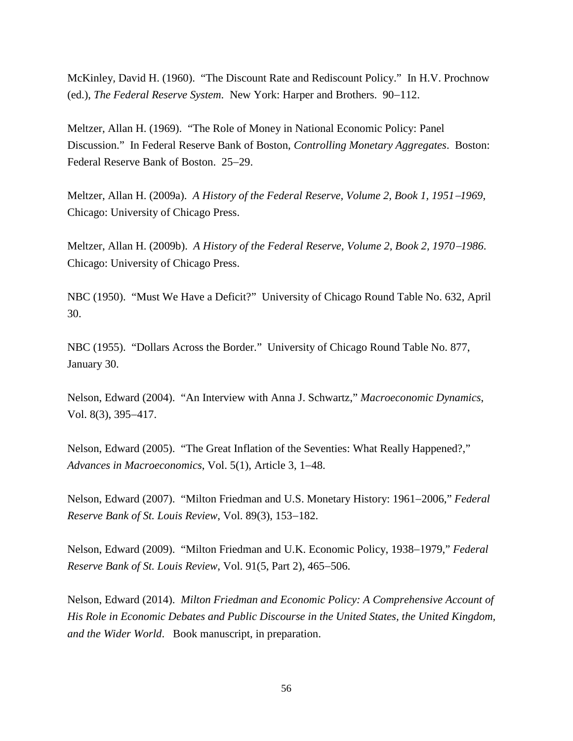McKinley, David H. (1960). "The Discount Rate and Rediscount Policy." In H.V. Prochnow (ed.), *The Federal Reserve System*. New York: Harper and Brothers. 90−112.

Meltzer, Allan H. (1969). "The Role of Money in National Economic Policy: Panel Discussion." In Federal Reserve Bank of Boston, *Controlling Monetary Aggregates*. Boston: Federal Reserve Bank of Boston. 25−29.

Meltzer, Allan H. (2009a). *A History of the Federal Reserve, Volume 2, Book 1, 1951−1969*, Chicago: University of Chicago Press.

Meltzer, Allan H. (2009b). *A History of the Federal Reserve, Volume 2, Book 2, 1970−1986*. Chicago: University of Chicago Press.

NBC (1950). "Must We Have a Deficit?" University of Chicago Round Table No. 632, April 30.

NBC (1955). "Dollars Across the Border." University of Chicago Round Table No. 877, January 30.

Nelson, Edward (2004). "An Interview with Anna J. Schwartz," *Macroeconomic Dynamics*, Vol. 8(3), 395−417.

Nelson, Edward (2005). "The Great Inflation of the Seventies: What Really Happened?," *Advances in Macroeconomics*, Vol. 5(1), Article 3, 1−48.

Nelson, Edward (2007). "Milton Friedman and U.S. Monetary History: 1961−2006," *Federal Reserve Bank of St. Louis Review*, Vol. 89(3), 153−182.

Nelson, Edward (2009). "Milton Friedman and U.K. Economic Policy, 1938−1979," *Federal Reserve Bank of St. Louis Review*, Vol. 91(5, Part 2), 465−506.

Nelson, Edward (2014). *Milton Friedman and Economic Policy: A Comprehensive Account of His Role in Economic Debates and Public Discourse in the United States, the United Kingdom, and the Wider World*. Book manuscript, in preparation.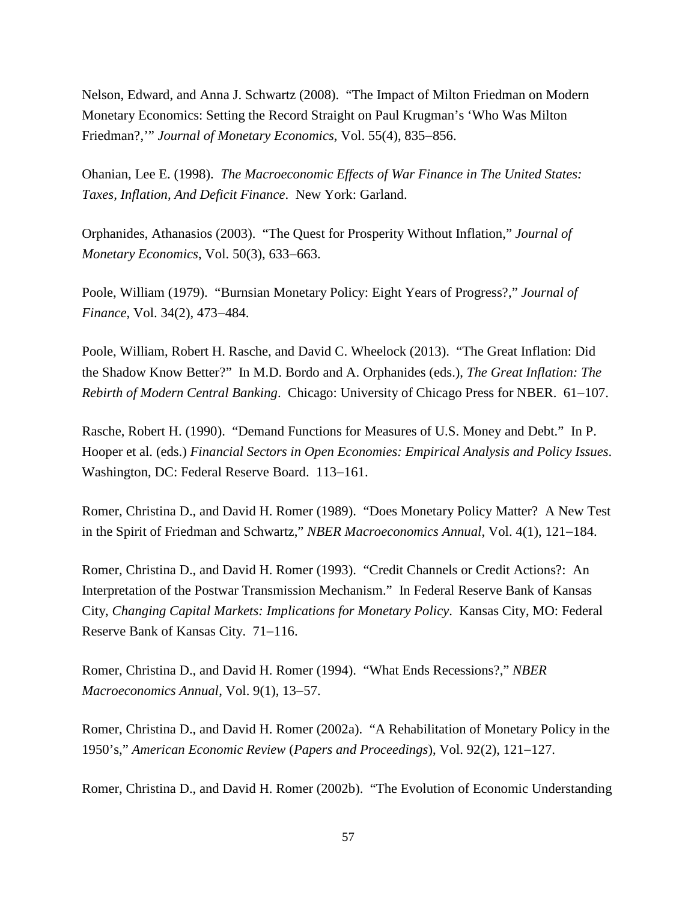Nelson, Edward, and Anna J. Schwartz (2008). "The Impact of Milton Friedman on Modern Monetary Economics: Setting the Record Straight on Paul Krugman's 'Who Was Milton Friedman?,'" *Journal of Monetary Economics*, Vol. 55(4), 835–856.

Ohanian, Lee E. (1998). *The Macroeconomic Effects of War Finance in The United States: Taxes, Inflation, And Deficit Finance*. New York: Garland.

Orphanides, Athanasios (2003). "The Quest for Prosperity Without Inflation," *Journal of Monetary Economics*, Vol. 50(3), 633–663.

Poole, William (1979). "Burnsian Monetary Policy: Eight Years of Progress?," *Journal of Finance*, Vol. 34(2), 473–484.

Poole, William, Robert H. Rasche, and David C. Wheelock (2013). "The Great Inflation: Did the Shadow Know Better?" In M.D. Bordo and A. Orphanides (eds.), *The Great Inflation: The Rebirth of Modern Central Banking*. Chicago: University of Chicago Press for NBER. 61–107.

Rasche, Robert H. (1990). "Demand Functions for Measures of U.S. Money and Debt." In P. Hooper et al. (eds.) *Financial Sectors in Open Economies: Empirical Analysis and Policy Issues*. Washington, DC: Federal Reserve Board. 113–161.

Romer, Christina D., and David H. Romer (1989). "Does Monetary Policy Matter? A New Test in the Spirit of Friedman and Schwartz," *NBER Macroeconomics Annual*, Vol. 4(1), 121–184.

Romer, Christina D., and David H. Romer (1993). "Credit Channels or Credit Actions?: An Interpretation of the Postwar Transmission Mechanism." In Federal Reserve Bank of Kansas City, *Changing Capital Markets: Implications for Monetary Policy*. Kansas City, MO: Federal Reserve Bank of Kansas City. 71–116.

Romer, Christina D., and David H. Romer (1994). "What Ends Recessions?," *NBER Macroeconomics Annual*, Vol. 9(1), 13–57.

Romer, Christina D., and David H. Romer (2002a). "A Rehabilitation of Monetary Policy in the 1950's," *American Economic Review* (*Papers and Proceedings*), Vol. 92(2), 121–127.

Romer, Christina D., and David H. Romer (2002b). "The Evolution of Economic Understanding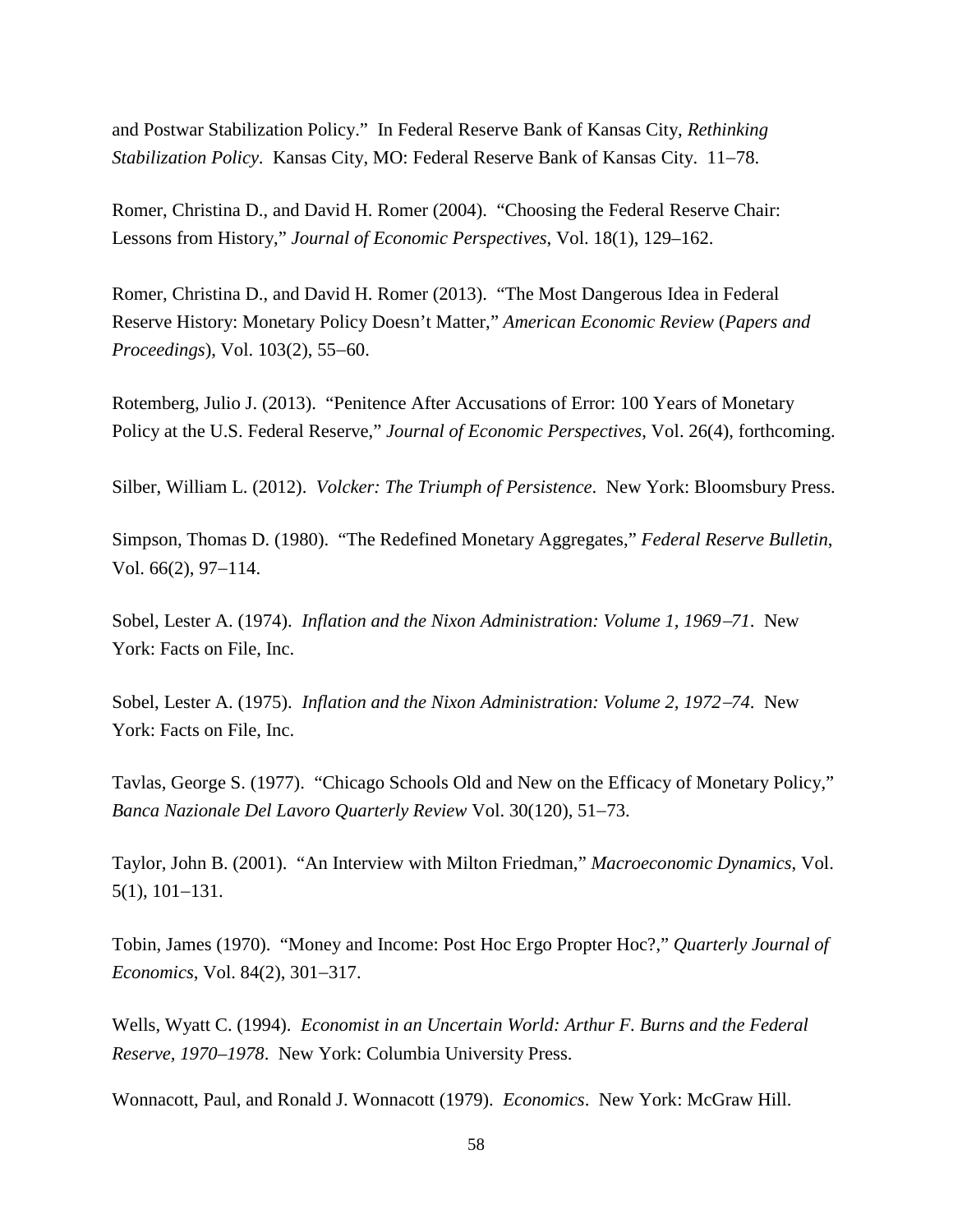and Postwar Stabilization Policy." In Federal Reserve Bank of Kansas City, *Rethinking Stabilization Policy*. Kansas City, MO: Federal Reserve Bank of Kansas City. 11–78.

Romer, Christina D., and David H. Romer (2004). "Choosing the Federal Reserve Chair: Lessons from History," *Journal of Economic Perspectives*, Vol. 18(1), 129–162.

Romer, Christina D., and David H. Romer (2013). "The Most Dangerous Idea in Federal Reserve History: Monetary Policy Doesn't Matter," *American Economic Review* (*Papers and Proceedings*), Vol. 103(2), 55–60.

Rotemberg, Julio J. (2013). "Penitence After Accusations of Error: 100 Years of Monetary Policy at the U.S. Federal Reserve," *Journal of Economic Perspectives*, Vol. 26(4), forthcoming.

Silber, William L. (2012). *Volcker: The Triumph of Persistence*. New York: Bloomsbury Press.

Simpson, Thomas D. (1980). "The Redefined Monetary Aggregates," *Federal Reserve Bulletin*, Vol. 66(2), 97–114.

Sobel, Lester A. (1974). *Inflation and the Nixon Administration: Volume 1, 1969–71*. New York: Facts on File, Inc.

Sobel, Lester A. (1975). *Inflation and the Nixon Administration: Volume 2, 1972–74*. New York: Facts on File, Inc.

Tavlas, George S. (1977). "Chicago Schools Old and New on the Efficacy of Monetary Policy," *Banca Nazionale Del Lavoro Quarterly Review* Vol. 30(120), 51–73.

Taylor, John B. (2001). "An Interview with Milton Friedman," *Macroeconomic Dynamics*, Vol. 5(1), 101–131.

Tobin, James (1970). "Money and Income: Post Hoc Ergo Propter Hoc?," *Quarterly Journal of Economics*, Vol. 84(2), 301–317.

Wells, Wyatt C. (1994). *Economist in an Uncertain World: Arthur F. Burns and the Federal Reserve, 1970–1978*. New York: Columbia University Press.

Wonnacott, Paul, and Ronald J. Wonnacott (1979). *Economics*. New York: McGraw Hill.